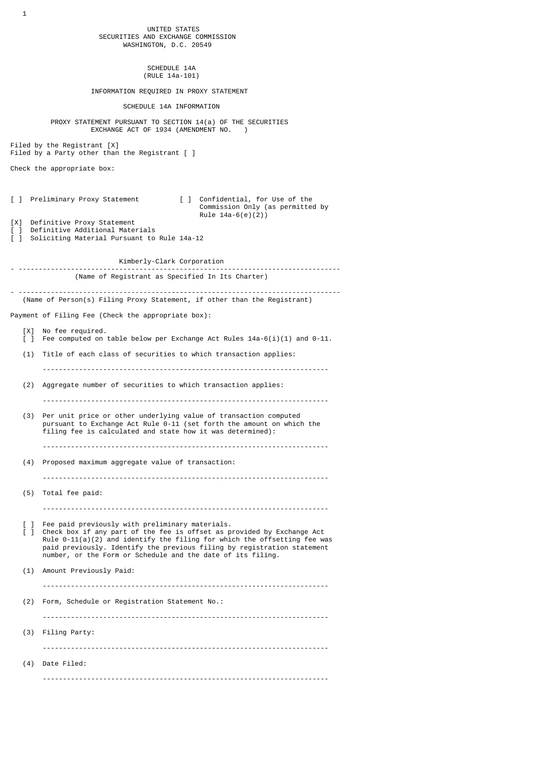UNITED STATES
SECURITIES AND EXCHANGE COMMISSION
WASHINGTON, D.C. 20549

SCHEDULE 14A
(RULE 14a-101)

INFORMATION REQUIRED IN PROXY STATEMENT

SCHEDULE 14A INFORMATION

PROXY STATEMENT PURSUANT TO SECTION 14(a) OF THE SECURITIES
EXCHANGE ACT OF 1934 (AMENDMENT NO. )

Filed by the Registrant [X]
Filed by a Party other than the Registrant [ ]

Check the appropriate box:

[ ] Preliminary Proxy Statement
[ ] Confidential, for Use of the Commission Only (as permitted by Rule 14a-6(e)(2))
[X] Definitive Proxy Statement
[ ] Definitive Additional Materials
[ ] Soliciting Material Pursuant to Rule 14a-12

Kimberly-Clark Corporation

---

(Name of Registrant as Specified In Its Charter)

---

(Name of Person(s) Filing Proxy Statement, if other than the Registrant)

Payment of Filing Fee (Check the appropriate box):

[X] No fee required.
[ ] Fee computed on table below per Exchange Act Rules 14a-6(i)(1) and 0-11.

(1) Title of each class of securities to which transaction applies:

---

(2) Aggregate number of securities to which transaction applies:

---

(3) Per unit price or other underlying value of transaction computed pursuant to Exchange Act Rule 0-11 (set forth the amount on which the filing fee is calculated and state how it was determined):

---

(4) Proposed maximum aggregate value of transaction:

---

(5) Total fee paid:

---

[ ] Fee paid previously with preliminary materials.
[ ] Check box if any part of the fee is offset as provided by Exchange Act Rule 0-11(a)(2) and identify the filing for which the offsetting fee was paid previously. Identify the previous filing by registration statement number, or the Form or Schedule and the date of its filing.

(1) Amount Previously Paid:

---

(2) Form, Schedule or Registration Statement No.:

---

(3) Filing Party:

---

(4) Date Filed:

---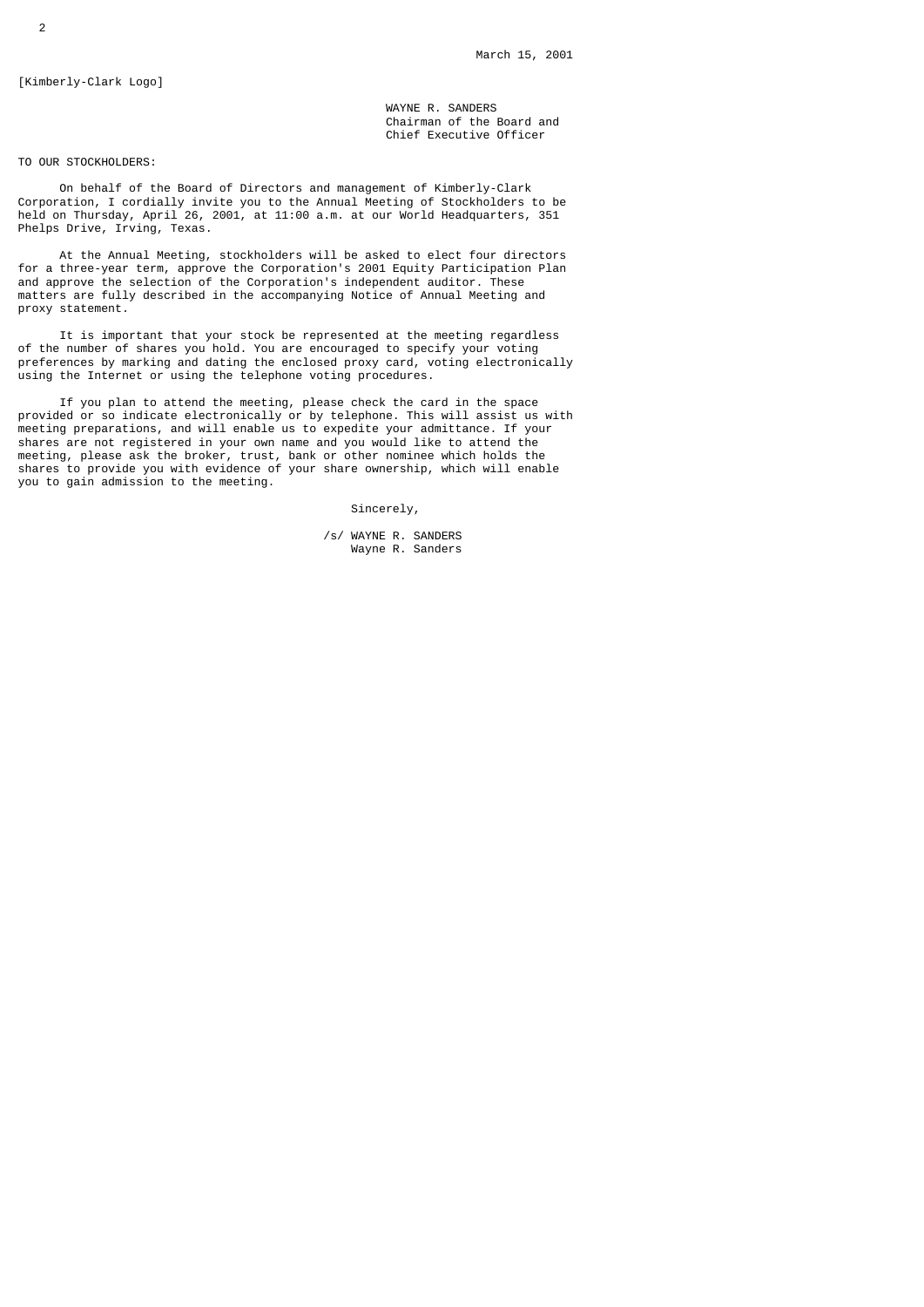March 15, 2001

[Kimberly-Clark Logo]

WAYNE R. SANDERS
Chairman of the Board and
Chief Executive Officer

TO OUR STOCKHOLDERS:

On behalf of the Board of Directors and management of Kimberly-Clark Corporation, I cordially invite you to the Annual Meeting of Stockholders to be held on Thursday, April 26, 2001, at 11:00 a.m. at our World Headquarters, 351 Phelps Drive, Irving, Texas.

At the Annual Meeting, stockholders will be asked to elect four directors for a three-year term, approve the Corporation's 2001 Equity Participation Plan and approve the selection of the Corporation's independent auditor. These matters are fully described in the accompanying Notice of Annual Meeting and proxy statement.

It is important that your stock be represented at the meeting regardless of the number of shares you hold. You are encouraged to specify your voting preferences by marking and dating the enclosed proxy card, voting electronically using the Internet or using the telephone voting procedures.

If you plan to attend the meeting, please check the card in the space provided or so indicate electronically or by telephone. This will assist us with meeting preparations, and will enable us to expedite your admittance. If your shares are not registered in your own name and you would like to attend the meeting, please ask the broker, trust, bank or other nominee which holds the shares to provide you with evidence of your share ownership, which will enable you to gain admission to the meeting.

Sincerely,

/s/ WAYNE R. SANDERS
Wayne R. Sanders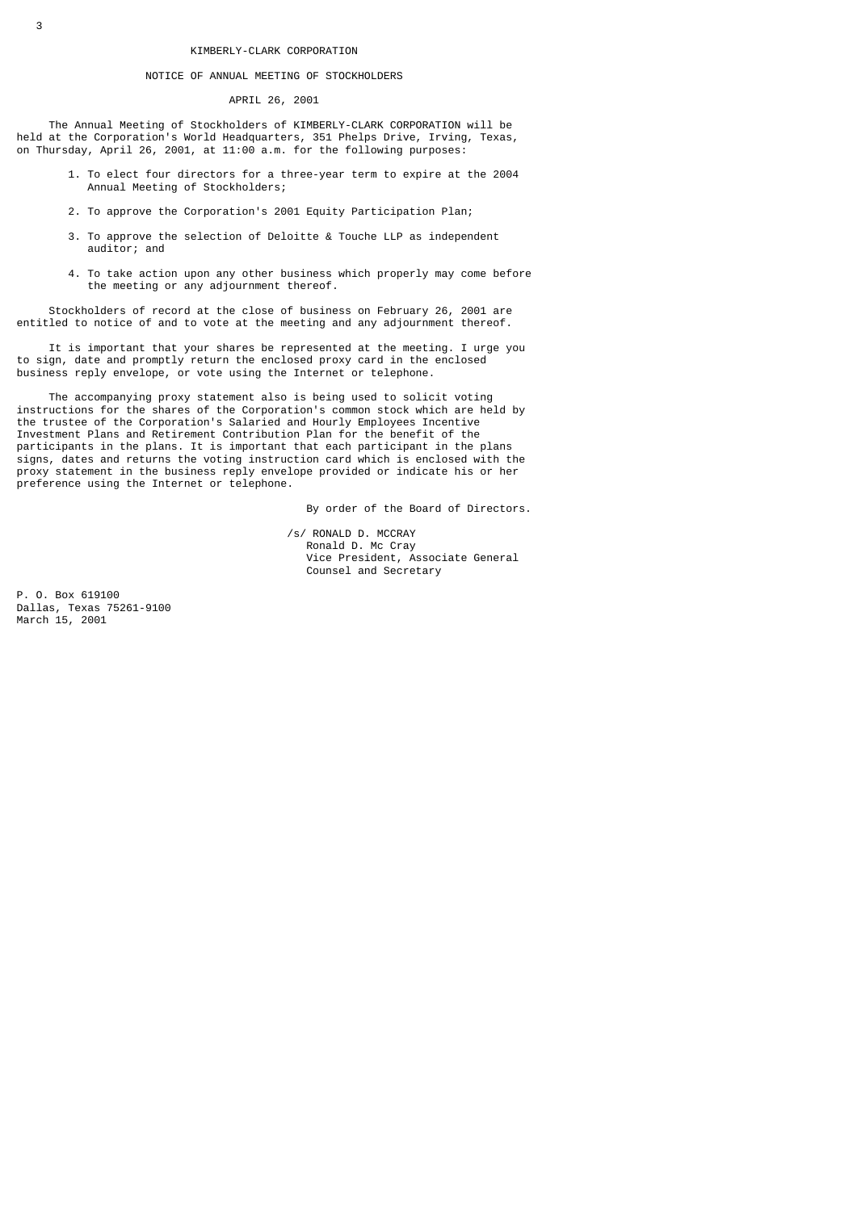# KIMBERLY-CLARK CORPORATION

## NOTICE OF ANNUAL MEETING OF STOCKHOLDERS

### APRIL 26, 2001

The Annual Meeting of Stockholders of KIMBERLY-CLARK CORPORATION will be held at the Corporation's World Headquarters, 351 Phelps Drive, Irving, Texas, on Thursday, April 26, 2001, at 11:00 a.m. for the following purposes:

1. To elect four directors for a three-year term to expire at the 2004 Annual Meeting of Stockholders;

2. To approve the Corporation's 2001 Equity Participation Plan;

3. To approve the selection of Deloitte & Touche LLP as independent auditor; and

4. To take action upon any other business which properly may come before the meeting or any adjournment thereof.

Stockholders of record at the close of business on February 26, 2001 are entitled to notice of and to vote at the meeting and any adjournment thereof.

It is important that your shares be represented at the meeting. I urge you to sign, date and promptly return the enclosed proxy card in the enclosed business reply envelope, or vote using the Internet or telephone.

The accompanying proxy statement also is being used to solicit voting instructions for the shares of the Corporation's common stock which are held by the trustee of the Corporation's Salaried and Hourly Employees Incentive Investment Plans and Retirement Contribution Plan for the benefit of the participants in the plans. It is important that each participant in the plans signs, dates and returns the voting instruction card which is enclosed with the proxy statement in the business reply envelope provided or indicate his or her preference using the Internet or telephone.

By order of the Board of Directors.

/s/ RONALD D. MCCRAY
Ronald D. Mc Cray
Vice President, Associate General Counsel and Secretary

P. O. Box 619100
Dallas, Texas 75261-9100
March 15, 2001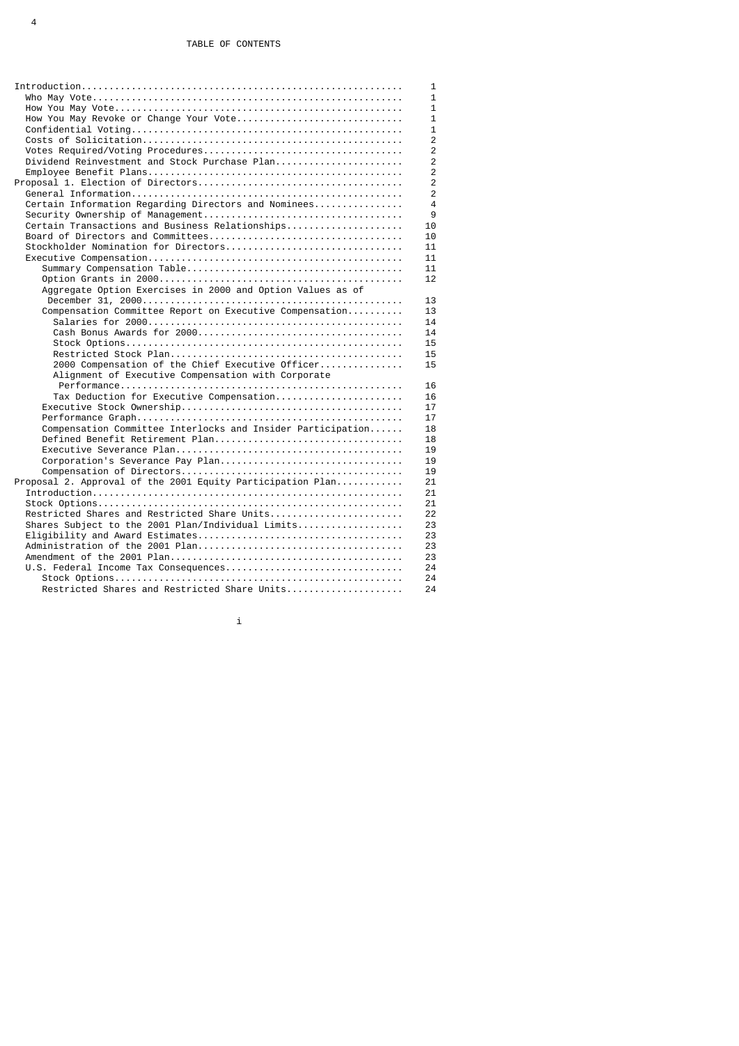# TABLE OF CONTENTS

| | |
|---|---|
| Introduction | 1 |
| Who May Vote | 1 |
| How You May Vote | 1 |
| How You May Revoke or Change Your Vote | 1 |
| Confidential Voting | 1 |
| Costs of Solicitation | 2 |
| Votes Required/Voting Procedures | 2 |
| Dividend Reinvestment and Stock Purchase Plan | 2 |
| Employee Benefit Plans | 2 |
| Proposal 1. Election of Directors | 2 |
| General Information | 2 |
| Certain Information Regarding Directors and Nominees | 4 |
| Security Ownership of Management | 9 |
| Certain Transactions and Business Relationships | 10 |
| Board of Directors and Committees | 10 |
| Stockholder Nomination for Directors | 11 |
| Executive Compensation | 11 |
| Summary Compensation Table | 11 |
| Option Grants in 2000 | 12 |
| Aggregate Option Exercises in 2000 and Option Values as of December 31, 2000 | 13 |
| Compensation Committee Report on Executive Compensation | 13 |
| Salaries for 2000 | 14 |
| Cash Bonus Awards for 2000 | 14 |
| Stock Options | 15 |
| Restricted Stock Plan | 15 |
| 2000 Compensation of the Chief Executive Officer | 15 |
| Alignment of Executive Compensation with Corporate Performance | 16 |
| Tax Deduction for Executive Compensation | 16 |
| Executive Stock Ownership | 17 |
| Performance Graph | 17 |
| Compensation Committee Interlocks and Insider Participation | 18 |
| Defined Benefit Retirement Plan | 18 |
| Executive Severance Plan | 19 |
| Corporation's Severance Pay Plan | 19 |
| Compensation of Directors | 19 |
| Proposal 2. Approval of the 2001 Equity Participation Plan | 21 |
| Introduction | 21 |
| Stock Options | 21 |
| Restricted Shares and Restricted Share Units | 22 |
| Shares Subject to the 2001 Plan/Individual Limits | 23 |
| Eligibility and Award Estimates | 23 |
| Administration of the 2001 Plan | 23 |
| Amendment of the 2001 Plan | 23 |
| U.S. Federal Income Tax Consequences | 24 |
| Stock Options | 24 |
| Restricted Shares and Restricted Share Units | 24 |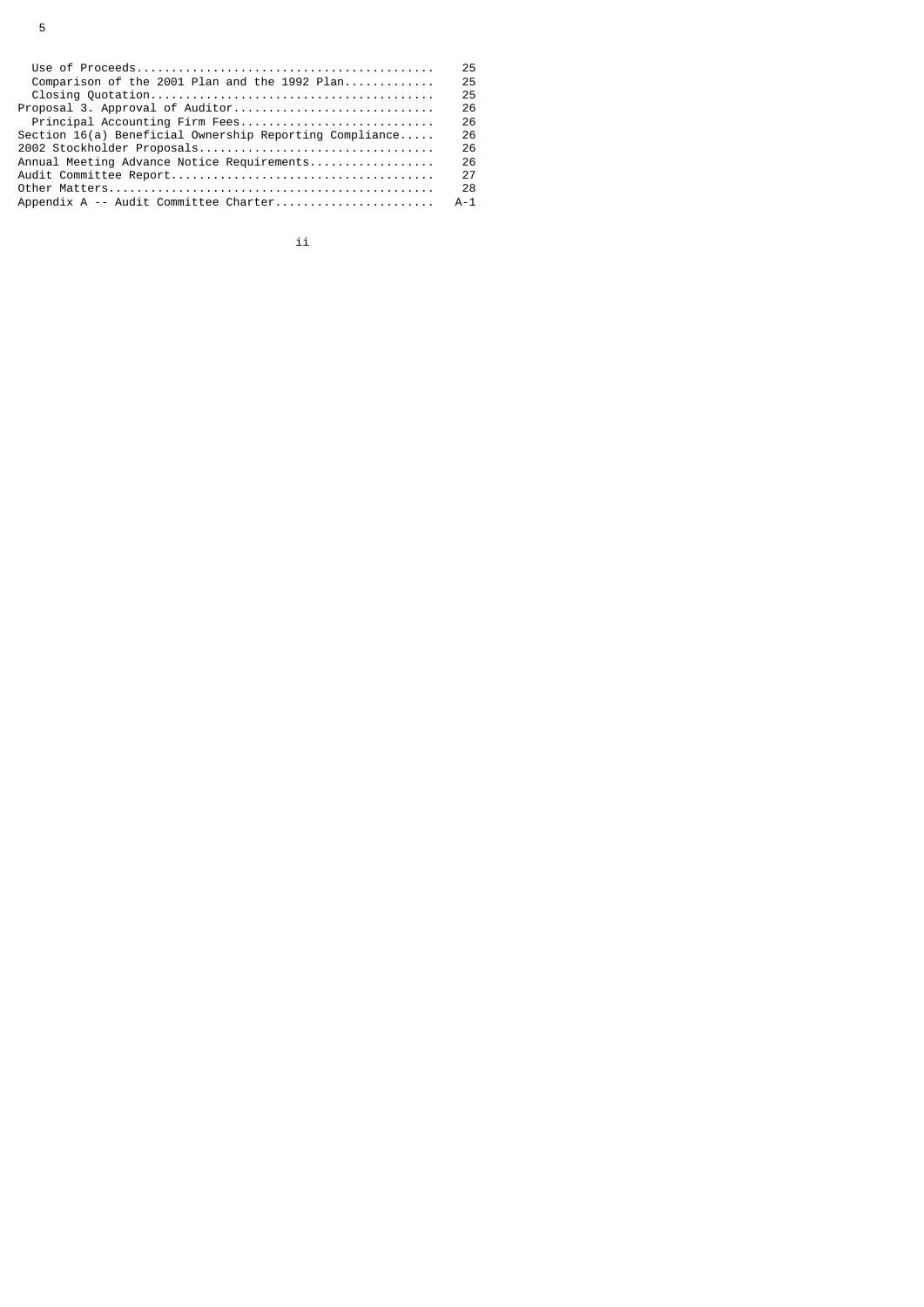| | |
|---|---|
| Use of Proceeds | 25 |
| Comparison of the 2001 Plan and the 1992 Plan | 25 |
| Closing Quotation | 25 |
| Proposal 3. Approval of Auditor | 26 |
| Principal Accounting Firm Fees | 26 |
| Section 16(a) Beneficial Ownership Reporting Compliance | 26 |
| 2002 Stockholder Proposals | 26 |
| Annual Meeting Advance Notice Requirements | 26 |
| Audit Committee Report | 27 |
| Other Matters | 28 |
| Appendix A -- Audit Committee Charter | A-1 |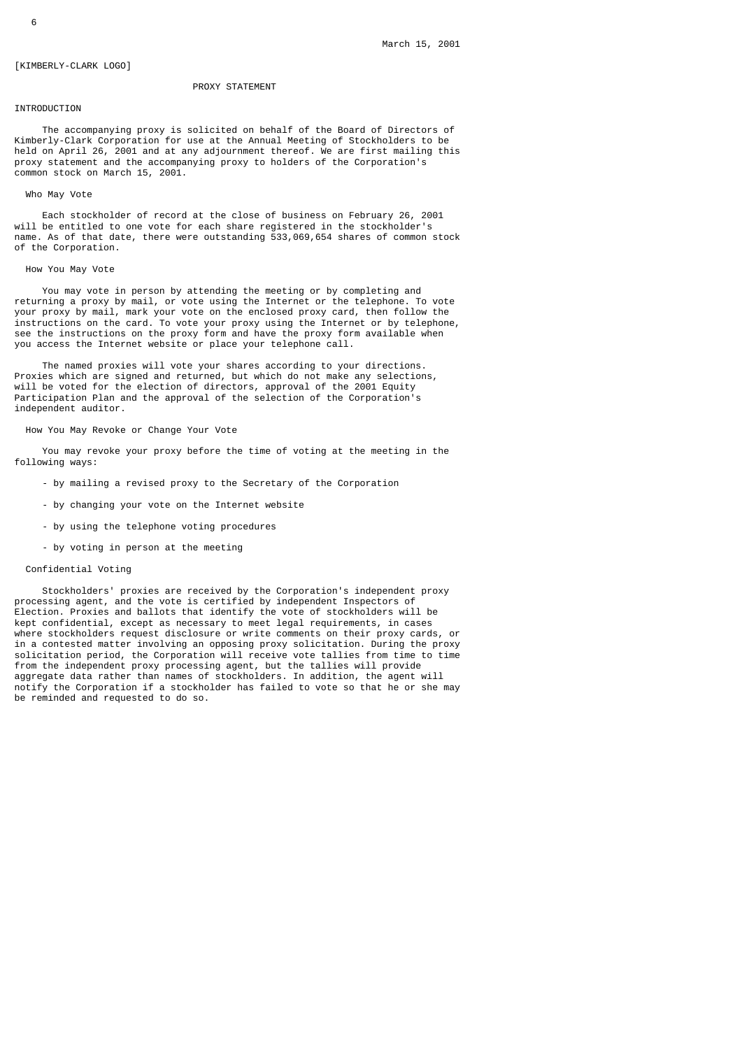March 15, 2001

[KIMBERLY-CLARK LOGO]

# PROXY STATEMENT

## INTRODUCTION

The accompanying proxy is solicited on behalf of the Board of Directors of Kimberly-Clark Corporation for use at the Annual Meeting of Stockholders to be held on April 26, 2001 and at any adjournment thereof. We are first mailing this proxy statement and the accompanying proxy to holders of the Corporation's common stock on March 15, 2001.

### Who May Vote

Each stockholder of record at the close of business on February 26, 2001 will be entitled to one vote for each share registered in the stockholder's name. As of that date, there were outstanding 533,069,654 shares of common stock of the Corporation.

### How You May Vote

You may vote in person by attending the meeting or by completing and returning a proxy by mail, or vote using the Internet or the telephone. To vote your proxy by mail, mark your vote on the enclosed proxy card, then follow the instructions on the card. To vote your proxy using the Internet or by telephone, see the instructions on the proxy form and have the proxy form available when you access the Internet website or place your telephone call.

The named proxies will vote your shares according to your directions. Proxies which are signed and returned, but which do not make any selections, will be voted for the election of directors, approval of the 2001 Equity Participation Plan and the approval of the selection of the Corporation's independent auditor.

### How You May Revoke or Change Your Vote

You may revoke your proxy before the time of voting at the meeting in the following ways:

- by mailing a revised proxy to the Secretary of the Corporation
- by changing your vote on the Internet website
- by using the telephone voting procedures
- by voting in person at the meeting

### Confidential Voting

Stockholders' proxies are received by the Corporation's independent proxy processing agent, and the vote is certified by independent Inspectors of Election. Proxies and ballots that identify the vote of stockholders will be kept confidential, except as necessary to meet legal requirements, in cases where stockholders request disclosure or write comments on their proxy cards, or in a contested matter involving an opposing proxy solicitation. During the proxy solicitation period, the Corporation will receive vote tallies from time to time from the independent proxy processing agent, but the tallies will provide aggregate data rather than names of stockholders. In addition, the agent will notify the Corporation if a stockholder has failed to vote so that he or she may be reminded and requested to do so.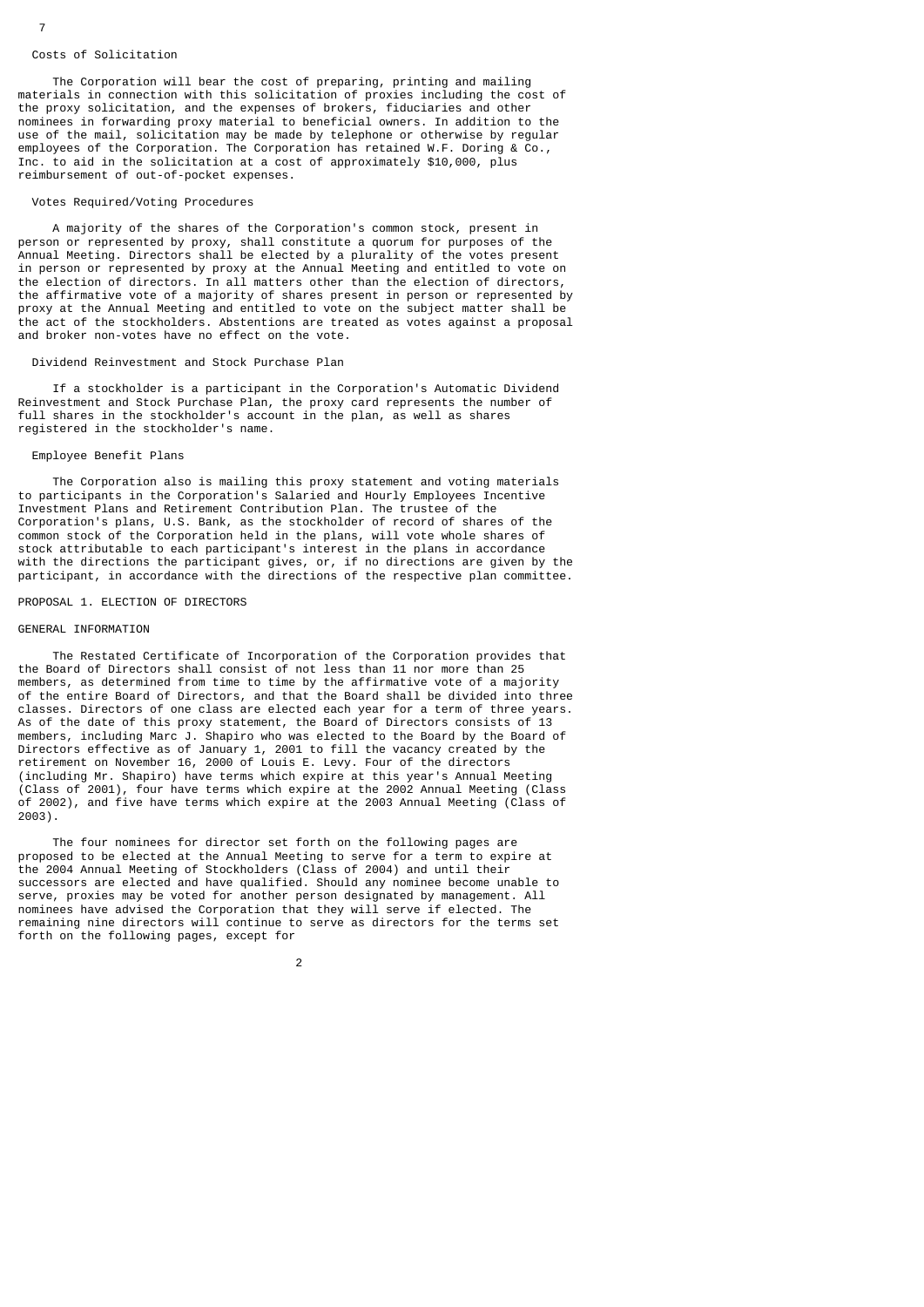## Costs of Solicitation

The Corporation will bear the cost of preparing, printing and mailing materials in connection with this solicitation of proxies including the cost of the proxy solicitation, and the expenses of brokers, fiduciaries and other nominees in forwarding proxy material to beneficial owners. In addition to the use of the mail, solicitation may be made by telephone or otherwise by regular employees of the Corporation. The Corporation has retained W.F. Doring & Co., Inc. to aid in the solicitation at a cost of approximately $10,000, plus reimbursement of out-of-pocket expenses.

## Votes Required/Voting Procedures

A majority of the shares of the Corporation's common stock, present in person or represented by proxy, shall constitute a quorum for purposes of the Annual Meeting. Directors shall be elected by a plurality of the votes present in person or represented by proxy at the Annual Meeting and entitled to vote on the election of directors. In all matters other than the election of directors, the affirmative vote of a majority of shares present in person or represented by proxy at the Annual Meeting and entitled to vote on the subject matter shall be the act of the stockholders. Abstentions are treated as votes against a proposal and broker non-votes have no effect on the vote.

## Dividend Reinvestment and Stock Purchase Plan

If a stockholder is a participant in the Corporation's Automatic Dividend Reinvestment and Stock Purchase Plan, the proxy card represents the number of full shares in the stockholder's account in the plan, as well as shares registered in the stockholder's name.

## Employee Benefit Plans

The Corporation also is mailing this proxy statement and voting materials to participants in the Corporation's Salaried and Hourly Employees Incentive Investment Plans and Retirement Contribution Plan. The trustee of the Corporation's plans, U.S. Bank, as the stockholder of record of shares of the common stock of the Corporation held in the plans, will vote whole shares of stock attributable to each participant's interest in the plans in accordance with the directions the participant gives, or, if no directions are given by the participant, in accordance with the directions of the respective plan committee.

# PROPOSAL 1. ELECTION OF DIRECTORS

## GENERAL INFORMATION

The Restated Certificate of Incorporation of the Corporation provides that the Board of Directors shall consist of not less than 11 nor more than 25 members, as determined from time to time by the affirmative vote of a majority of the entire Board of Directors, and that the Board shall be divided into three classes. Directors of one class are elected each year for a term of three years. As of the date of this proxy statement, the Board of Directors consists of 13 members, including Marc J. Shapiro who was elected to the Board by the Board of Directors effective as of January 1, 2001 to fill the vacancy created by the retirement on November 16, 2000 of Louis E. Levy. Four of the directors (including Mr. Shapiro) have terms which expire at this year's Annual Meeting (Class of 2001), four have terms which expire at the 2002 Annual Meeting (Class of 2002), and five have terms which expire at the 2003 Annual Meeting (Class of 2003).

The four nominees for director set forth on the following pages are proposed to be elected at the Annual Meeting to serve for a term to expire at the 2004 Annual Meeting of Stockholders (Class of 2004) and until their successors are elected and have qualified. Should any nominee become unable to serve, proxies may be voted for another person designated by management. All nominees have advised the Corporation that they will serve if elected. The remaining nine directors will continue to serve as directors for the terms set forth on the following pages, except for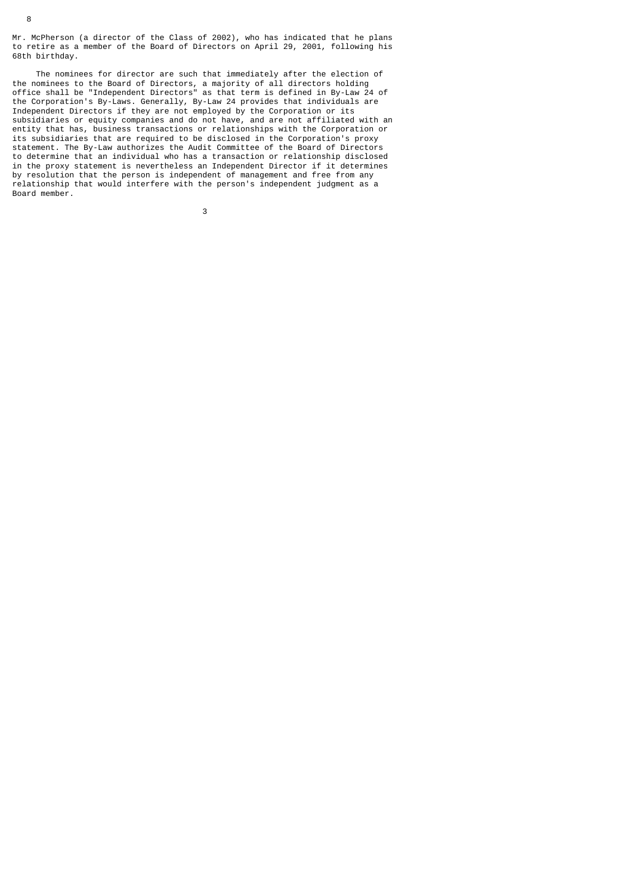Mr. McPherson (a director of the Class of 2002), who has indicated that he plans to retire as a member of the Board of Directors on April 29, 2001, following his 68th birthday.

The nominees for director are such that immediately after the election of the nominees to the Board of Directors, a majority of all directors holding office shall be "Independent Directors" as that term is defined in By-Law 24 of the Corporation's By-Laws. Generally, By-Law 24 provides that individuals are Independent Directors if they are not employed by the Corporation or its subsidiaries or equity companies and do not have, and are not affiliated with an entity that has, business transactions or relationships with the Corporation or its subsidiaries that are required to be disclosed in the Corporation's proxy statement. The By-Law authorizes the Audit Committee of the Board of Directors to determine that an individual who has a transaction or relationship disclosed in the proxy statement is nevertheless an Independent Director if it determines by resolution that the person is independent of management and free from any relationship that would interfere with the person's independent judgment as a Board member.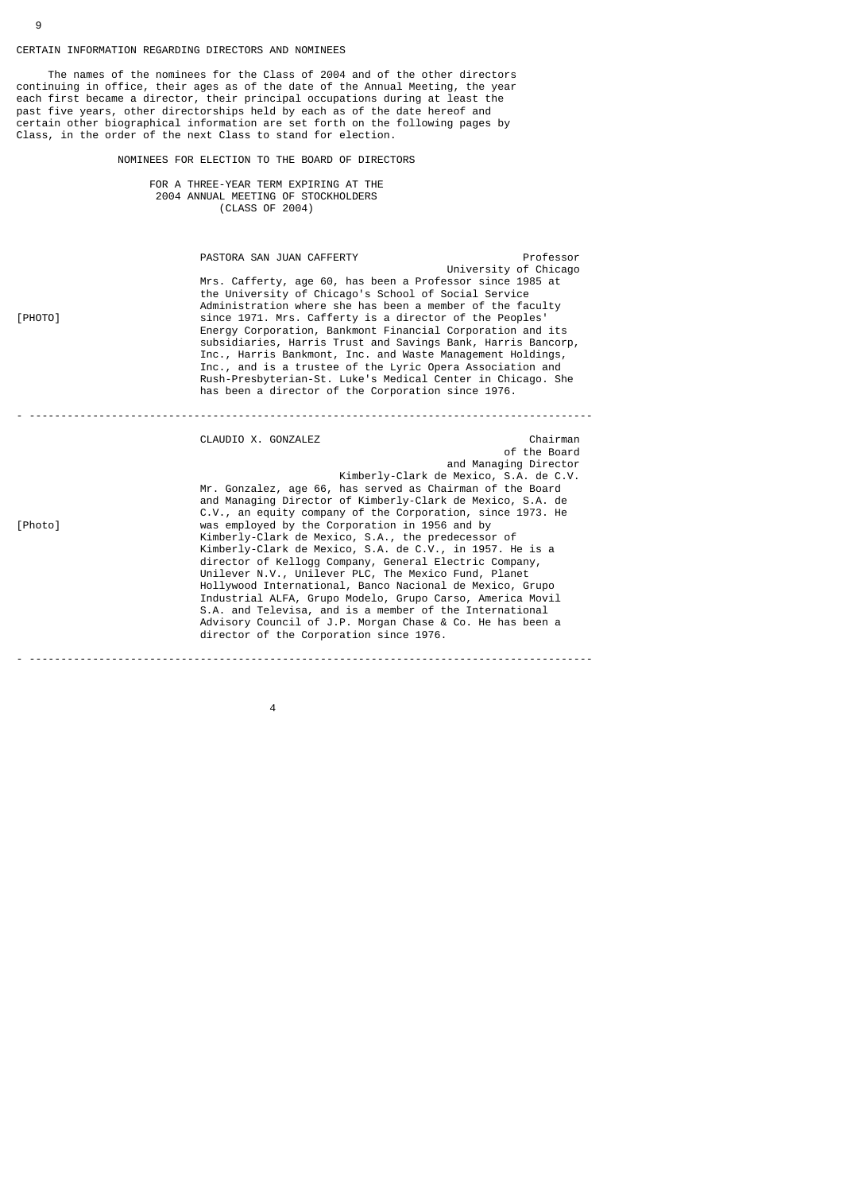## CERTAIN INFORMATION REGARDING DIRECTORS AND NOMINEES

The names of the nominees for the Class of 2004 and of the other directors continuing in office, their ages as of the date of the Annual Meeting, the year each first became a director, their principal occupations during at least the past five years, other directorships held by each as of the date hereof and certain other biographical information are set forth on the following pages by Class, in the order of the next Class to stand for election.

### NOMINEES FOR ELECTION TO THE BOARD OF DIRECTORS

FOR A THREE-YEAR TERM EXPIRING AT THE 2004 ANNUAL MEETING OF STOCKHOLDERS (CLASS OF 2004)

[PHOTO]

**PASTORA SAN JUAN CAFFERTY** — Professor, University of Chicago

Mrs. Cafferty, age 60, has been a Professor since 1985 at the University of Chicago's School of Social Service Administration where she has been a member of the faculty since 1971. Mrs. Cafferty is a director of the Peoples' Energy Corporation, Bankmont Financial Corporation and its subsidiaries, Harris Trust and Savings Bank, Harris Bancorp, Inc., Harris Bankmont, Inc. and Waste Management Holdings, Inc., and is a trustee of the Lyric Opera Association and Rush-Presbyterian-St. Luke's Medical Center in Chicago. She has been a director of the Corporation since 1976.

---

[Photo]

**CLAUDIO X. GONZALEZ** — Chairman of the Board and Managing Director, Kimberly-Clark de Mexico, S.A. de C.V.

Mr. Gonzalez, age 66, has served as Chairman of the Board and Managing Director of Kimberly-Clark de Mexico, S.A. de C.V., an equity company of the Corporation, since 1973. He was employed by the Corporation in 1956 and by Kimberly-Clark de Mexico, S.A., the predecessor of Kimberly-Clark de Mexico, S.A. de C.V., in 1957. He is a director of Kellogg Company, General Electric Company, Unilever N.V., Unilever PLC, The Mexico Fund, Planet Hollywood International, Banco Nacional de Mexico, Grupo Industrial ALFA, Grupo Modelo, Grupo Carso, America Movil S.A. and Televisa, and is a member of the International Advisory Council of J.P. Morgan Chase & Co. He has been a director of the Corporation since 1976.

---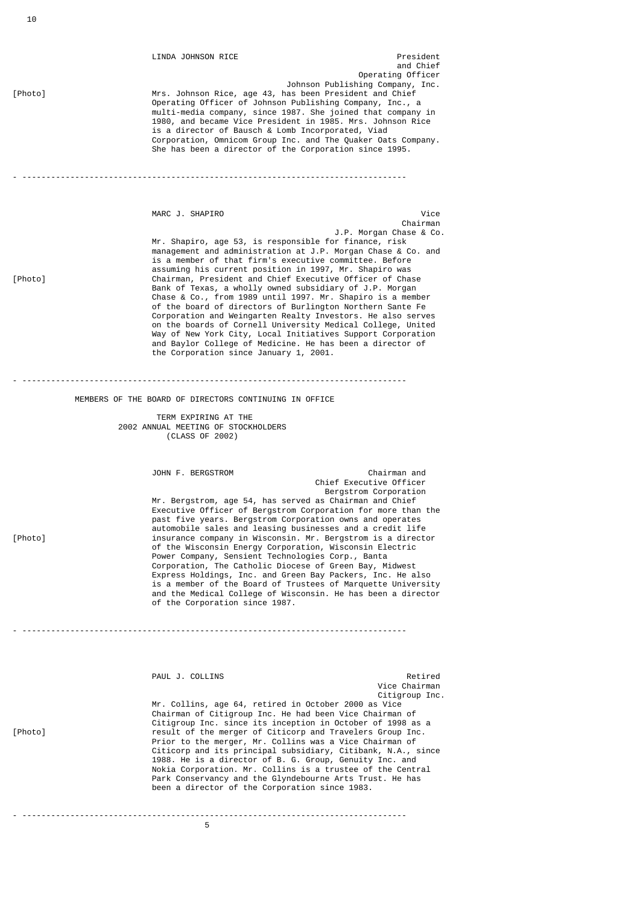**LINDA JOHNSON RICE**
President and Chief Operating Officer
Johnson Publishing Company, Inc.

[Photo]

Mrs. Johnson Rice, age 43, has been President and Chief Operating Officer of Johnson Publishing Company, Inc., a multi-media company, since 1987. She joined that company in 1980, and became Vice President in 1985. Mrs. Johnson Rice is a director of Bausch & Lomb Incorporated, Viad Corporation, Omnicom Group Inc. and The Quaker Oats Company. She has been a director of the Corporation since 1995.

---

**MARC J. SHAPIRO**
Vice Chairman
J.P. Morgan Chase & Co.

[Photo]

Mr. Shapiro, age 53, is responsible for finance, risk management and administration at J.P. Morgan Chase & Co. and is a member of that firm's executive committee. Before assuming his current position in 1997, Mr. Shapiro was Chairman, President and Chief Executive Officer of Chase Bank of Texas, a wholly owned subsidiary of J.P. Morgan Chase & Co., from 1989 until 1997. Mr. Shapiro is a member of the board of directors of Burlington Northern Sante Fe Corporation and Weingarten Realty Investors. He also serves on the boards of Cornell University Medical College, United Way of New York City, Local Initiatives Support Corporation and Baylor College of Medicine. He has been a director of the Corporation since January 1, 2001.

---

## MEMBERS OF THE BOARD OF DIRECTORS CONTINUING IN OFFICE

### TERM EXPIRING AT THE 2002 ANNUAL MEETING OF STOCKHOLDERS (CLASS OF 2002)

**JOHN F. BERGSTROM**
Chairman and Chief Executive Officer
Bergstrom Corporation

[Photo]

Mr. Bergstrom, age 54, has served as Chairman and Chief Executive Officer of Bergstrom Corporation for more than the past five years. Bergstrom Corporation owns and operates automobile sales and leasing businesses and a credit life insurance company in Wisconsin. Mr. Bergstrom is a director of the Wisconsin Energy Corporation, Wisconsin Electric Power Company, Sensient Technologies Corp., Banta Corporation, The Catholic Diocese of Green Bay, Midwest Express Holdings, Inc. and Green Bay Packers, Inc. He also is a member of the Board of Trustees of Marquette University and the Medical College of Wisconsin. He has been a director of the Corporation since 1987.

---

**PAUL J. COLLINS**
Retired Vice Chairman
Citigroup Inc.

[Photo]

Mr. Collins, age 64, retired in October 2000 as Vice Chairman of Citigroup Inc. He had been Vice Chairman of Citigroup Inc. since its inception in October of 1998 as a result of the merger of Citicorp and Travelers Group Inc. Prior to the merger, Mr. Collins was a Vice Chairman of Citicorp and its principal subsidiary, Citibank, N.A., since 1988. He is a director of B. G. Group, Genuity Inc. and Nokia Corporation. Mr. Collins is a trustee of the Central Park Conservancy and the Glyndebourne Arts Trust. He has been a director of the Corporation since 1983.

---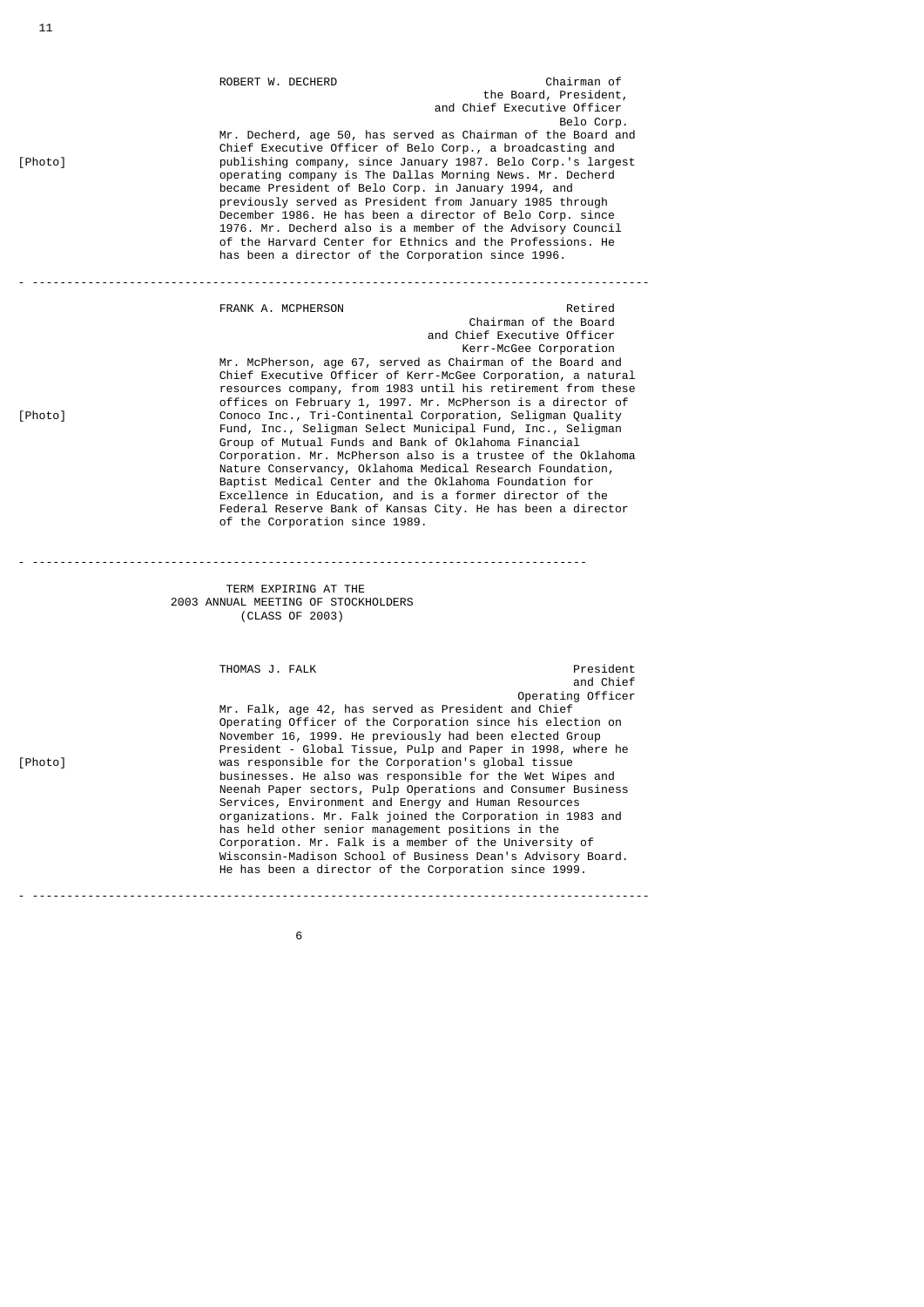[Photo]

**ROBERT W. DECHERD**

Chairman of the Board, President, and Chief Executive Officer
Belo Corp.

Mr. Decherd, age 50, has served as Chairman of the Board and Chief Executive Officer of Belo Corp., a broadcasting and publishing company, since January 1987. Belo Corp.'s largest operating company is The Dallas Morning News. Mr. Decherd became President of Belo Corp. in January 1994, and previously served as President from January 1985 through December 1986. He has been a director of Belo Corp. since 1976. Mr. Decherd also is a member of the Advisory Council of the Harvard Center for Ethnics and the Professions. He has been a director of the Corporation since 1996.

---

[Photo]

**FRANK A. MCPHERSON**

Retired Chairman of the Board and Chief Executive Officer
Kerr-McGee Corporation

Mr. McPherson, age 67, served as Chairman of the Board and Chief Executive Officer of Kerr-McGee Corporation, a natural resources company, from 1983 until his retirement from these offices on February 1, 1997. Mr. McPherson is a director of Conoco Inc., Tri-Continental Corporation, Seligman Quality Fund, Inc., Seligman Select Municipal Fund, Inc., Seligman Group of Mutual Funds and Bank of Oklahoma Financial Corporation. Mr. McPherson also is a trustee of the Oklahoma Nature Conservancy, Oklahoma Medical Research Foundation, Baptist Medical Center and the Oklahoma Foundation for Excellence in Education, and is a former director of the Federal Reserve Bank of Kansas City. He has been a director of the Corporation since 1989.

---

## TERM EXPIRING AT THE 2003 ANNUAL MEETING OF STOCKHOLDERS (CLASS OF 2003)

[Photo]

**THOMAS J. FALK**

President and Chief Operating Officer

Mr. Falk, age 42, has served as President and Chief Operating Officer of the Corporation since his election on November 16, 1999. He previously had been elected Group President - Global Tissue, Pulp and Paper in 1998, where he was responsible for the Corporation's global tissue businesses. He also was responsible for the Wet Wipes and Neenah Paper sectors, Pulp Operations and Consumer Business Services, Environment and Energy and Human Resources organizations. Mr. Falk joined the Corporation in 1983 and has held other senior management positions in the Corporation. Mr. Falk is a member of the University of Wisconsin-Madison School of Business Dean's Advisory Board. He has been a director of the Corporation since 1999.

---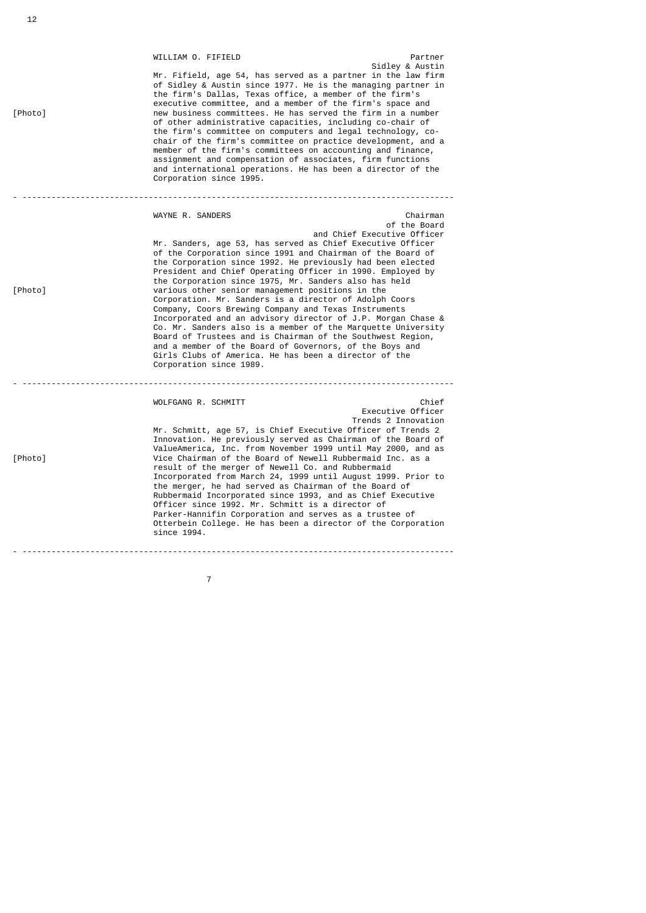[Photo]

**WILLIAM O. FIFIELD** — Partner, Sidley & Austin

Mr. Fifield, age 54, has served as a partner in the law firm of Sidley & Austin since 1977. He is the managing partner in the firm's Dallas, Texas office, a member of the firm's executive committee, and a member of the firm's space and new business committees. He has served the firm in a number of other administrative capacities, including co-chair of the firm's committee on computers and legal technology, co-chair of the firm's committee on practice development, and a member of the firm's committees on accounting and finance, assignment and compensation of associates, firm functions and international operations. He has been a director of the Corporation since 1995.

---

[Photo]

**WAYNE R. SANDERS** — Chairman of the Board and Chief Executive Officer

Mr. Sanders, age 53, has served as Chief Executive Officer of the Corporation since 1991 and Chairman of the Board of the Corporation since 1992. He previously had been elected President and Chief Operating Officer in 1990. Employed by the Corporation since 1975, Mr. Sanders also has held various other senior management positions in the Corporation. Mr. Sanders is a director of Adolph Coors Company, Coors Brewing Company and Texas Instruments Incorporated and an advisory director of J.P. Morgan Chase & Co. Mr. Sanders also is a member of the Marquette University Board of Trustees and is Chairman of the Southwest Region, and a member of the Board of Governors, of the Boys and Girls Clubs of America. He has been a director of the Corporation since 1989.

---

[Photo]

**WOLFGANG R. SCHMITT** — Chief Executive Officer, Trends 2 Innovation

Mr. Schmitt, age 57, is Chief Executive Officer of Trends 2 Innovation. He previously served as Chairman of the Board of ValueAmerica, Inc. from November 1999 until May 2000, and as Vice Chairman of the Board of Newell Rubbermaid Inc. as a result of the merger of Newell Co. and Rubbermaid Incorporated from March 24, 1999 until August 1999. Prior to the merger, he had served as Chairman of the Board of Rubbermaid Incorporated since 1993, and as Chief Executive Officer since 1992. Mr. Schmitt is a director of Parker-Hannifin Corporation and serves as a trustee of Otterbein College. He has been a director of the Corporation since 1994.

---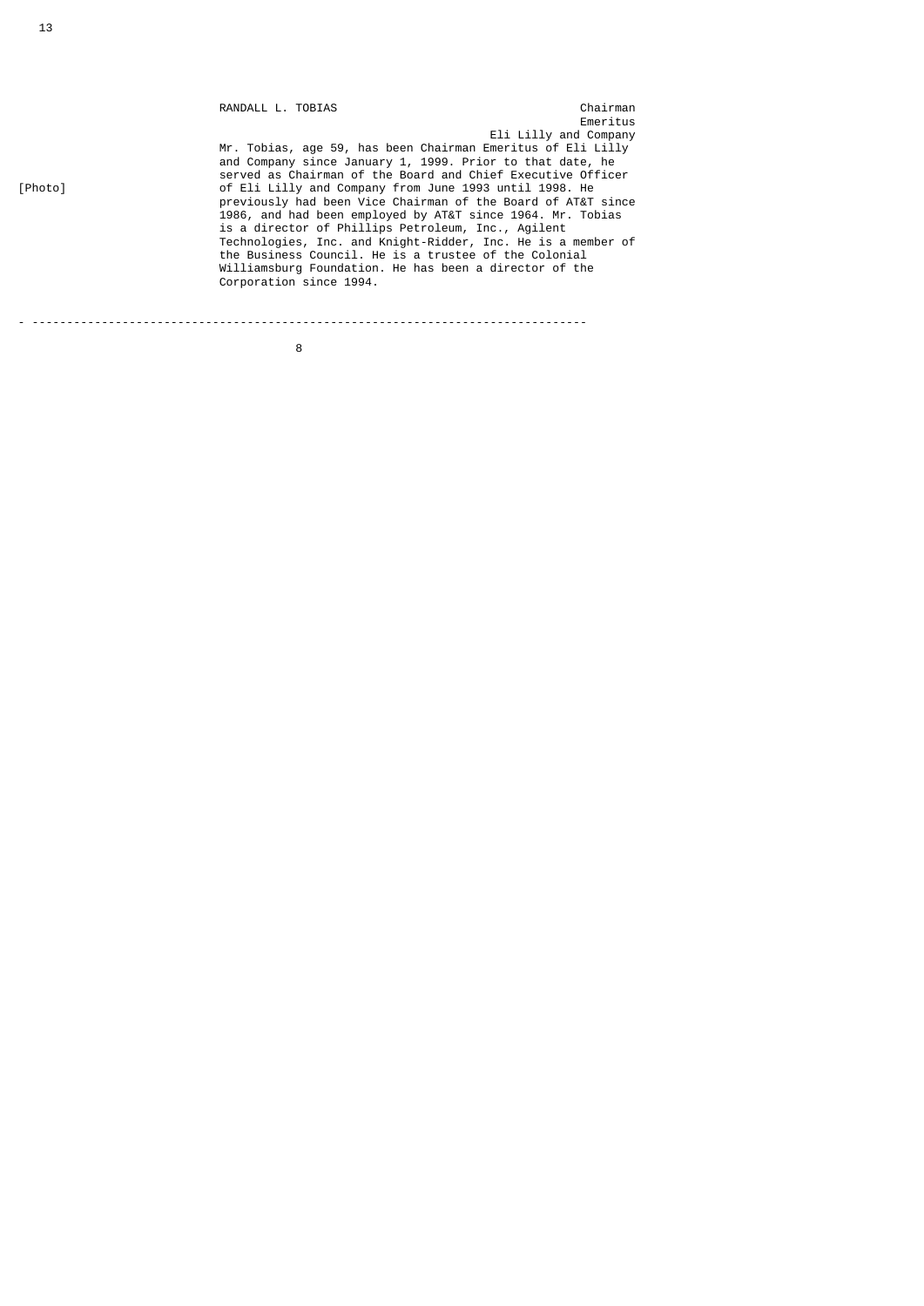[Photo]

**RANDALL L. TOBIAS**

Chairman Emeritus
Eli Lilly and Company

Mr. Tobias, age 59, has been Chairman Emeritus of Eli Lilly and Company since January 1, 1999. Prior to that date, he served as Chairman of the Board and Chief Executive Officer of Eli Lilly and Company from June 1993 until 1998. He previously had been Vice Chairman of the Board of AT&T since 1986, and had been employed by AT&T since 1964. Mr. Tobias is a director of Phillips Petroleum, Inc., Agilent Technologies, Inc. and Knight-Ridder, Inc. He is a member of the Business Council. He is a trustee of the Colonial Williamsburg Foundation. He has been a director of the Corporation since 1994.

---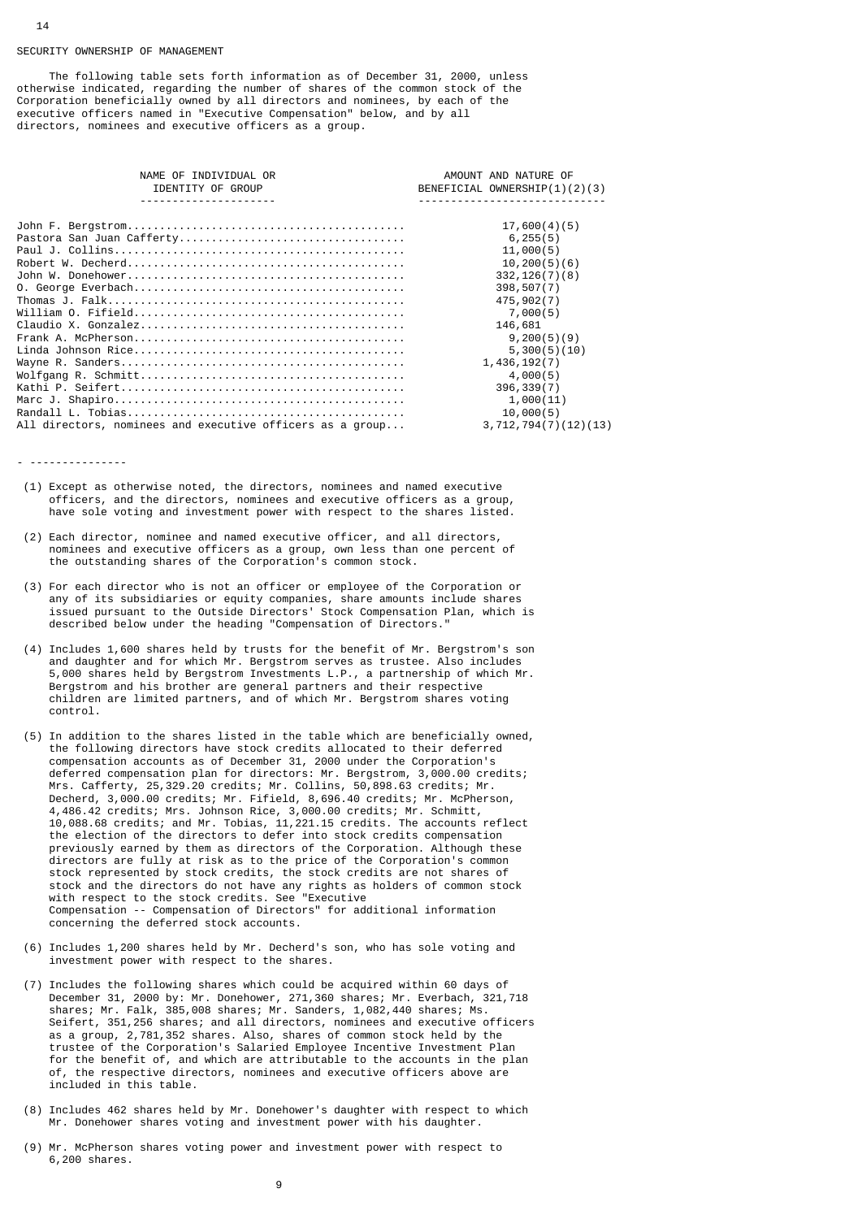## SECURITY OWNERSHIP OF MANAGEMENT

The following table sets forth information as of December 31, 2000, unless otherwise indicated, regarding the number of shares of the common stock of the Corporation beneficially owned by all directors and nominees, by each of the executive officers named in "Executive Compensation" below, and by all directors, nominees and executive officers as a group.

| NAME OF INDIVIDUAL OR IDENTITY OF GROUP | AMOUNT AND NATURE OF BENEFICIAL OWNERSHIP(1)(2)(3) |
|---|---|
| John F. Bergstrom | 17,600(4)(5) |
| Pastora San Juan Cafferty | 6,255(5) |
| Paul J. Collins | 11,000(5) |
| Robert W. Decherd | 10,200(5)(6) |
| John W. Donehower | 332,126(7)(8) |
| O. George Everbach | 398,507(7) |
| Thomas J. Falk | 475,902(7) |
| William O. Fifield | 7,000(5) |
| Claudio X. Gonzalez | 146,681 |
| Frank A. McPherson | 9,200(5)(9) |
| Linda Johnson Rice | 5,300(5)(10) |
| Wayne R. Sanders | 1,436,192(7) |
| Wolfgang R. Schmitt | 4,000(5) |
| Kathi P. Seifert | 396,339(7) |
| Marc J. Shapiro | 1,000(11) |
| Randall L. Tobias | 10,000(5) |
| All directors, nominees and executive officers as a group | 3,712,794(7)(12)(13) |

---------------

(1) Except as otherwise noted, the directors, nominees and named executive officers, and the directors, nominees and executive officers as a group, have sole voting and investment power with respect to the shares listed.

(2) Each director, nominee and named executive officer, and all directors, nominees and executive officers as a group, own less than one percent of the outstanding shares of the Corporation's common stock.

(3) For each director who is not an officer or employee of the Corporation or any of its subsidiaries or equity companies, share amounts include shares issued pursuant to the Outside Directors' Stock Compensation Plan, which is described below under the heading "Compensation of Directors."

(4) Includes 1,600 shares held by trusts for the benefit of Mr. Bergstrom's son and daughter and for which Mr. Bergstrom serves as trustee. Also includes 5,000 shares held by Bergstrom Investments L.P., a partnership of which Mr. Bergstrom and his brother are general partners and their respective children are limited partners, and of which Mr. Bergstrom shares voting control.

(5) In addition to the shares listed in the table which are beneficially owned, the following directors have stock credits allocated to their deferred compensation accounts as of December 31, 2000 under the Corporation's deferred compensation plan for directors: Mr. Bergstrom, 3,000.00 credits; Mrs. Cafferty, 25,329.20 credits; Mr. Collins, 50,898.63 credits; Mr. Decherd, 3,000.00 credits; Mr. Fifield, 8,696.40 credits; Mr. McPherson, 4,486.42 credits; Mrs. Johnson Rice, 3,000.00 credits; Mr. Schmitt, 10,088.68 credits; and Mr. Tobias, 11,221.15 credits. The accounts reflect the election of the directors to defer into stock credits compensation previously earned by them as directors of the Corporation. Although these directors are fully at risk as to the price of the Corporation's common stock represented by stock credits, the stock credits are not shares of stock and the directors do not have any rights as holders of common stock with respect to the stock credits. See "Executive Compensation -- Compensation of Directors" for additional information concerning the deferred stock accounts.

(6) Includes 1,200 shares held by Mr. Decherd's son, who has sole voting and investment power with respect to the shares.

(7) Includes the following shares which could be acquired within 60 days of December 31, 2000 by: Mr. Donehower, 271,360 shares; Mr. Everbach, 321,718 shares; Mr. Falk, 385,008 shares; Mr. Sanders, 1,082,440 shares; Ms. Seifert, 351,256 shares; and all directors, nominees and executive officers as a group, 2,781,352 shares. Also, shares of common stock held by the trustee of the Corporation's Salaried Employee Incentive Investment Plan for the benefit of, and which are attributable to the accounts in the plan of, the respective directors, nominees and executive officers above are included in this table.

(8) Includes 462 shares held by Mr. Donehower's daughter with respect to which Mr. Donehower shares voting and investment power with his daughter.

(9) Mr. McPherson shares voting power and investment power with respect to 6,200 shares.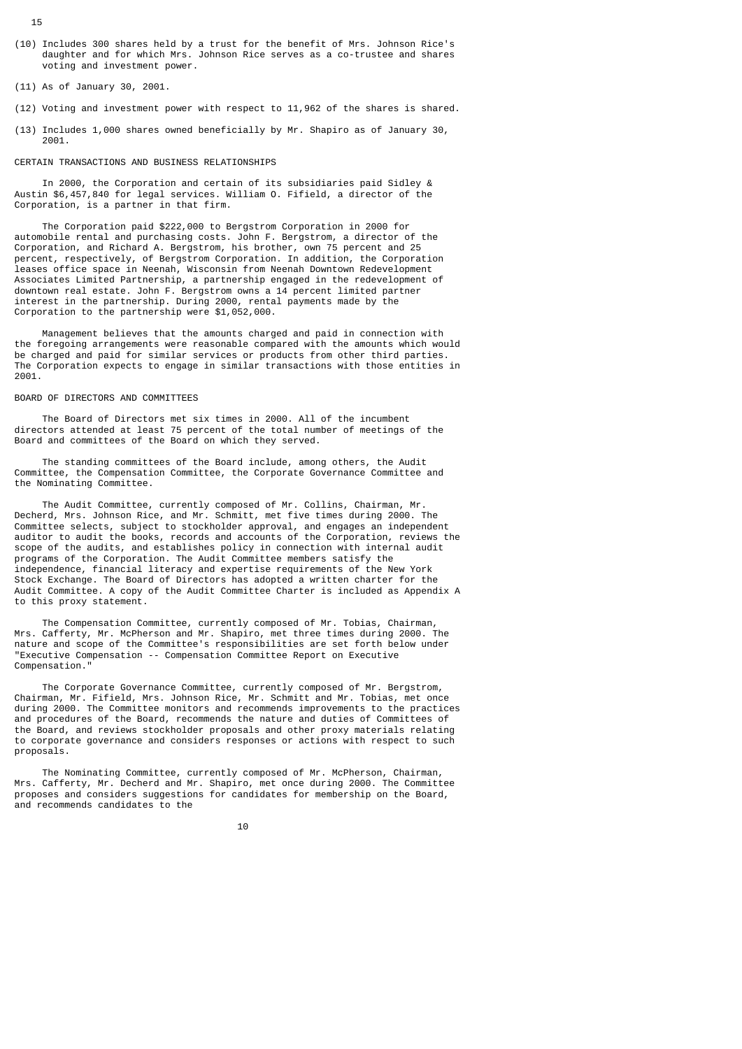(10) Includes 300 shares held by a trust for the benefit of Mrs. Johnson Rice's daughter and for which Mrs. Johnson Rice serves as a co-trustee and shares voting and investment power.

(11) As of January 30, 2001.

(12) Voting and investment power with respect to 11,962 of the shares is shared.

(13) Includes 1,000 shares owned beneficially by Mr. Shapiro as of January 30, 2001.

## CERTAIN TRANSACTIONS AND BUSINESS RELATIONSHIPS

In 2000, the Corporation and certain of its subsidiaries paid Sidley & Austin $6,457,840 for legal services. William O. Fifield, a director of the Corporation, is a partner in that firm.

The Corporation paid $222,000 to Bergstrom Corporation in 2000 for automobile rental and purchasing costs. John F. Bergstrom, a director of the Corporation, and Richard A. Bergstrom, his brother, own 75 percent and 25 percent, respectively, of Bergstrom Corporation. In addition, the Corporation leases office space in Neenah, Wisconsin from Neenah Downtown Redevelopment Associates Limited Partnership, a partnership engaged in the redevelopment of downtown real estate. John F. Bergstrom owns a 14 percent limited partner interest in the partnership. During 2000, rental payments made by the Corporation to the partnership were $1,052,000.

Management believes that the amounts charged and paid in connection with the foregoing arrangements were reasonable compared with the amounts which would be charged and paid for similar services or products from other third parties. The Corporation expects to engage in similar transactions with those entities in 2001.

## BOARD OF DIRECTORS AND COMMITTEES

The Board of Directors met six times in 2000. All of the incumbent directors attended at least 75 percent of the total number of meetings of the Board and committees of the Board on which they served.

The standing committees of the Board include, among others, the Audit Committee, the Compensation Committee, the Corporate Governance Committee and the Nominating Committee.

The Audit Committee, currently composed of Mr. Collins, Chairman, Mr. Decherd, Mrs. Johnson Rice, and Mr. Schmitt, met five times during 2000. The Committee selects, subject to stockholder approval, and engages an independent auditor to audit the books, records and accounts of the Corporation, reviews the scope of the audits, and establishes policy in connection with internal audit programs of the Corporation. The Audit Committee members satisfy the independence, financial literacy and expertise requirements of the New York Stock Exchange. The Board of Directors has adopted a written charter for the Audit Committee. A copy of the Audit Committee Charter is included as Appendix A to this proxy statement.

The Compensation Committee, currently composed of Mr. Tobias, Chairman, Mrs. Cafferty, Mr. McPherson and Mr. Shapiro, met three times during 2000. The nature and scope of the Committee's responsibilities are set forth below under "Executive Compensation -- Compensation Committee Report on Executive Compensation."

The Corporate Governance Committee, currently composed of Mr. Bergstrom, Chairman, Mr. Fifield, Mrs. Johnson Rice, Mr. Schmitt and Mr. Tobias, met once during 2000. The Committee monitors and recommends improvements to the practices and procedures of the Board, recommends the nature and duties of Committees of the Board, and reviews stockholder proposals and other proxy materials relating to corporate governance and considers responses or actions with respect to such proposals.

The Nominating Committee, currently composed of Mr. McPherson, Chairman, Mrs. Cafferty, Mr. Decherd and Mr. Shapiro, met once during 2000. The Committee proposes and considers suggestions for candidates for membership on the Board, and recommends candidates to the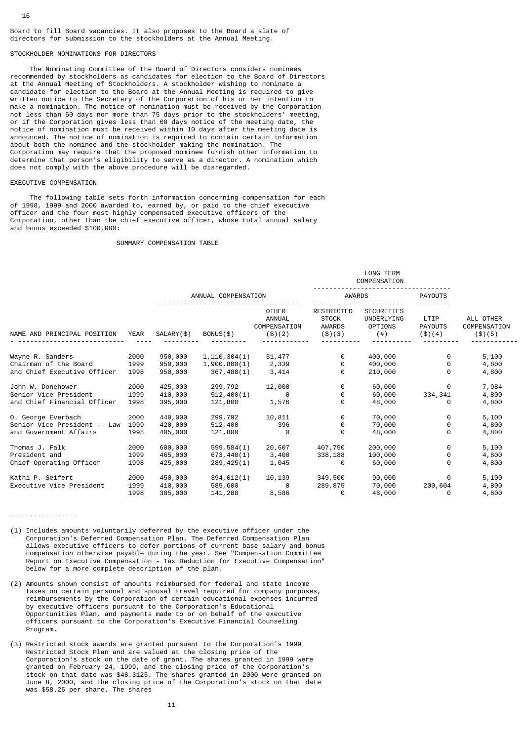Board to fill Board vacancies. It also proposes to the Board a slate of directors for submission to the stockholders at the Annual Meeting.

## STOCKHOLDER NOMINATIONS FOR DIRECTORS

The Nominating Committee of the Board of Directors considers nominees recommended by stockholders as candidates for election to the Board of Directors at the Annual Meeting of Stockholders. A stockholder wishing to nominate a candidate for election to the Board at the Annual Meeting is required to give written notice to the Secretary of the Corporation of his or her intention to make a nomination. The notice of nomination must be received by the Corporation not less than 50 days nor more than 75 days prior to the stockholders' meeting, or if the Corporation gives less than 60 days notice of the meeting date, the notice of nomination must be received within 10 days after the meeting date is announced. The notice of nomination is required to contain certain information about both the nominee and the stockholder making the nomination. The Corporation may require that the proposed nominee furnish other information to determine that person's eligibility to serve as a director. A nomination which does not comply with the above procedure will be disregarded.

## EXECUTIVE COMPENSATION

The following table sets forth information concerning compensation for each of 1998, 1999 and 2000 awarded to, earned by, or paid to the chief executive officer and the four most highly compensated executive officers of the Corporation, other than the chief executive officer, whose total annual salary and bonus exceeded $100,000:

### SUMMARY COMPENSATION TABLE

| | | | | | LONG TERM COMPENSATION | | | |
|---|---|---|---|---|---|---|---|---|
| | | ANNUAL COMPENSATION | | | AWARDS | | PAYOUTS | |
| NAME AND PRINCIPAL POSITION | YEAR | SALARY($) | BONUS($) | OTHER ANNUAL COMPENSATION ($)(2) | RESTRICTED STOCK AWARDS ($)(3) | SECURITIES UNDERLYING OPTIONS (#) | LTIP PAYOUTS ($)(4) | ALL OTHER COMPENSATION ($)(5) |
| Wayne R. Sanders | 2000 | 950,000 | 1,110,304(1) | 31,477 | 0 | 400,000 | 0 | 5,100 |
| Chairman of the Board | 1999 | 950,000 | 1,900,800(1) | 2,339 | 0 | 400,000 | 0 | 4,800 |
| and Chief Executive Officer | 1998 | 950,000 | 367,488(1) | 3,414 | 0 | 210,000 | 0 | 4,800 |
| John W. Donehower | 2000 | 425,000 | 299,792 | 12,000 | 0 | 60,000 | 0 | 7,984 |
| Senior Vice President | 1999 | 410,000 | 512,400(1) | 0 | 0 | 60,000 | 334,341 | 4,800 |
| and Chief Financial Officer | 1998 | 395,000 | 121,800 | 1,576 | 0 | 48,000 | 0 | 4,800 |
| O. George Everbach | 2000 | 440,000 | 299,792 | 10,811 | 0 | 70,000 | 0 | 5,100 |
| Senior Vice President -- Law | 1999 | 420,000 | 512,400 | 396 | 0 | 70,000 | 0 | 4,800 |
| and Government Affairs | 1998 | 405,000 | 121,800 | 0 | 0 | 48,000 | 0 | 4,800 |
| Thomas J. Falk | 2000 | 600,000 | 599,584(1) | 20,607 | 407,750 | 200,000 | 0 | 5,100 |
| President and | 1999 | 465,000 | 673,440(1) | 3,400 | 338,188 | 100,000 | 0 | 4,800 |
| Chief Operating Officer | 1998 | 425,000 | 289,425(1) | 1,045 | 0 | 60,000 | 0 | 4,800 |
| Kathi P. Seifert | 2000 | 450,000 | 394,012(1) | 10,139 | 349,500 | 90,000 | 0 | 5,100 |
| Executive Vice President | 1999 | 410,000 | 585,600 | 0 | 289,875 | 70,000 | 200,604 | 4,800 |
| | 1998 | 385,000 | 141,288 | 8,586 | 0 | 48,000 | 0 | 4,800 |

---------------

(1) Includes amounts voluntarily deferred by the executive officer under the Corporation's Deferred Compensation Plan. The Deferred Compensation Plan allows executive officers to defer portions of current base salary and bonus compensation otherwise payable during the year. See "Compensation Committee Report on Executive Compensation - Tax Deduction for Executive Compensation" below for a more complete description of the plan.

(2) Amounts shown consist of amounts reimbursed for federal and state income taxes on certain personal and spousal travel required for company purposes, reimbursements by the Corporation of certain educational expenses incurred by executive officers pursuant to the Corporation's Educational Opportunities Plan, and payments made to or on behalf of the executive officers pursuant to the Corporation's Executive Financial Counseling Program.

(3) Restricted stock awards are granted pursuant to the Corporation's 1999 Restricted Stock Plan and are valued at the closing price of the Corporation's stock on the date of grant. The shares granted in 1999 were granted on February 24, 1999, and the closing price of the Corporation's stock on that date was $48.3125. The shares granted in 2000 were granted on June 8, 2000, and the closing price of the Corporation's stock on that date was $58.25 per share. The shares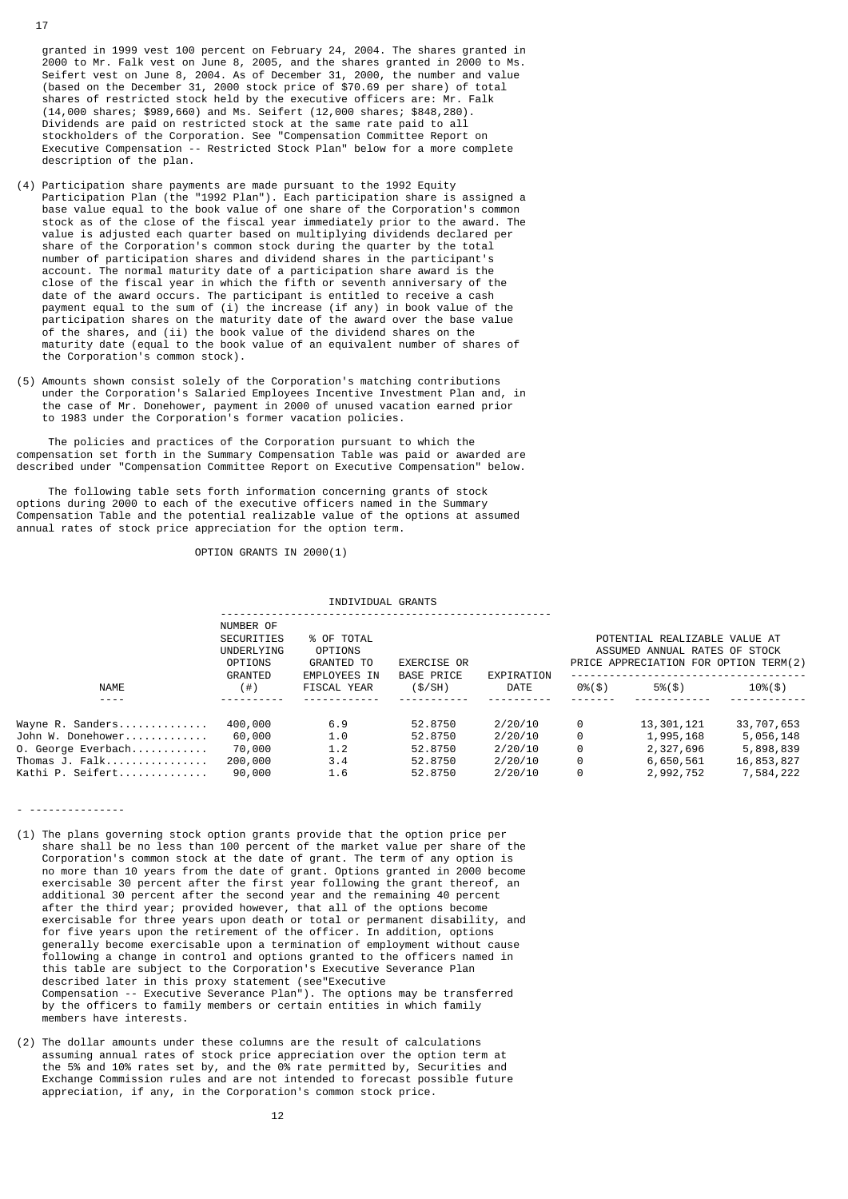granted in 1999 vest 100 percent on February 24, 2004. The shares granted in 2000 to Mr. Falk vest on June 8, 2005, and the shares granted in 2000 to Ms. Seifert vest on June 8, 2004. As of December 31, 2000, the number and value (based on the December 31, 2000 stock price of $70.69 per share) of total shares of restricted stock held by the executive officers are: Mr. Falk (14,000 shares; $989,660) and Ms. Seifert (12,000 shares; $848,280). Dividends are paid on restricted stock at the same rate paid to all stockholders of the Corporation. See "Compensation Committee Report on Executive Compensation -- Restricted Stock Plan" below for a more complete description of the plan.

(4) Participation share payments are made pursuant to the 1992 Equity Participation Plan (the "1992 Plan"). Each participation share is assigned a base value equal to the book value of one share of the Corporation's common stock as of the close of the fiscal year immediately prior to the award. The value is adjusted each quarter based on multiplying dividends declared per share of the Corporation's common stock during the quarter by the total number of participation shares and dividend shares in the participant's account. The normal maturity date of a participation share award is the close of the fiscal year in which the fifth or seventh anniversary of the date of the award occurs. The participant is entitled to receive a cash payment equal to the sum of (i) the increase (if any) in book value of the participation shares on the maturity date of the award over the base value of the shares, and (ii) the book value of the dividend shares on the maturity date (equal to the book value of an equivalent number of shares of the Corporation's common stock).

(5) Amounts shown consist solely of the Corporation's matching contributions under the Corporation's Salaried Employees Incentive Investment Plan and, in the case of Mr. Donehower, payment in 2000 of unused vacation earned prior to 1983 under the Corporation's former vacation policies.

The policies and practices of the Corporation pursuant to which the compensation set forth in the Summary Compensation Table was paid or awarded are described under "Compensation Committee Report on Executive Compensation" below.

The following table sets forth information concerning grants of stock options during 2000 to each of the executive officers named in the Summary Compensation Table and the potential realizable value of the options at assumed annual rates of stock price appreciation for the option term.

OPTION GRANTS IN 2000(1)

| | INDIVIDUAL GRANTS | | | | POTENTIAL REALIZABLE VALUE AT ASSUMED ANNUAL RATES OF STOCK PRICE APPRECIATION FOR OPTION TERM(2) | | |
|---|---|---|---|---|---|---|---|
| NAME | NUMBER OF SECURITIES UNDERLYING OPTIONS GRANTED (#) | % OF TOTAL OPTIONS GRANTED TO EMPLOYEES IN FISCAL YEAR | EXERCISE OR BASE PRICE ($/SH) | EXPIRATION DATE | 0%($) | 5%($) | 10%($) |
| Wayne R. Sanders | 400,000 | 6.9 | 52.8750 | 2/20/10 | 0 | 13,301,121 | 33,707,653 |
| John W. Donehower | 60,000 | 1.0 | 52.8750 | 2/20/10 | 0 | 1,995,168 | 5,056,148 |
| O. George Everbach | 70,000 | 1.2 | 52.8750 | 2/20/10 | 0 | 2,327,696 | 5,898,839 |
| Thomas J. Falk | 200,000 | 3.4 | 52.8750 | 2/20/10 | 0 | 6,650,561 | 16,853,827 |
| Kathi P. Seifert | 90,000 | 1.6 | 52.8750 | 2/20/10 | 0 | 2,992,752 | 7,584,222 |

---

(1) The plans governing stock option grants provide that the option price per share shall be no less than 100 percent of the market value per share of the Corporation's common stock at the date of grant. The term of any option is no more than 10 years from the date of grant. Options granted in 2000 become exercisable 30 percent after the first year following the grant thereof, an additional 30 percent after the second year and the remaining 40 percent after the third year; provided however, that all of the options become exercisable for three years upon death or total or permanent disability, and for five years upon the retirement of the officer. In addition, options generally become exercisable upon a termination of employment without cause following a change in control and options granted to the officers named in this table are subject to the Corporation's Executive Severance Plan described later in this proxy statement (see"Executive Compensation -- Executive Severance Plan"). The options may be transferred by the officers to family members or certain entities in which family members have interests.

(2) The dollar amounts under these columns are the result of calculations assuming annual rates of stock price appreciation over the option term at the 5% and 10% rates set by, and the 0% rate permitted by, Securities and Exchange Commission rules and are not intended to forecast possible future appreciation, if any, in the Corporation's common stock price.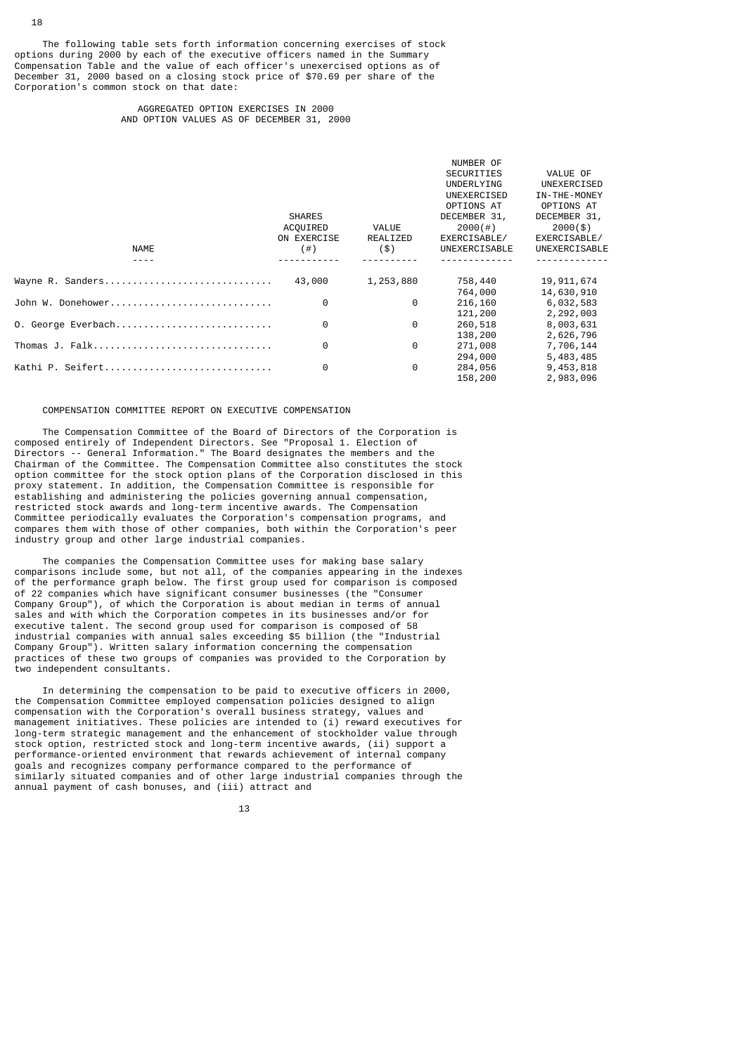The following table sets forth information concerning exercises of stock options during 2000 by each of the executive officers named in the Summary Compensation Table and the value of each officer's unexercised options as of December 31, 2000 based on a closing stock price of $70.69 per share of the Corporation's common stock on that date:

AGGREGATED OPTION EXERCISES IN 2000
AND OPTION VALUES AS OF DECEMBER 31, 2000

| NAME | SHARES ACQUIRED ON EXERCISE (#) | VALUE REALIZED ($) | NUMBER OF SECURITIES UNDERLYING UNEXERCISED OPTIONS AT DECEMBER 31, 2000(#) EXERCISABLE/ UNEXERCISABLE | VALUE OF UNEXERCISED IN-THE-MONEY OPTIONS AT DECEMBER 31, 2000($) EXERCISABLE/ UNEXERCISABLE |
|---|---|---|---|---|
| Wayne R. Sanders | 43,000 | 1,253,880 | 758,440 | 19,911,674 |
| | | | 764,000 | 14,630,910 |
| John W. Donehower | 0 | 0 | 216,160 | 6,032,583 |
| | | | 121,200 | 2,292,003 |
| O. George Everbach | 0 | 0 | 260,518 | 8,003,631 |
| | | | 138,200 | 2,626,796 |
| Thomas J. Falk | 0 | 0 | 271,008 | 7,706,144 |
| | | | 294,000 | 5,483,485 |
| Kathi P. Seifert | 0 | 0 | 284,056 | 9,453,818 |
| | | | 158,200 | 2,983,096 |

## COMPENSATION COMMITTEE REPORT ON EXECUTIVE COMPENSATION

The Compensation Committee of the Board of Directors of the Corporation is composed entirely of Independent Directors. See "Proposal 1. Election of Directors -- General Information." The Board designates the members and the Chairman of the Committee. The Compensation Committee also constitutes the stock option committee for the stock option plans of the Corporation disclosed in this proxy statement. In addition, the Compensation Committee is responsible for establishing and administering the policies governing annual compensation, restricted stock awards and long-term incentive awards. The Compensation Committee periodically evaluates the Corporation's compensation programs, and compares them with those of other companies, both within the Corporation's peer industry group and other large industrial companies.

The companies the Compensation Committee uses for making base salary comparisons include some, but not all, of the companies appearing in the indexes of the performance graph below. The first group used for comparison is composed of 22 companies which have significant consumer businesses (the "Consumer Company Group"), of which the Corporation is about median in terms of annual sales and with which the Corporation competes in its businesses and/or for executive talent. The second group used for comparison is composed of 58 industrial companies with annual sales exceeding $5 billion (the "Industrial Company Group"). Written salary information concerning the compensation practices of these two groups of companies was provided to the Corporation by two independent consultants.

In determining the compensation to be paid to executive officers in 2000, the Compensation Committee employed compensation policies designed to align compensation with the Corporation's overall business strategy, values and management initiatives. These policies are intended to (i) reward executives for long-term strategic management and the enhancement of stockholder value through stock option, restricted stock and long-term incentive awards, (ii) support a performance-oriented environment that rewards achievement of internal company goals and recognizes company performance compared to the performance of similarly situated companies and of other large industrial companies through the annual payment of cash bonuses, and (iii) attract and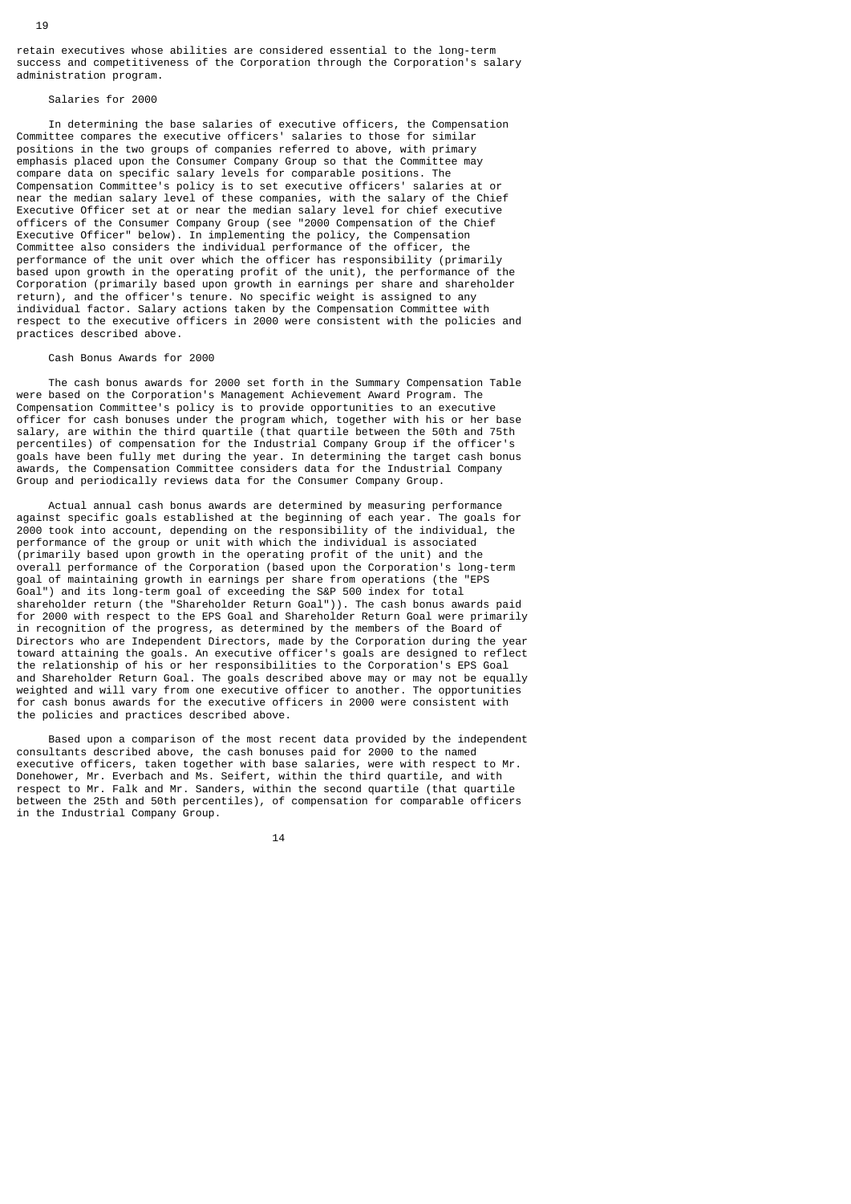retain executives whose abilities are considered essential to the long-term success and competitiveness of the Corporation through the Corporation's salary administration program.

### Salaries for 2000

In determining the base salaries of executive officers, the Compensation Committee compares the executive officers' salaries to those for similar positions in the two groups of companies referred to above, with primary emphasis placed upon the Consumer Company Group so that the Committee may compare data on specific salary levels for comparable positions. The Compensation Committee's policy is to set executive officers' salaries at or near the median salary level of these companies, with the salary of the Chief Executive Officer set at or near the median salary level for chief executive officers of the Consumer Company Group (see "2000 Compensation of the Chief Executive Officer" below). In implementing the policy, the Compensation Committee also considers the individual performance of the officer, the performance of the unit over which the officer has responsibility (primarily based upon growth in the operating profit of the unit), the performance of the Corporation (primarily based upon growth in earnings per share and shareholder return), and the officer's tenure. No specific weight is assigned to any individual factor. Salary actions taken by the Compensation Committee with respect to the executive officers in 2000 were consistent with the policies and practices described above.

### Cash Bonus Awards for 2000

The cash bonus awards for 2000 set forth in the Summary Compensation Table were based on the Corporation's Management Achievement Award Program. The Compensation Committee's policy is to provide opportunities to an executive officer for cash bonuses under the program which, together with his or her base salary, are within the third quartile (that quartile between the 50th and 75th percentiles) of compensation for the Industrial Company Group if the officer's goals have been fully met during the year. In determining the target cash bonus awards, the Compensation Committee considers data for the Industrial Company Group and periodically reviews data for the Consumer Company Group.

Actual annual cash bonus awards are determined by measuring performance against specific goals established at the beginning of each year. The goals for 2000 took into account, depending on the responsibility of the individual, the performance of the group or unit with which the individual is associated (primarily based upon growth in the operating profit of the unit) and the overall performance of the Corporation (based upon the Corporation's long-term goal of maintaining growth in earnings per share from operations (the "EPS Goal") and its long-term goal of exceeding the S&P 500 index for total shareholder return (the "Shareholder Return Goal")). The cash bonus awards paid for 2000 with respect to the EPS Goal and Shareholder Return Goal were primarily in recognition of the progress, as determined by the members of the Board of Directors who are Independent Directors, made by the Corporation during the year toward attaining the goals. An executive officer's goals are designed to reflect the relationship of his or her responsibilities to the Corporation's EPS Goal and Shareholder Return Goal. The goals described above may or may not be equally weighted and will vary from one executive officer to another. The opportunities for cash bonus awards for the executive officers in 2000 were consistent with the policies and practices described above.

Based upon a comparison of the most recent data provided by the independent consultants described above, the cash bonuses paid for 2000 to the named executive officers, taken together with base salaries, were with respect to Mr. Donehower, Mr. Everbach and Ms. Seifert, within the third quartile, and with respect to Mr. Falk and Mr. Sanders, within the second quartile (that quartile between the 25th and 50th percentiles), of compensation for comparable officers in the Industrial Company Group.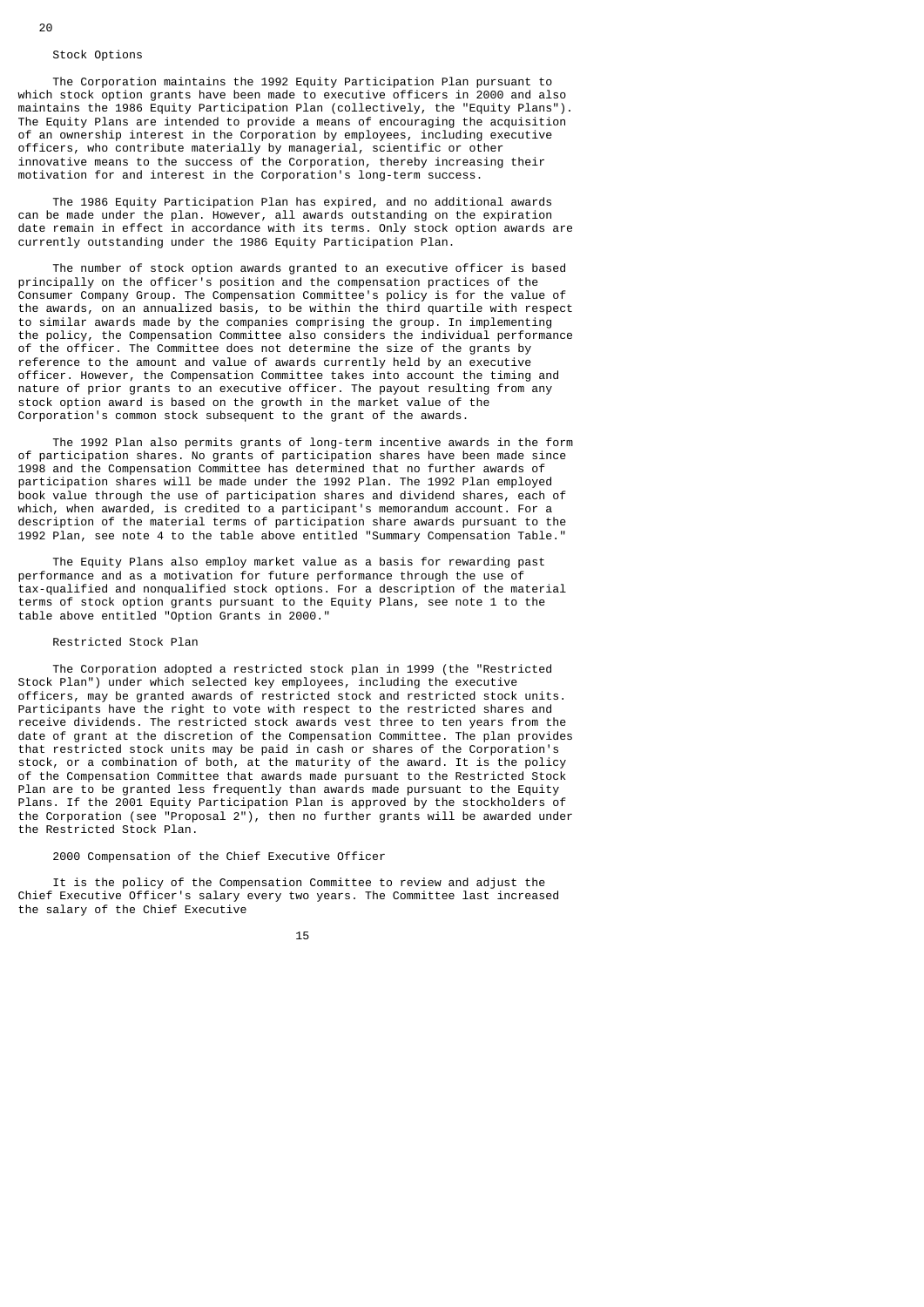### Stock Options

The Corporation maintains the 1992 Equity Participation Plan pursuant to which stock option grants have been made to executive officers in 2000 and also maintains the 1986 Equity Participation Plan (collectively, the "Equity Plans"). The Equity Plans are intended to provide a means of encouraging the acquisition of an ownership interest in the Corporation by employees, including executive officers, who contribute materially by managerial, scientific or other innovative means to the success of the Corporation, thereby increasing their motivation for and interest in the Corporation's long-term success.

The 1986 Equity Participation Plan has expired, and no additional awards can be made under the plan. However, all awards outstanding on the expiration date remain in effect in accordance with its terms. Only stock option awards are currently outstanding under the 1986 Equity Participation Plan.

The number of stock option awards granted to an executive officer is based principally on the officer's position and the compensation practices of the Consumer Company Group. The Compensation Committee's policy is for the value of the awards, on an annualized basis, to be within the third quartile with respect to similar awards made by the companies comprising the group. In implementing the policy, the Compensation Committee also considers the individual performance of the officer. The Committee does not determine the size of the grants by reference to the amount and value of awards currently held by an executive officer. However, the Compensation Committee takes into account the timing and nature of prior grants to an executive officer. The payout resulting from any stock option award is based on the growth in the market value of the Corporation's common stock subsequent to the grant of the awards.

The 1992 Plan also permits grants of long-term incentive awards in the form of participation shares. No grants of participation shares have been made since 1998 and the Compensation Committee has determined that no further awards of participation shares will be made under the 1992 Plan. The 1992 Plan employed book value through the use of participation shares and dividend shares, each of which, when awarded, is credited to a participant's memorandum account. For a description of the material terms of participation share awards pursuant to the 1992 Plan, see note 4 to the table above entitled "Summary Compensation Table."

The Equity Plans also employ market value as a basis for rewarding past performance and as a motivation for future performance through the use of tax-qualified and nonqualified stock options. For a description of the material terms of stock option grants pursuant to the Equity Plans, see note 1 to the table above entitled "Option Grants in 2000."

### Restricted Stock Plan

The Corporation adopted a restricted stock plan in 1999 (the "Restricted Stock Plan") under which selected key employees, including the executive officers, may be granted awards of restricted stock and restricted stock units. Participants have the right to vote with respect to the restricted shares and receive dividends. The restricted stock awards vest three to ten years from the date of grant at the discretion of the Compensation Committee. The plan provides that restricted stock units may be paid in cash or shares of the Corporation's stock, or a combination of both, at the maturity of the award. It is the policy of the Compensation Committee that awards made pursuant to the Restricted Stock Plan are to be granted less frequently than awards made pursuant to the Equity Plans. If the 2001 Equity Participation Plan is approved by the stockholders of the Corporation (see "Proposal 2"), then no further grants will be awarded under the Restricted Stock Plan.

### 2000 Compensation of the Chief Executive Officer

It is the policy of the Compensation Committee to review and adjust the Chief Executive Officer's salary every two years. The Committee last increased the salary of the Chief Executive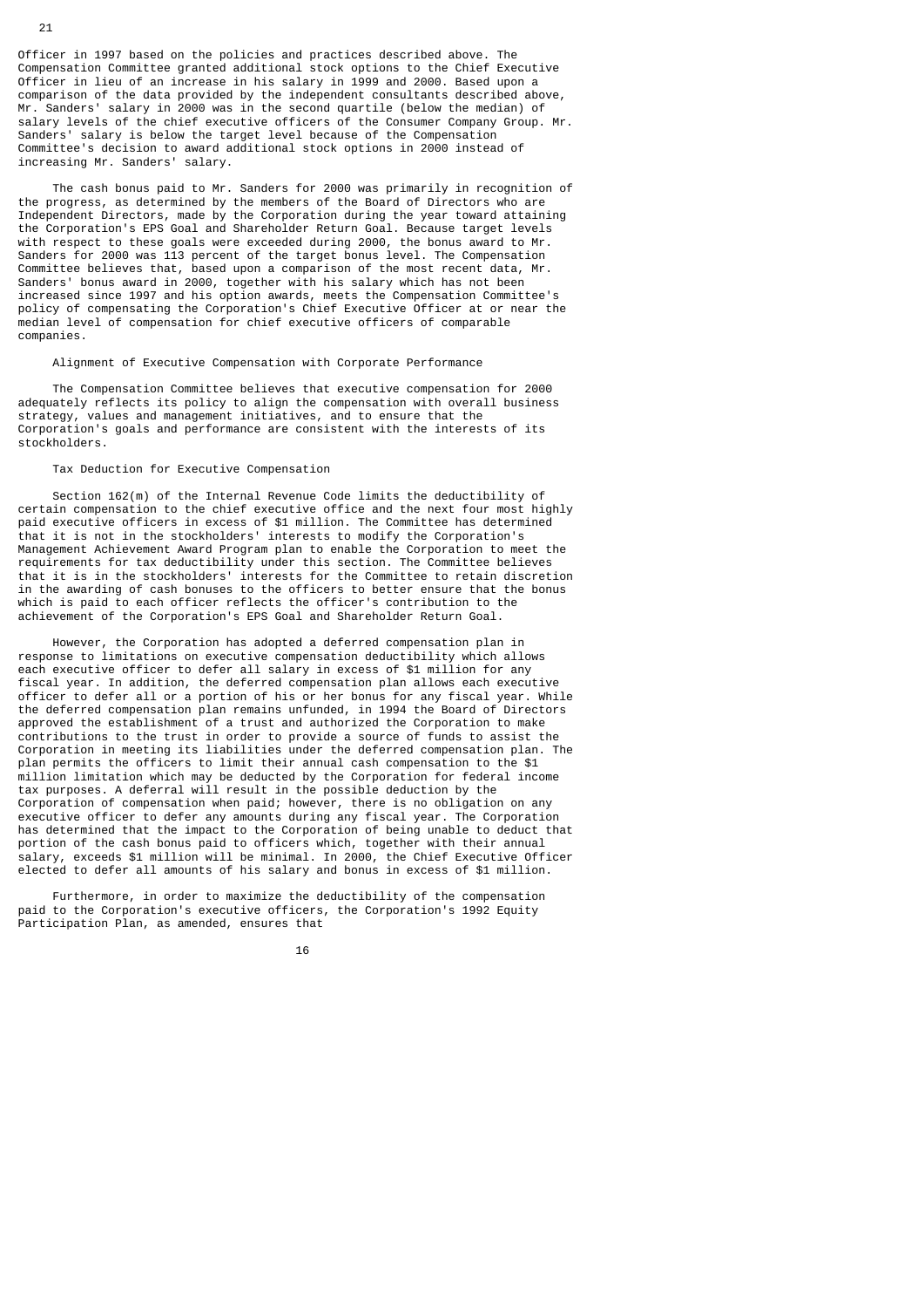Officer in 1997 based on the policies and practices described above. The Compensation Committee granted additional stock options to the Chief Executive Officer in lieu of an increase in his salary in 1999 and 2000. Based upon a comparison of the data provided by the independent consultants described above, Mr. Sanders' salary in 2000 was in the second quartile (below the median) of salary levels of the chief executive officers of the Consumer Company Group. Mr. Sanders' salary is below the target level because of the Compensation Committee's decision to award additional stock options in 2000 instead of increasing Mr. Sanders' salary.

The cash bonus paid to Mr. Sanders for 2000 was primarily in recognition of the progress, as determined by the members of the Board of Directors who are Independent Directors, made by the Corporation during the year toward attaining the Corporation's EPS Goal and Shareholder Return Goal. Because target levels with respect to these goals were exceeded during 2000, the bonus award to Mr. Sanders for 2000 was 113 percent of the target bonus level. The Compensation Committee believes that, based upon a comparison of the most recent data, Mr. Sanders' bonus award in 2000, together with his salary which has not been increased since 1997 and his option awards, meets the Compensation Committee's policy of compensating the Corporation's Chief Executive Officer at or near the median level of compensation for chief executive officers of comparable companies.

### Alignment of Executive Compensation with Corporate Performance

The Compensation Committee believes that executive compensation for 2000 adequately reflects its policy to align the compensation with overall business strategy, values and management initiatives, and to ensure that the Corporation's goals and performance are consistent with the interests of its stockholders.

### Tax Deduction for Executive Compensation

Section 162(m) of the Internal Revenue Code limits the deductibility of certain compensation to the chief executive office and the next four most highly paid executive officers in excess of $1 million. The Committee has determined that it is not in the stockholders' interests to modify the Corporation's Management Achievement Award Program plan to enable the Corporation to meet the requirements for tax deductibility under this section. The Committee believes that it is in the stockholders' interests for the Committee to retain discretion in the awarding of cash bonuses to the officers to better ensure that the bonus which is paid to each officer reflects the officer's contribution to the achievement of the Corporation's EPS Goal and Shareholder Return Goal.

However, the Corporation has adopted a deferred compensation plan in response to limitations on executive compensation deductibility which allows each executive officer to defer all salary in excess of $1 million for any fiscal year. In addition, the deferred compensation plan allows each executive officer to defer all or a portion of his or her bonus for any fiscal year. While the deferred compensation plan remains unfunded, in 1994 the Board of Directors approved the establishment of a trust and authorized the Corporation to make contributions to the trust in order to provide a source of funds to assist the Corporation in meeting its liabilities under the deferred compensation plan. The plan permits the officers to limit their annual cash compensation to the $1 million limitation which may be deducted by the Corporation for federal income tax purposes. A deferral will result in the possible deduction by the Corporation of compensation when paid; however, there is no obligation on any executive officer to defer any amounts during any fiscal year. The Corporation has determined that the impact to the Corporation of being unable to deduct that portion of the cash bonus paid to officers which, together with their annual salary, exceeds $1 million will be minimal. In 2000, the Chief Executive Officer elected to defer all amounts of his salary and bonus in excess of $1 million.

Furthermore, in order to maximize the deductibility of the compensation paid to the Corporation's executive officers, the Corporation's 1992 Equity Participation Plan, as amended, ensures that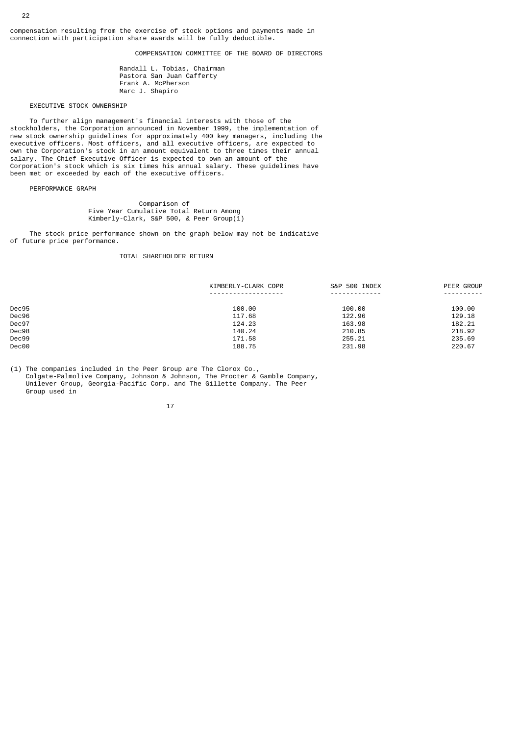compensation resulting from the exercise of stock options and payments made in connection with participation share awards will be fully deductible.

COMPENSATION COMMITTEE OF THE BOARD OF DIRECTORS

Randall L. Tobias, Chairman
Pastora San Juan Cafferty
Frank A. McPherson
Marc J. Shapiro

## EXECUTIVE STOCK OWNERSHIP

To further align management's financial interests with those of the stockholders, the Corporation announced in November 1999, the implementation of new stock ownership guidelines for approximately 400 key managers, including the executive officers. Most officers, and all executive officers, are expected to own the Corporation's stock in an amount equivalent to three times their annual salary. The Chief Executive Officer is expected to own an amount of the Corporation's stock which is six times his annual salary. These guidelines have been met or exceeded by each of the executive officers.

## PERFORMANCE GRAPH

Comparison of
Five Year Cumulative Total Return Among
Kimberly-Clark, S&P 500, & Peer Group(1)

The stock price performance shown on the graph below may not be indicative of future price performance.

TOTAL SHAREHOLDER RETURN

| | KIMBERLY-CLARK COPR | S&P 500 INDEX | PEER GROUP |
|---|---|---|---|
| Dec95 | 100.00 | 100.00 | 100.00 |
| Dec96 | 117.68 | 122.96 | 129.18 |
| Dec97 | 124.23 | 163.98 | 182.21 |
| Dec98 | 140.24 | 210.85 | 218.92 |
| Dec99 | 171.58 | 255.21 | 235.69 |
| Dec00 | 188.75 | 231.98 | 220.67 |

(1) The companies included in the Peer Group are The Clorox Co., Colgate-Palmolive Company, Johnson & Johnson, The Procter & Gamble Company, Unilever Group, Georgia-Pacific Corp. and The Gillette Company. The Peer Group used in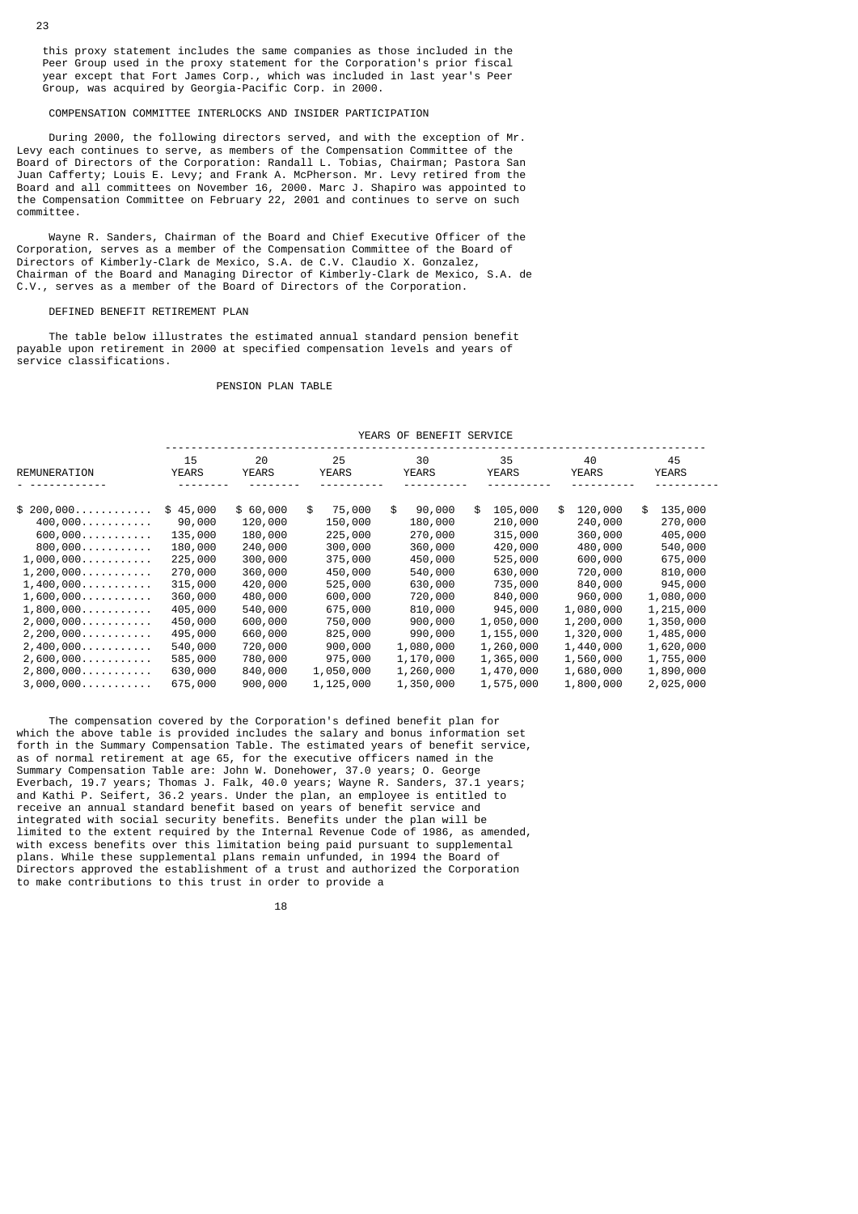this proxy statement includes the same companies as those included in the Peer Group used in the proxy statement for the Corporation's prior fiscal year except that Fort James Corp., which was included in last year's Peer Group, was acquired by Georgia-Pacific Corp. in 2000.

## COMPENSATION COMMITTEE INTERLOCKS AND INSIDER PARTICIPATION

During 2000, the following directors served, and with the exception of Mr. Levy each continues to serve, as members of the Compensation Committee of the Board of Directors of the Corporation: Randall L. Tobias, Chairman; Pastora San Juan Cafferty; Louis E. Levy; and Frank A. McPherson. Mr. Levy retired from the Board and all committees on November 16, 2000. Marc J. Shapiro was appointed to the Compensation Committee on February 22, 2001 and continues to serve on such committee.

Wayne R. Sanders, Chairman of the Board and Chief Executive Officer of the Corporation, serves as a member of the Compensation Committee of the Board of Directors of Kimberly-Clark de Mexico, S.A. de C.V. Claudio X. Gonzalez, Chairman of the Board and Managing Director of Kimberly-Clark de Mexico, S.A. de C.V., serves as a member of the Board of Directors of the Corporation.

## DEFINED BENEFIT RETIREMENT PLAN

The table below illustrates the estimated annual standard pension benefit payable upon retirement in 2000 at specified compensation levels and years of service classifications.

### PENSION PLAN TABLE

| | YEARS OF BENEFIT SERVICE | | | | | | |
|---|---|---|---|---|---|---|---|
| REMUNERATION | 15 YEARS | 20 YEARS | 25 YEARS | 30 YEARS | 35 YEARS | 40 YEARS | 45 YEARS |
| $ 200,000 | $ 45,000 | $ 60,000 | $ 75,000 | $ 90,000 | $ 105,000 | $ 120,000 | $ 135,000 |
| 400,000 | 90,000 | 120,000 | 150,000 | 180,000 | 210,000 | 240,000 | 270,000 |
| 600,000 | 135,000 | 180,000 | 225,000 | 270,000 | 315,000 | 360,000 | 405,000 |
| 800,000 | 180,000 | 240,000 | 300,000 | 360,000 | 420,000 | 480,000 | 540,000 |
| 1,000,000 | 225,000 | 300,000 | 375,000 | 450,000 | 525,000 | 600,000 | 675,000 |
| 1,200,000 | 270,000 | 360,000 | 450,000 | 540,000 | 630,000 | 720,000 | 810,000 |
| 1,400,000 | 315,000 | 420,000 | 525,000 | 630,000 | 735,000 | 840,000 | 945,000 |
| 1,600,000 | 360,000 | 480,000 | 600,000 | 720,000 | 840,000 | 960,000 | 1,080,000 |
| 1,800,000 | 405,000 | 540,000 | 675,000 | 810,000 | 945,000 | 1,080,000 | 1,215,000 |
| 2,000,000 | 450,000 | 600,000 | 750,000 | 900,000 | 1,050,000 | 1,200,000 | 1,350,000 |
| 2,200,000 | 495,000 | 660,000 | 825,000 | 990,000 | 1,155,000 | 1,320,000 | 1,485,000 |
| 2,400,000 | 540,000 | 720,000 | 900,000 | 1,080,000 | 1,260,000 | 1,440,000 | 1,620,000 |
| 2,600,000 | 585,000 | 780,000 | 975,000 | 1,170,000 | 1,365,000 | 1,560,000 | 1,755,000 |
| 2,800,000 | 630,000 | 840,000 | 1,050,000 | 1,260,000 | 1,470,000 | 1,680,000 | 1,890,000 |
| 3,000,000 | 675,000 | 900,000 | 1,125,000 | 1,350,000 | 1,575,000 | 1,800,000 | 2,025,000 |

The compensation covered by the Corporation's defined benefit plan for which the above table is provided includes the salary and bonus information set forth in the Summary Compensation Table. The estimated years of benefit service, as of normal retirement at age 65, for the executive officers named in the Summary Compensation Table are: John W. Donehower, 37.0 years; O. George Everbach, 19.7 years; Thomas J. Falk, 40.0 years; Wayne R. Sanders, 37.1 years; and Kathi P. Seifert, 36.2 years. Under the plan, an employee is entitled to receive an annual standard benefit based on years of benefit service and integrated with social security benefits. Benefits under the plan will be limited to the extent required by the Internal Revenue Code of 1986, as amended, with excess benefits over this limitation being paid pursuant to supplemental plans. While these supplemental plans remain unfunded, in 1994 the Board of Directors approved the establishment of a trust and authorized the Corporation to make contributions to this trust in order to provide a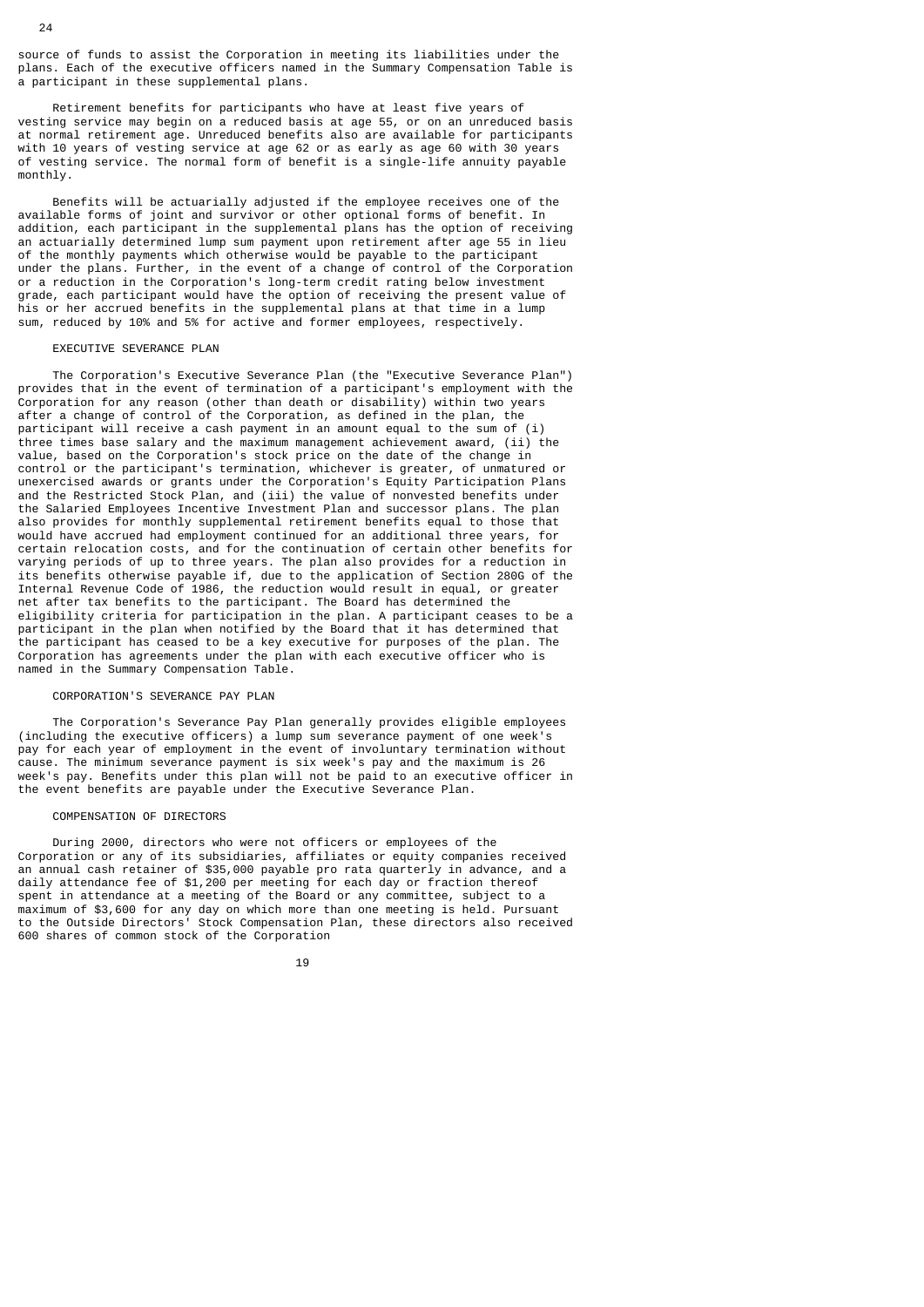source of funds to assist the Corporation in meeting its liabilities under the plans. Each of the executive officers named in the Summary Compensation Table is a participant in these supplemental plans.

Retirement benefits for participants who have at least five years of vesting service may begin on a reduced basis at age 55, or on an unreduced basis at normal retirement age. Unreduced benefits also are available for participants with 10 years of vesting service at age 62 or as early as age 60 with 30 years of vesting service. The normal form of benefit is a single-life annuity payable monthly.

Benefits will be actuarially adjusted if the employee receives one of the available forms of joint and survivor or other optional forms of benefit. In addition, each participant in the supplemental plans has the option of receiving an actuarially determined lump sum payment upon retirement after age 55 in lieu of the monthly payments which otherwise would be payable to the participant under the plans. Further, in the event of a change of control of the Corporation or a reduction in the Corporation's long-term credit rating below investment grade, each participant would have the option of receiving the present value of his or her accrued benefits in the supplemental plans at that time in a lump sum, reduced by 10% and 5% for active and former employees, respectively.

### EXECUTIVE SEVERANCE PLAN

The Corporation's Executive Severance Plan (the "Executive Severance Plan") provides that in the event of termination of a participant's employment with the Corporation for any reason (other than death or disability) within two years after a change of control of the Corporation, as defined in the plan, the participant will receive a cash payment in an amount equal to the sum of (i) three times base salary and the maximum management achievement award, (ii) the value, based on the Corporation's stock price on the date of the change in control or the participant's termination, whichever is greater, of unmatured or unexercised awards or grants under the Corporation's Equity Participation Plans and the Restricted Stock Plan, and (iii) the value of nonvested benefits under the Salaried Employees Incentive Investment Plan and successor plans. The plan also provides for monthly supplemental retirement benefits equal to those that would have accrued had employment continued for an additional three years, for certain relocation costs, and for the continuation of certain other benefits for varying periods of up to three years. The plan also provides for a reduction in its benefits otherwise payable if, due to the application of Section 280G of the Internal Revenue Code of 1986, the reduction would result in equal, or greater net after tax benefits to the participant. The Board has determined the eligibility criteria for participation in the plan. A participant ceases to be a participant in the plan when notified by the Board that it has determined that the participant has ceased to be a key executive for purposes of the plan. The Corporation has agreements under the plan with each executive officer who is named in the Summary Compensation Table.

### CORPORATION'S SEVERANCE PAY PLAN

The Corporation's Severance Pay Plan generally provides eligible employees (including the executive officers) a lump sum severance payment of one week's pay for each year of employment in the event of involuntary termination without cause. The minimum severance payment is six week's pay and the maximum is 26 week's pay. Benefits under this plan will not be paid to an executive officer in the event benefits are payable under the Executive Severance Plan.

### COMPENSATION OF DIRECTORS

During 2000, directors who were not officers or employees of the Corporation or any of its subsidiaries, affiliates or equity companies received an annual cash retainer of $35,000 payable pro rata quarterly in advance, and a daily attendance fee of $1,200 per meeting for each day or fraction thereof spent in attendance at a meeting of the Board or any committee, subject to a maximum of $3,600 for any day on which more than one meeting is held. Pursuant to the Outside Directors' Stock Compensation Plan, these directors also received 600 shares of common stock of the Corporation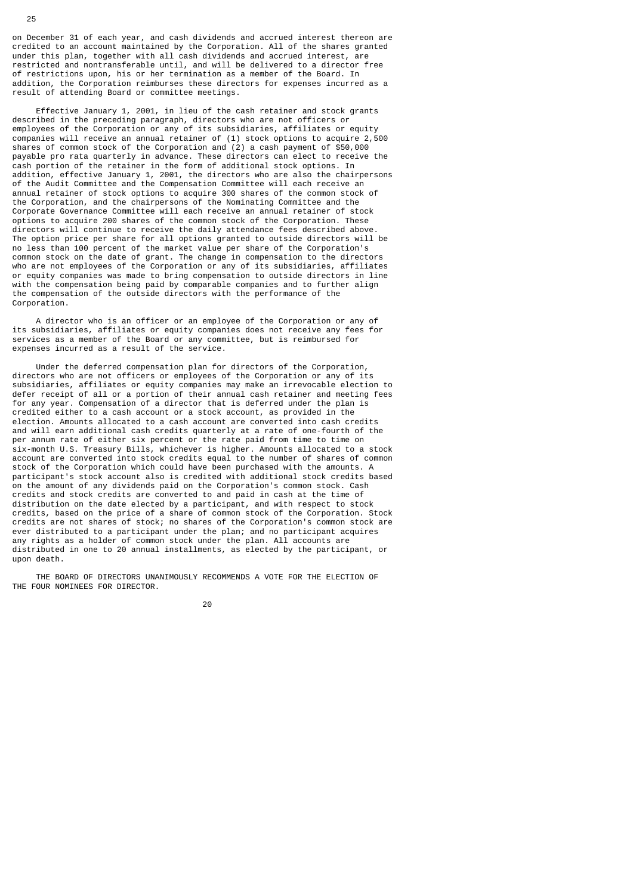on December 31 of each year, and cash dividends and accrued interest thereon are credited to an account maintained by the Corporation. All of the shares granted under this plan, together with all cash dividends and accrued interest, are restricted and nontransferable until, and will be delivered to a director free of restrictions upon, his or her termination as a member of the Board. In addition, the Corporation reimburses these directors for expenses incurred as a result of attending Board or committee meetings.

Effective January 1, 2001, in lieu of the cash retainer and stock grants described in the preceding paragraph, directors who are not officers or employees of the Corporation or any of its subsidiaries, affiliates or equity companies will receive an annual retainer of (1) stock options to acquire 2,500 shares of common stock of the Corporation and (2) a cash payment of $50,000 payable pro rata quarterly in advance. These directors can elect to receive the cash portion of the retainer in the form of additional stock options. In addition, effective January 1, 2001, the directors who are also the chairpersons of the Audit Committee and the Compensation Committee will each receive an annual retainer of stock options to acquire 300 shares of the common stock of the Corporation, and the chairpersons of the Nominating Committee and the Corporate Governance Committee will each receive an annual retainer of stock options to acquire 200 shares of the common stock of the Corporation. These directors will continue to receive the daily attendance fees described above. The option price per share for all options granted to outside directors will be no less than 100 percent of the market value per share of the Corporation's common stock on the date of grant. The change in compensation to the directors who are not employees of the Corporation or any of its subsidiaries, affiliates or equity companies was made to bring compensation to outside directors in line with the compensation being paid by comparable companies and to further align the compensation of the outside directors with the performance of the Corporation.

A director who is an officer or an employee of the Corporation or any of its subsidiaries, affiliates or equity companies does not receive any fees for services as a member of the Board or any committee, but is reimbursed for expenses incurred as a result of the service.

Under the deferred compensation plan for directors of the Corporation, directors who are not officers or employees of the Corporation or any of its subsidiaries, affiliates or equity companies may make an irrevocable election to defer receipt of all or a portion of their annual cash retainer and meeting fees for any year. Compensation of a director that is deferred under the plan is credited either to a cash account or a stock account, as provided in the election. Amounts allocated to a cash account are converted into cash credits and will earn additional cash credits quarterly at a rate of one-fourth of the per annum rate of either six percent or the rate paid from time to time on six-month U.S. Treasury Bills, whichever is higher. Amounts allocated to a stock account are converted into stock credits equal to the number of shares of common stock of the Corporation which could have been purchased with the amounts. A participant's stock account also is credited with additional stock credits based on the amount of any dividends paid on the Corporation's common stock. Cash credits and stock credits are converted to and paid in cash at the time of distribution on the date elected by a participant, and with respect to stock credits, based on the price of a share of common stock of the Corporation. Stock credits are not shares of stock; no shares of the Corporation's common stock are ever distributed to a participant under the plan; and no participant acquires any rights as a holder of common stock under the plan. All accounts are distributed in one to 20 annual installments, as elected by the participant, or upon death.

THE BOARD OF DIRECTORS UNANIMOUSLY RECOMMENDS A VOTE FOR THE ELECTION OF THE FOUR NOMINEES FOR DIRECTOR.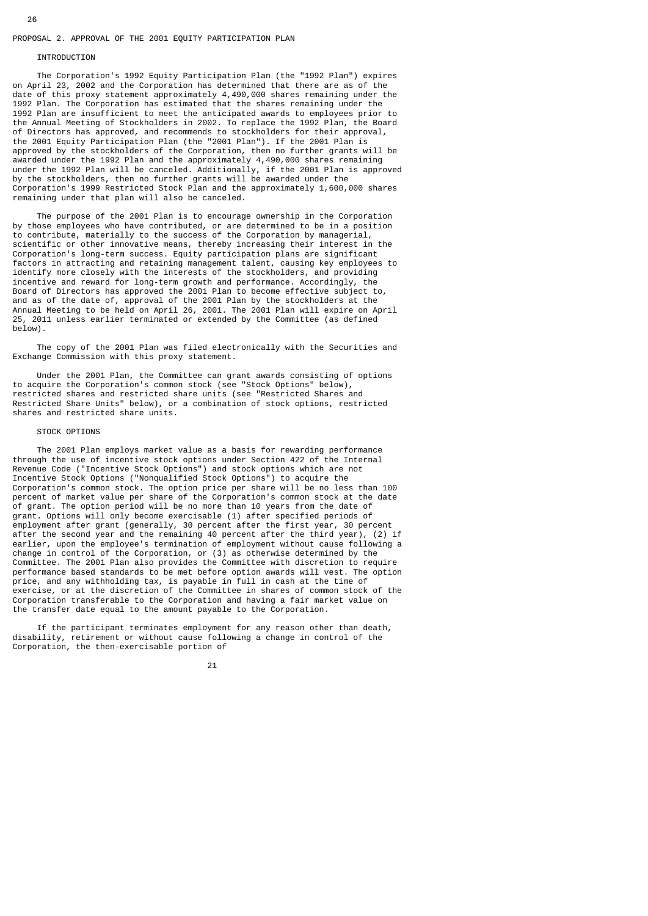## PROPOSAL 2. APPROVAL OF THE 2001 EQUITY PARTICIPATION PLAN

### INTRODUCTION

The Corporation's 1992 Equity Participation Plan (the "1992 Plan") expires on April 23, 2002 and the Corporation has determined that there are as of the date of this proxy statement approximately 4,490,000 shares remaining under the 1992 Plan. The Corporation has estimated that the shares remaining under the 1992 Plan are insufficient to meet the anticipated awards to employees prior to the Annual Meeting of Stockholders in 2002. To replace the 1992 Plan, the Board of Directors has approved, and recommends to stockholders for their approval, the 2001 Equity Participation Plan (the "2001 Plan"). If the 2001 Plan is approved by the stockholders of the Corporation, then no further grants will be awarded under the 1992 Plan and the approximately 4,490,000 shares remaining under the 1992 Plan will be canceled. Additionally, if the 2001 Plan is approved by the stockholders, then no further grants will be awarded under the Corporation's 1999 Restricted Stock Plan and the approximately 1,600,000 shares remaining under that plan will also be canceled.

The purpose of the 2001 Plan is to encourage ownership in the Corporation by those employees who have contributed, or are determined to be in a position to contribute, materially to the success of the Corporation by managerial, scientific or other innovative means, thereby increasing their interest in the Corporation's long-term success. Equity participation plans are significant factors in attracting and retaining management talent, causing key employees to identify more closely with the interests of the stockholders, and providing incentive and reward for long-term growth and performance. Accordingly, the Board of Directors has approved the 2001 Plan to become effective subject to, and as of the date of, approval of the 2001 Plan by the stockholders at the Annual Meeting to be held on April 26, 2001. The 2001 Plan will expire on April 25, 2011 unless earlier terminated or extended by the Committee (as defined below).

The copy of the 2001 Plan was filed electronically with the Securities and Exchange Commission with this proxy statement.

Under the 2001 Plan, the Committee can grant awards consisting of options to acquire the Corporation's common stock (see "Stock Options" below), restricted shares and restricted share units (see "Restricted Shares and Restricted Share Units" below), or a combination of stock options, restricted shares and restricted share units.

### STOCK OPTIONS

The 2001 Plan employs market value as a basis for rewarding performance through the use of incentive stock options under Section 422 of the Internal Revenue Code ("Incentive Stock Options") and stock options which are not Incentive Stock Options ("Nonqualified Stock Options") to acquire the Corporation's common stock. The option price per share will be no less than 100 percent of market value per share of the Corporation's common stock at the date of grant. The option period will be no more than 10 years from the date of grant. Options will only become exercisable (1) after specified periods of employment after grant (generally, 30 percent after the first year, 30 percent after the second year and the remaining 40 percent after the third year), (2) if earlier, upon the employee's termination of employment without cause following a change in control of the Corporation, or (3) as otherwise determined by the Committee. The 2001 Plan also provides the Committee with discretion to require performance based standards to be met before option awards will vest. The option price, and any withholding tax, is payable in full in cash at the time of exercise, or at the discretion of the Committee in shares of common stock of the Corporation transferable to the Corporation and having a fair market value on the transfer date equal to the amount payable to the Corporation.

If the participant terminates employment for any reason other than death, disability, retirement or without cause following a change in control of the Corporation, the then-exercisable portion of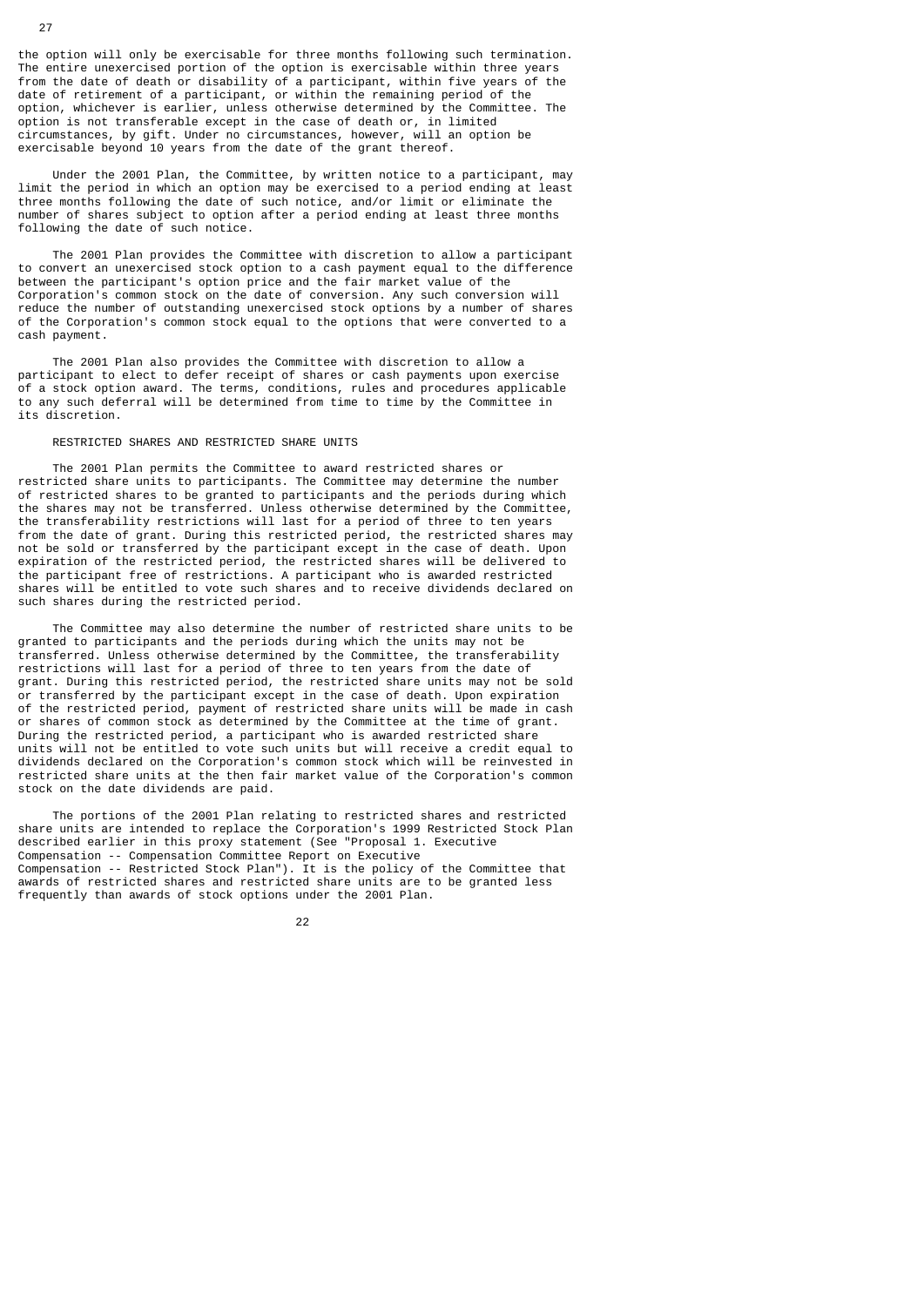the option will only be exercisable for three months following such termination. The entire unexercised portion of the option is exercisable within three years from the date of death or disability of a participant, within five years of the date of retirement of a participant, or within the remaining period of the option, whichever is earlier, unless otherwise determined by the Committee. The option is not transferable except in the case of death or, in limited circumstances, by gift. Under no circumstances, however, will an option be exercisable beyond 10 years from the date of the grant thereof.

Under the 2001 Plan, the Committee, by written notice to a participant, may limit the period in which an option may be exercised to a period ending at least three months following the date of such notice, and/or limit or eliminate the number of shares subject to option after a period ending at least three months following the date of such notice.

The 2001 Plan provides the Committee with discretion to allow a participant to convert an unexercised stock option to a cash payment equal to the difference between the participant's option price and the fair market value of the Corporation's common stock on the date of conversion. Any such conversion will reduce the number of outstanding unexercised stock options by a number of shares of the Corporation's common stock equal to the options that were converted to a cash payment.

The 2001 Plan also provides the Committee with discretion to allow a participant to elect to defer receipt of shares or cash payments upon exercise of a stock option award. The terms, conditions, rules and procedures applicable to any such deferral will be determined from time to time by the Committee in its discretion.

RESTRICTED SHARES AND RESTRICTED SHARE UNITS

The 2001 Plan permits the Committee to award restricted shares or restricted share units to participants. The Committee may determine the number of restricted shares to be granted to participants and the periods during which the shares may not be transferred. Unless otherwise determined by the Committee, the transferability restrictions will last for a period of three to ten years from the date of grant. During this restricted period, the restricted shares may not be sold or transferred by the participant except in the case of death. Upon expiration of the restricted period, the restricted shares will be delivered to the participant free of restrictions. A participant who is awarded restricted shares will be entitled to vote such shares and to receive dividends declared on such shares during the restricted period.

The Committee may also determine the number of restricted share units to be granted to participants and the periods during which the units may not be transferred. Unless otherwise determined by the Committee, the transferability restrictions will last for a period of three to ten years from the date of grant. During this restricted period, the restricted share units may not be sold or transferred by the participant except in the case of death. Upon expiration of the restricted period, payment of restricted share units will be made in cash or shares of common stock as determined by the Committee at the time of grant. During the restricted period, a participant who is awarded restricted share units will not be entitled to vote such units but will receive a credit equal to dividends declared on the Corporation's common stock which will be reinvested in restricted share units at the then fair market value of the Corporation's common stock on the date dividends are paid.

The portions of the 2001 Plan relating to restricted shares and restricted share units are intended to replace the Corporation's 1999 Restricted Stock Plan described earlier in this proxy statement (See "Proposal 1. Executive Compensation -- Compensation Committee Report on Executive Compensation -- Restricted Stock Plan"). It is the policy of the Committee that awards of restricted shares and restricted share units are to be granted less frequently than awards of stock options under the 2001 Plan.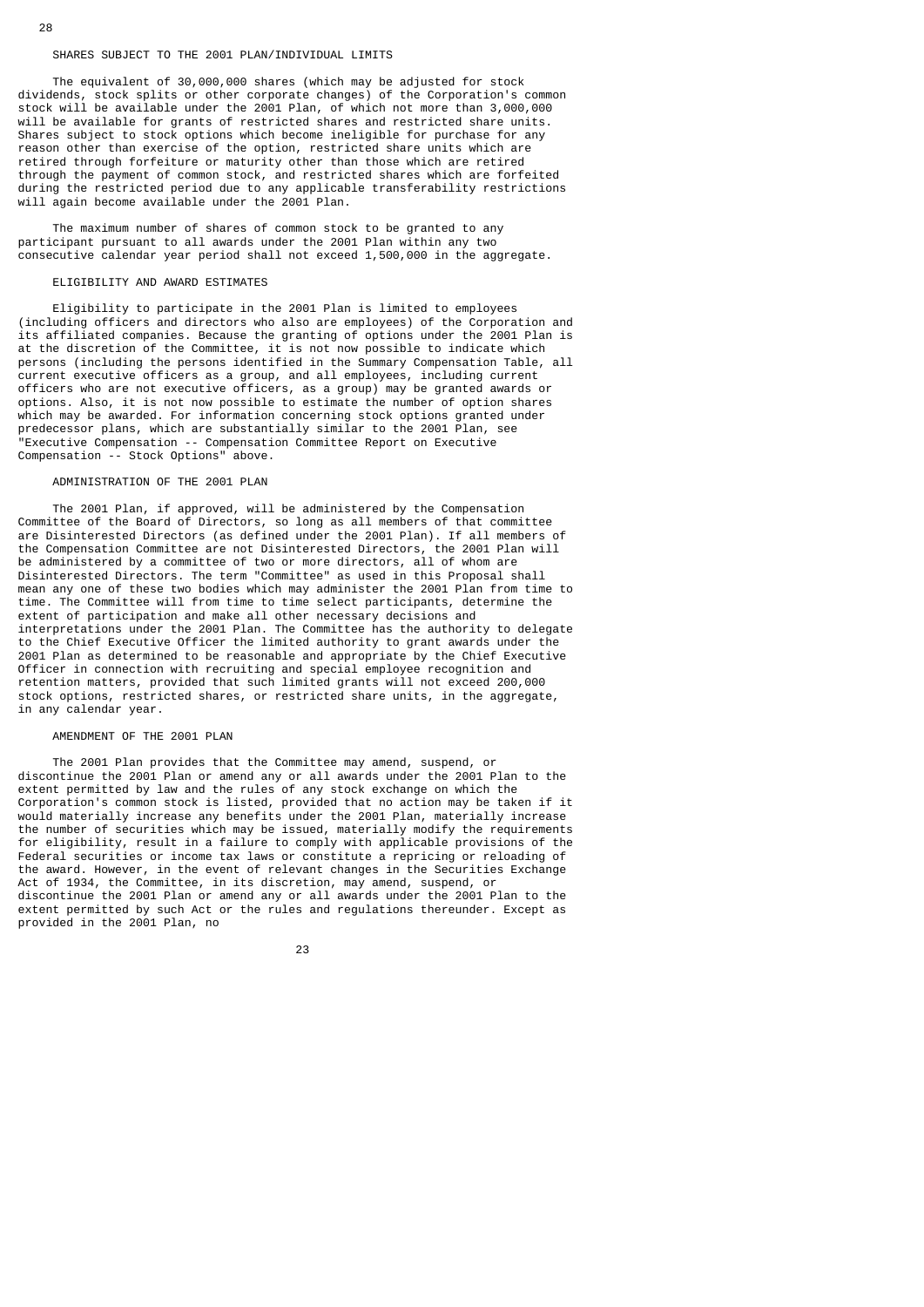### SHARES SUBJECT TO THE 2001 PLAN/INDIVIDUAL LIMITS

The equivalent of 30,000,000 shares (which may be adjusted for stock dividends, stock splits or other corporate changes) of the Corporation's common stock will be available under the 2001 Plan, of which not more than 3,000,000 will be available for grants of restricted shares and restricted share units. Shares subject to stock options which become ineligible for purchase for any reason other than exercise of the option, restricted share units which are retired through forfeiture or maturity other than those which are retired through the payment of common stock, and restricted shares which are forfeited during the restricted period due to any applicable transferability restrictions will again become available under the 2001 Plan.

The maximum number of shares of common stock to be granted to any participant pursuant to all awards under the 2001 Plan within any two consecutive calendar year period shall not exceed 1,500,000 in the aggregate.

### ELIGIBILITY AND AWARD ESTIMATES

Eligibility to participate in the 2001 Plan is limited to employees (including officers and directors who also are employees) of the Corporation and its affiliated companies. Because the granting of options under the 2001 Plan is at the discretion of the Committee, it is not now possible to indicate which persons (including the persons identified in the Summary Compensation Table, all current executive officers as a group, and all employees, including current officers who are not executive officers, as a group) may be granted awards or options. Also, it is not now possible to estimate the number of option shares which may be awarded. For information concerning stock options granted under predecessor plans, which are substantially similar to the 2001 Plan, see "Executive Compensation -- Compensation Committee Report on Executive Compensation -- Stock Options" above.

### ADMINISTRATION OF THE 2001 PLAN

The 2001 Plan, if approved, will be administered by the Compensation Committee of the Board of Directors, so long as all members of that committee are Disinterested Directors (as defined under the 2001 Plan). If all members of the Compensation Committee are not Disinterested Directors, the 2001 Plan will be administered by a committee of two or more directors, all of whom are Disinterested Directors. The term "Committee" as used in this Proposal shall mean any one of these two bodies which may administer the 2001 Plan from time to time. The Committee will from time to time select participants, determine the extent of participation and make all other necessary decisions and interpretations under the 2001 Plan. The Committee has the authority to delegate to the Chief Executive Officer the limited authority to grant awards under the 2001 Plan as determined to be reasonable and appropriate by the Chief Executive Officer in connection with recruiting and special employee recognition and retention matters, provided that such limited grants will not exceed 200,000 stock options, restricted shares, or restricted share units, in the aggregate, in any calendar year.

### AMENDMENT OF THE 2001 PLAN

The 2001 Plan provides that the Committee may amend, suspend, or discontinue the 2001 Plan or amend any or all awards under the 2001 Plan to the extent permitted by law and the rules of any stock exchange on which the Corporation's common stock is listed, provided that no action may be taken if it would materially increase any benefits under the 2001 Plan, materially increase the number of securities which may be issued, materially modify the requirements for eligibility, result in a failure to comply with applicable provisions of the Federal securities or income tax laws or constitute a repricing or reloading of the award. However, in the event of relevant changes in the Securities Exchange Act of 1934, the Committee, in its discretion, may amend, suspend, or discontinue the 2001 Plan or amend any or all awards under the 2001 Plan to the extent permitted by such Act or the rules and regulations thereunder. Except as provided in the 2001 Plan, no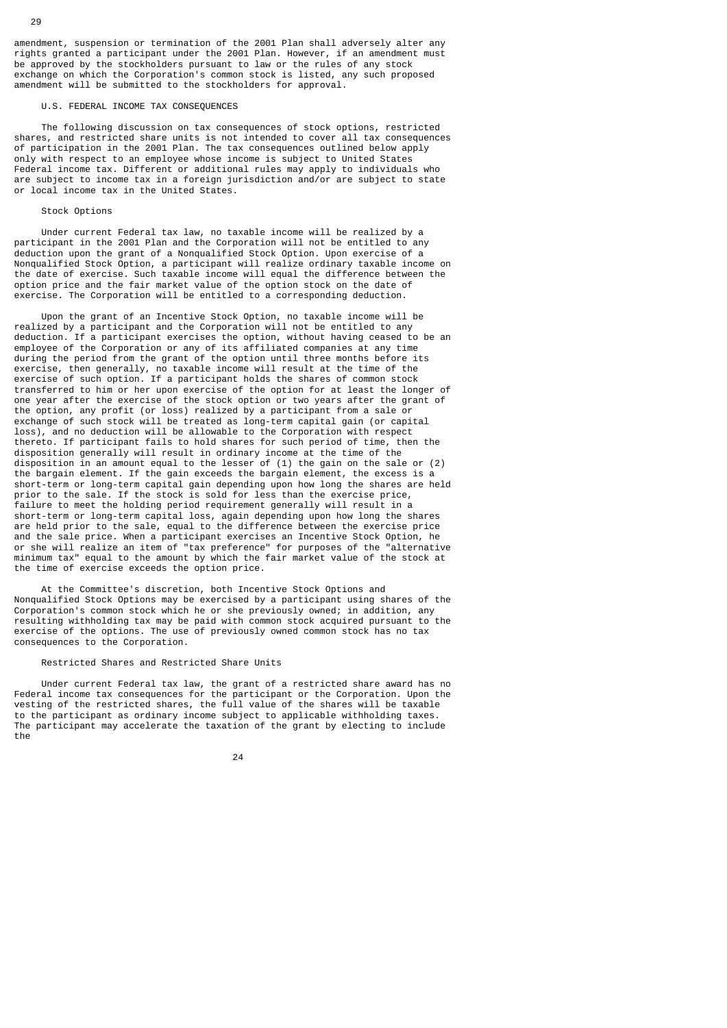amendment, suspension or termination of the 2001 Plan shall adversely alter any rights granted a participant under the 2001 Plan. However, if an amendment must be approved by the stockholders pursuant to law or the rules of any stock exchange on which the Corporation's common stock is listed, any such proposed amendment will be submitted to the stockholders for approval.

### U.S. FEDERAL INCOME TAX CONSEQUENCES

The following discussion on tax consequences of stock options, restricted shares, and restricted share units is not intended to cover all tax consequences of participation in the 2001 Plan. The tax consequences outlined below apply only with respect to an employee whose income is subject to United States Federal income tax. Different or additional rules may apply to individuals who are subject to income tax in a foreign jurisdiction and/or are subject to state or local income tax in the United States.

#### Stock Options

Under current Federal tax law, no taxable income will be realized by a participant in the 2001 Plan and the Corporation will not be entitled to any deduction upon the grant of a Nonqualified Stock Option. Upon exercise of a Nonqualified Stock Option, a participant will realize ordinary taxable income on the date of exercise. Such taxable income will equal the difference between the option price and the fair market value of the option stock on the date of exercise. The Corporation will be entitled to a corresponding deduction.

Upon the grant of an Incentive Stock Option, no taxable income will be realized by a participant and the Corporation will not be entitled to any deduction. If a participant exercises the option, without having ceased to be an employee of the Corporation or any of its affiliated companies at any time during the period from the grant of the option until three months before its exercise, then generally, no taxable income will result at the time of the exercise of such option. If a participant holds the shares of common stock transferred to him or her upon exercise of the option for at least the longer of one year after the exercise of the stock option or two years after the grant of the option, any profit (or loss) realized by a participant from a sale or exchange of such stock will be treated as long-term capital gain (or capital loss), and no deduction will be allowable to the Corporation with respect thereto. If participant fails to hold shares for such period of time, then the disposition generally will result in ordinary income at the time of the disposition in an amount equal to the lesser of (1) the gain on the sale or (2) the bargain element. If the gain exceeds the bargain element, the excess is a short-term or long-term capital gain depending upon how long the shares are held prior to the sale. If the stock is sold for less than the exercise price, failure to meet the holding period requirement generally will result in a short-term or long-term capital loss, again depending upon how long the shares are held prior to the sale, equal to the difference between the exercise price and the sale price. When a participant exercises an Incentive Stock Option, he or she will realize an item of "tax preference" for purposes of the "alternative minimum tax" equal to the amount by which the fair market value of the stock at the time of exercise exceeds the option price.

At the Committee's discretion, both Incentive Stock Options and Nonqualified Stock Options may be exercised by a participant using shares of the Corporation's common stock which he or she previously owned; in addition, any resulting withholding tax may be paid with common stock acquired pursuant to the exercise of the options. The use of previously owned common stock has no tax consequences to the Corporation.

#### Restricted Shares and Restricted Share Units

Under current Federal tax law, the grant of a restricted share award has no Federal income tax consequences for the participant or the Corporation. Upon the vesting of the restricted shares, the full value of the shares will be taxable to the participant as ordinary income subject to applicable withholding taxes. The participant may accelerate the taxation of the grant by electing to include the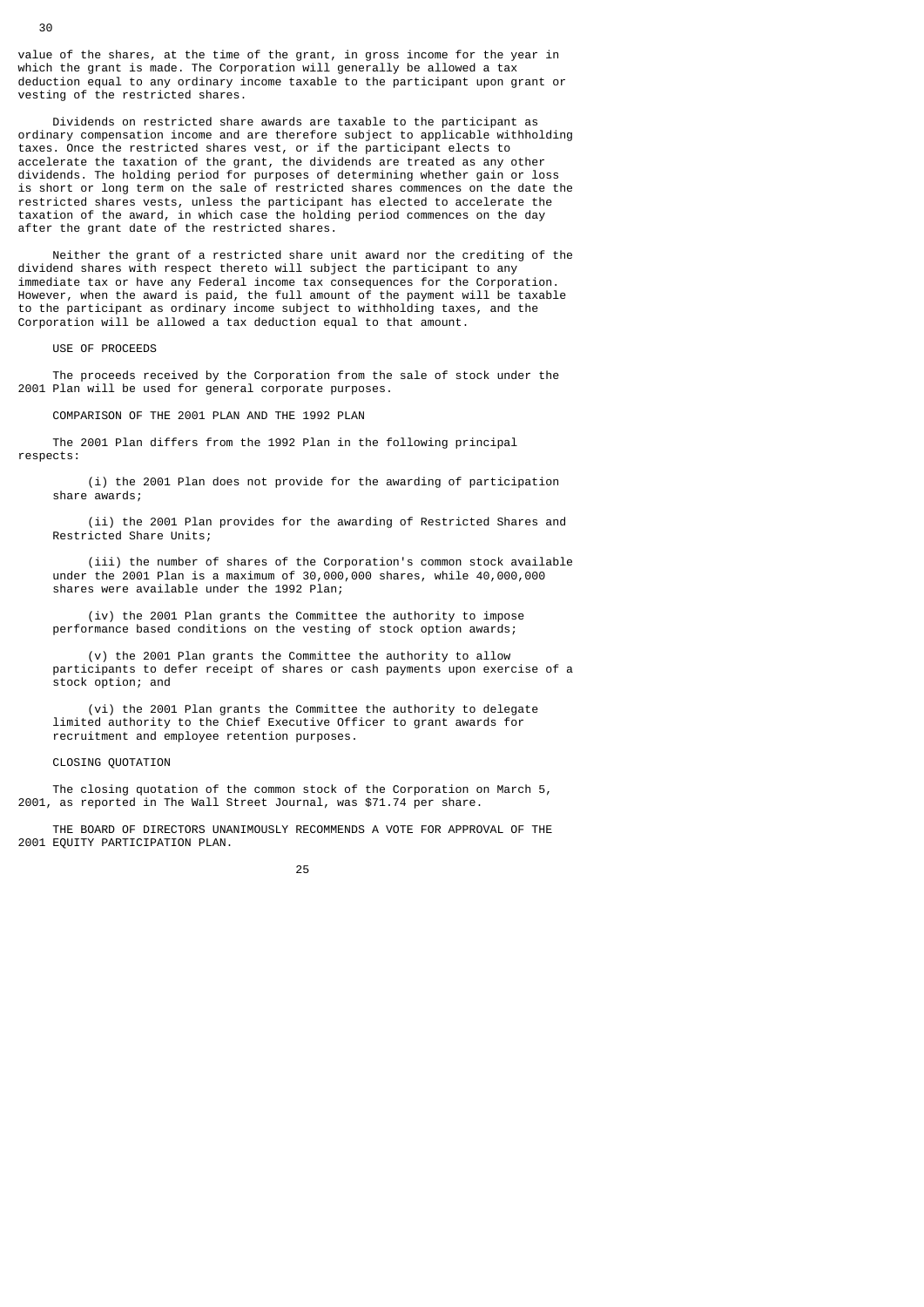value of the shares, at the time of the grant, in gross income for the year in which the grant is made. The Corporation will generally be allowed a tax deduction equal to any ordinary income taxable to the participant upon grant or vesting of the restricted shares.

Dividends on restricted share awards are taxable to the participant as ordinary compensation income and are therefore subject to applicable withholding taxes. Once the restricted shares vest, or if the participant elects to accelerate the taxation of the grant, the dividends are treated as any other dividends. The holding period for purposes of determining whether gain or loss is short or long term on the sale of restricted shares commences on the date the restricted shares vests, unless the participant has elected to accelerate the taxation of the award, in which case the holding period commences on the day after the grant date of the restricted shares.

Neither the grant of a restricted share unit award nor the crediting of the dividend shares with respect thereto will subject the participant to any immediate tax or have any Federal income tax consequences for the Corporation. However, when the award is paid, the full amount of the payment will be taxable to the participant as ordinary income subject to withholding taxes, and the Corporation will be allowed a tax deduction equal to that amount.

## USE OF PROCEEDS

The proceeds received by the Corporation from the sale of stock under the 2001 Plan will be used for general corporate purposes.

## COMPARISON OF THE 2001 PLAN AND THE 1992 PLAN

The 2001 Plan differs from the 1992 Plan in the following principal respects:

(i) the 2001 Plan does not provide for the awarding of participation share awards;

(ii) the 2001 Plan provides for the awarding of Restricted Shares and Restricted Share Units;

(iii) the number of shares of the Corporation's common stock available under the 2001 Plan is a maximum of 30,000,000 shares, while 40,000,000 shares were available under the 1992 Plan;

(iv) the 2001 Plan grants the Committee the authority to impose performance based conditions on the vesting of stock option awards;

(v) the 2001 Plan grants the Committee the authority to allow participants to defer receipt of shares or cash payments upon exercise of a stock option; and

(vi) the 2001 Plan grants the Committee the authority to delegate limited authority to the Chief Executive Officer to grant awards for recruitment and employee retention purposes.

## CLOSING QUOTATION

The closing quotation of the common stock of the Corporation on March 5, 2001, as reported in The Wall Street Journal, was $71.74 per share.

THE BOARD OF DIRECTORS UNANIMOUSLY RECOMMENDS A VOTE FOR APPROVAL OF THE 2001 EQUITY PARTICIPATION PLAN.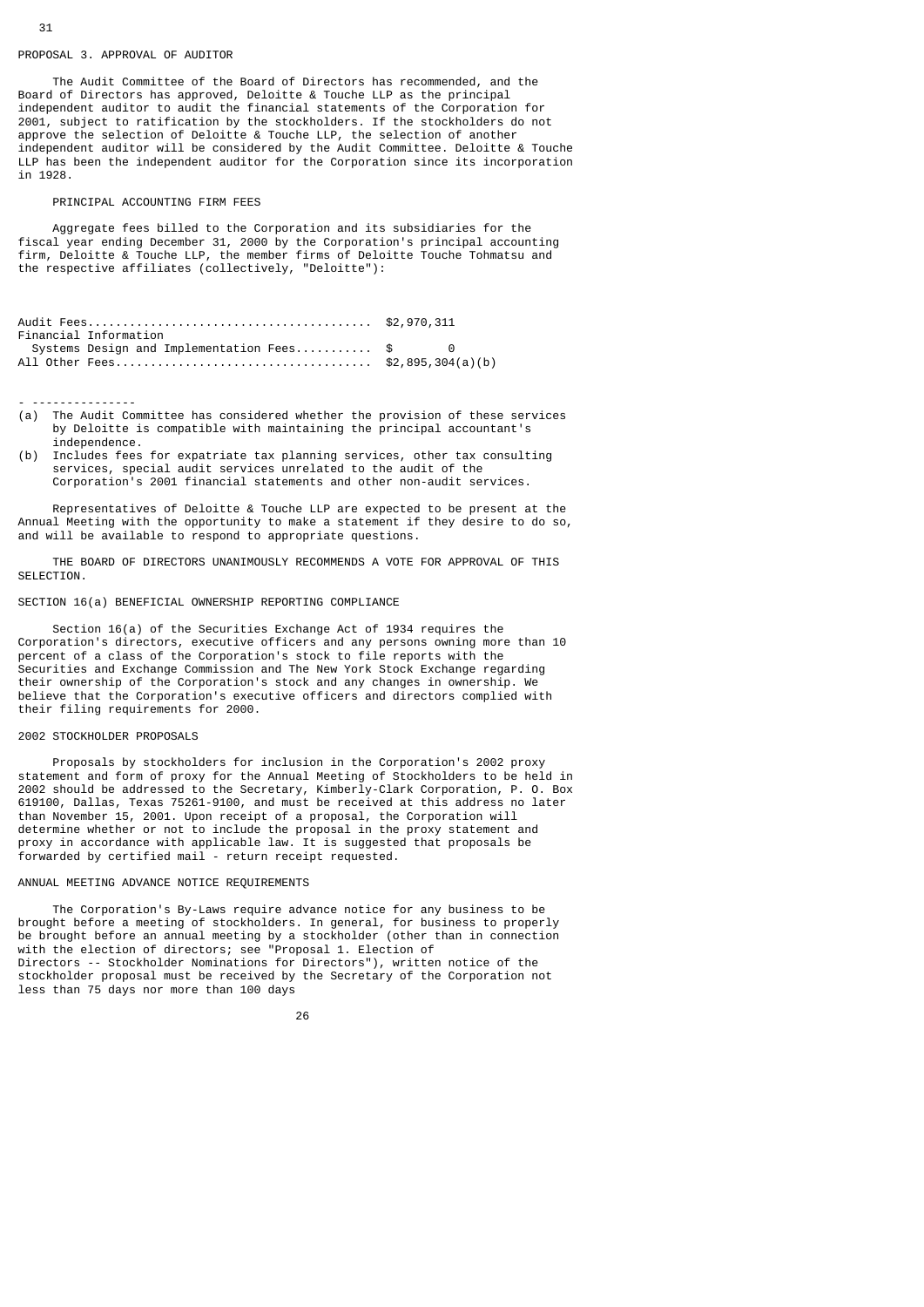## PROPOSAL 3. APPROVAL OF AUDITOR

The Audit Committee of the Board of Directors has recommended, and the Board of Directors has approved, Deloitte & Touche LLP as the principal independent auditor to audit the financial statements of the Corporation for 2001, subject to ratification by the stockholders. If the stockholders do not approve the selection of Deloitte & Touche LLP, the selection of another independent auditor will be considered by the Audit Committee. Deloitte & Touche LLP has been the independent auditor for the Corporation since its incorporation in 1928.

### PRINCIPAL ACCOUNTING FIRM FEES

Aggregate fees billed to the Corporation and its subsidiaries for the fiscal year ending December 31, 2000 by the Corporation's principal accounting firm, Deloitte & Touche LLP, the member firms of Deloitte Touche Tohmatsu and the respective affiliates (collectively, "Deloitte"):

| | |
|---|---|
| Audit Fees | $2,970,311 |
| Financial Information Systems Design and Implementation Fees | $ 0 |
| All Other Fees | $2,895,304(a)(b) |

---

(a) The Audit Committee has considered whether the provision of these services by Deloitte is compatible with maintaining the principal accountant's independence.

(b) Includes fees for expatriate tax planning services, other tax consulting services, special audit services unrelated to the audit of the Corporation's 2001 financial statements and other non-audit services.

Representatives of Deloitte & Touche LLP are expected to be present at the Annual Meeting with the opportunity to make a statement if they desire to do so, and will be available to respond to appropriate questions.

THE BOARD OF DIRECTORS UNANIMOUSLY RECOMMENDS A VOTE FOR APPROVAL OF THIS SELECTION.

## SECTION 16(a) BENEFICIAL OWNERSHIP REPORTING COMPLIANCE

Section 16(a) of the Securities Exchange Act of 1934 requires the Corporation's directors, executive officers and any persons owning more than 10 percent of a class of the Corporation's stock to file reports with the Securities and Exchange Commission and The New York Stock Exchange regarding their ownership of the Corporation's stock and any changes in ownership. We believe that the Corporation's executive officers and directors complied with their filing requirements for 2000.

## 2002 STOCKHOLDER PROPOSALS

Proposals by stockholders for inclusion in the Corporation's 2002 proxy statement and form of proxy for the Annual Meeting of Stockholders to be held in 2002 should be addressed to the Secretary, Kimberly-Clark Corporation, P. O. Box 619100, Dallas, Texas 75261-9100, and must be received at this address no later than November 15, 2001. Upon receipt of a proposal, the Corporation will determine whether or not to include the proposal in the proxy statement and proxy in accordance with applicable law. It is suggested that proposals be forwarded by certified mail - return receipt requested.

## ANNUAL MEETING ADVANCE NOTICE REQUIREMENTS

The Corporation's By-Laws require advance notice for any business to be brought before a meeting of stockholders. In general, for business to properly be brought before an annual meeting by a stockholder (other than in connection with the election of directors; see "Proposal 1. Election of Directors -- Stockholder Nominations for Directors"), written notice of the stockholder proposal must be received by the Secretary of the Corporation not less than 75 days nor more than 100 days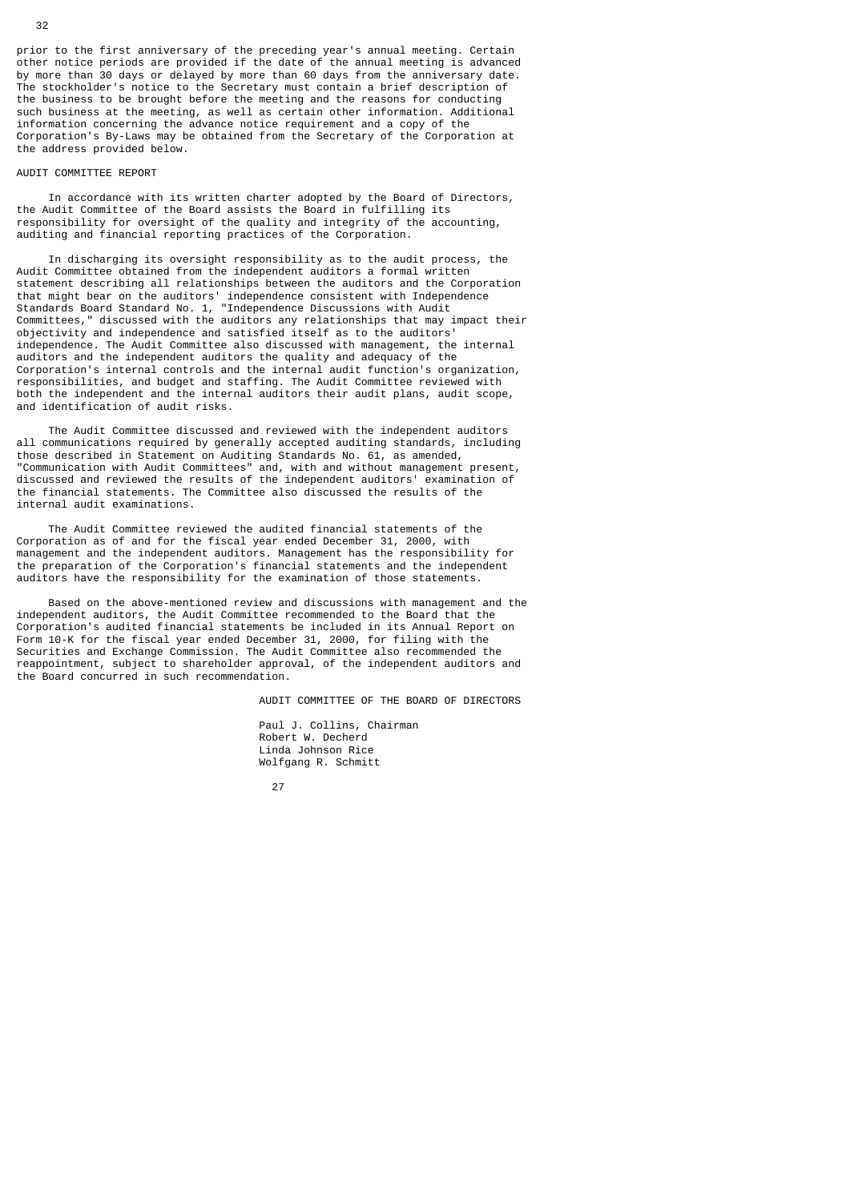prior to the first anniversary of the preceding year's annual meeting. Certain other notice periods are provided if the date of the annual meeting is advanced by more than 30 days or delayed by more than 60 days from the anniversary date. The stockholder's notice to the Secretary must contain a brief description of the business to be brought before the meeting and the reasons for conducting such business at the meeting, as well as certain other information. Additional information concerning the advance notice requirement and a copy of the Corporation's By-Laws may be obtained from the Secretary of the Corporation at the address provided below.

## AUDIT COMMITTEE REPORT

In accordance with its written charter adopted by the Board of Directors, the Audit Committee of the Board assists the Board in fulfilling its responsibility for oversight of the quality and integrity of the accounting, auditing and financial reporting practices of the Corporation.

In discharging its oversight responsibility as to the audit process, the Audit Committee obtained from the independent auditors a formal written statement describing all relationships between the auditors and the Corporation that might bear on the auditors' independence consistent with Independence Standards Board Standard No. 1, "Independence Discussions with Audit Committees," discussed with the auditors any relationships that may impact their objectivity and independence and satisfied itself as to the auditors' independence. The Audit Committee also discussed with management, the internal auditors and the independent auditors the quality and adequacy of the Corporation's internal controls and the internal audit function's organization, responsibilities, and budget and staffing. The Audit Committee reviewed with both the independent and the internal auditors their audit plans, audit scope, and identification of audit risks.

The Audit Committee discussed and reviewed with the independent auditors all communications required by generally accepted auditing standards, including those described in Statement on Auditing Standards No. 61, as amended, "Communication with Audit Committees" and, with and without management present, discussed and reviewed the results of the independent auditors' examination of the financial statements. The Committee also discussed the results of the internal audit examinations.

The Audit Committee reviewed the audited financial statements of the Corporation as of and for the fiscal year ended December 31, 2000, with management and the independent auditors. Management has the responsibility for the preparation of the Corporation's financial statements and the independent auditors have the responsibility for the examination of those statements.

Based on the above-mentioned review and discussions with management and the independent auditors, the Audit Committee recommended to the Board that the Corporation's audited financial statements be included in its Annual Report on Form 10-K for the fiscal year ended December 31, 2000, for filing with the Securities and Exchange Commission. The Audit Committee also recommended the reappointment, subject to shareholder approval, of the independent auditors and the Board concurred in such recommendation.

AUDIT COMMITTEE OF THE BOARD OF DIRECTORS

Paul J. Collins, Chairman
Robert W. Decherd
Linda Johnson Rice
Wolfgang R. Schmitt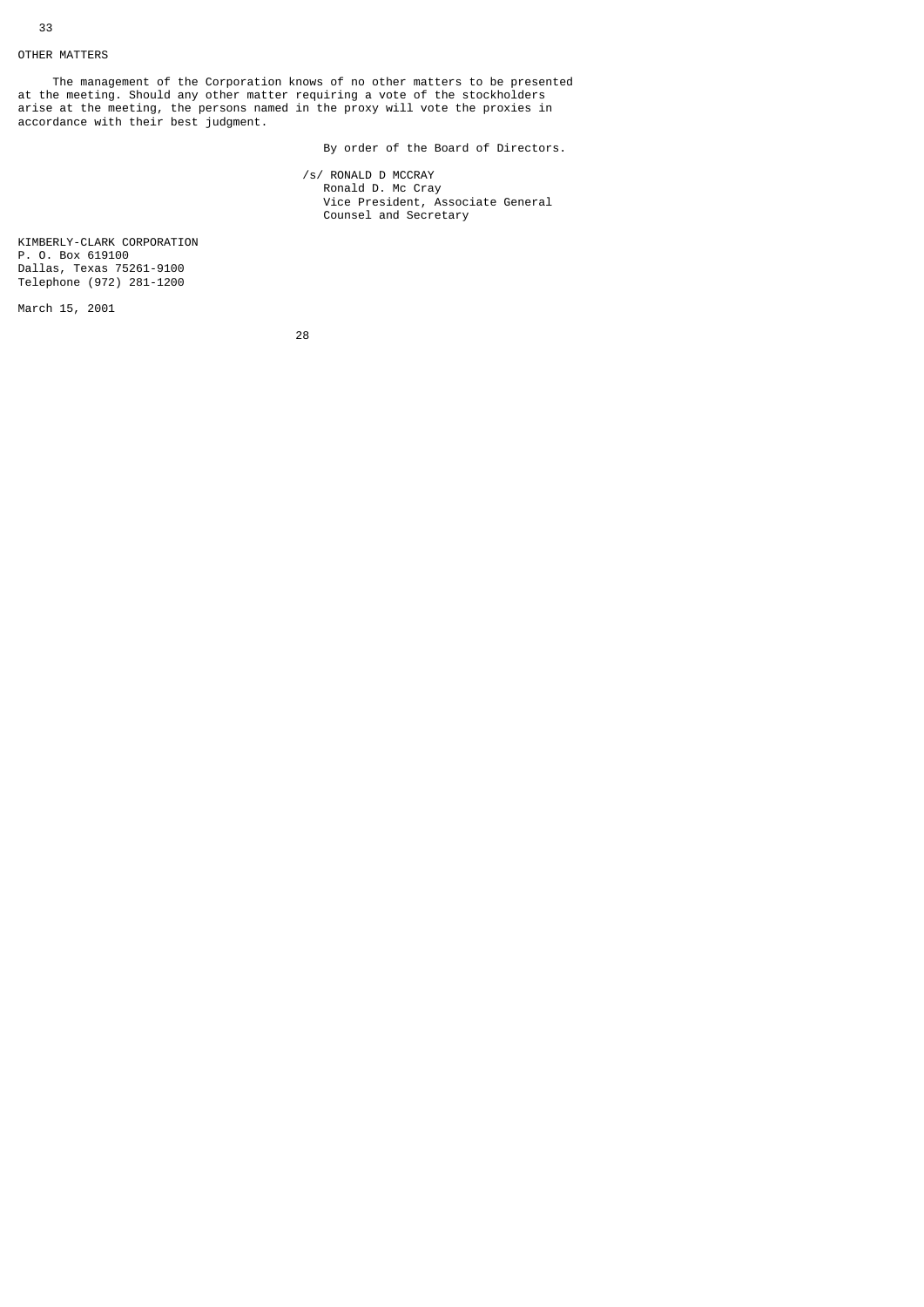## OTHER MATTERS

The management of the Corporation knows of no other matters to be presented at the meeting. Should any other matter requiring a vote of the stockholders arise at the meeting, the persons named in the proxy will vote the proxies in accordance with their best judgment.

By order of the Board of Directors.

/s/ RONALD D MCCRAY
Ronald D. Mc Cray
Vice President, Associate General
Counsel and Secretary

KIMBERLY-CLARK CORPORATION
P. O. Box 619100
Dallas, Texas 75261-9100
Telephone (972) 281-1200

March 15, 2001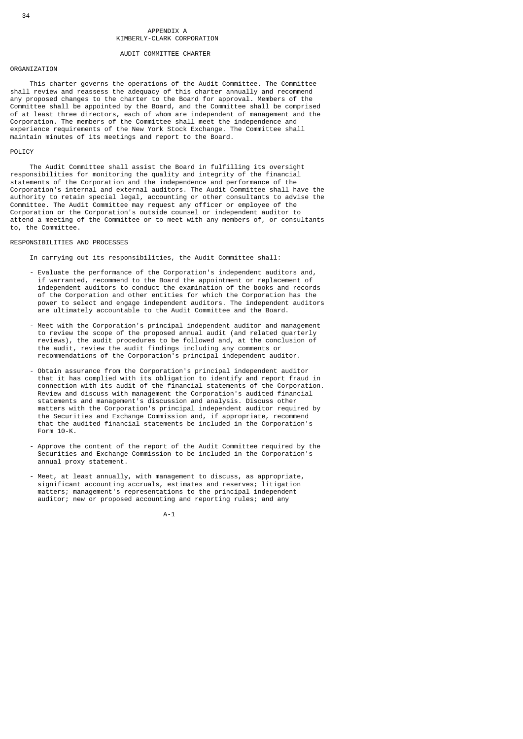# APPENDIX A

# KIMBERLY-CLARK CORPORATION

## AUDIT COMMITTEE CHARTER

### ORGANIZATION

This charter governs the operations of the Audit Committee. The Committee shall review and reassess the adequacy of this charter annually and recommend any proposed changes to the charter to the Board for approval. Members of the Committee shall be appointed by the Board, and the Committee shall be comprised of at least three directors, each of whom are independent of management and the Corporation. The members of the Committee shall meet the independence and experience requirements of the New York Stock Exchange. The Committee shall maintain minutes of its meetings and report to the Board.

### POLICY

The Audit Committee shall assist the Board in fulfilling its oversight responsibilities for monitoring the quality and integrity of the financial statements of the Corporation and the independence and performance of the Corporation's internal and external auditors. The Audit Committee shall have the authority to retain special legal, accounting or other consultants to advise the Committee. The Audit Committee may request any officer or employee of the Corporation or the Corporation's outside counsel or independent auditor to attend a meeting of the Committee or to meet with any members of, or consultants to, the Committee.

### RESPONSIBILITIES AND PROCESSES

In carrying out its responsibilities, the Audit Committee shall:

- Evaluate the performance of the Corporation's independent auditors and, if warranted, recommend to the Board the appointment or replacement of independent auditors to conduct the examination of the books and records of the Corporation and other entities for which the Corporation has the power to select and engage independent auditors. The independent auditors are ultimately accountable to the Audit Committee and the Board.

- Meet with the Corporation's principal independent auditor and management to review the scope of the proposed annual audit (and related quarterly reviews), the audit procedures to be followed and, at the conclusion of the audit, review the audit findings including any comments or recommendations of the Corporation's principal independent auditor.

- Obtain assurance from the Corporation's principal independent auditor that it has complied with its obligation to identify and report fraud in connection with its audit of the financial statements of the Corporation. Review and discuss with management the Corporation's audited financial statements and management's discussion and analysis. Discuss other matters with the Corporation's principal independent auditor required by the Securities and Exchange Commission and, if appropriate, recommend that the audited financial statements be included in the Corporation's Form 10-K.

- Approve the content of the report of the Audit Committee required by the Securities and Exchange Commission to be included in the Corporation's annual proxy statement.

- Meet, at least annually, with management to discuss, as appropriate, significant accounting accruals, estimates and reserves; litigation matters; management's representations to the principal independent auditor; new or proposed accounting and reporting rules; and any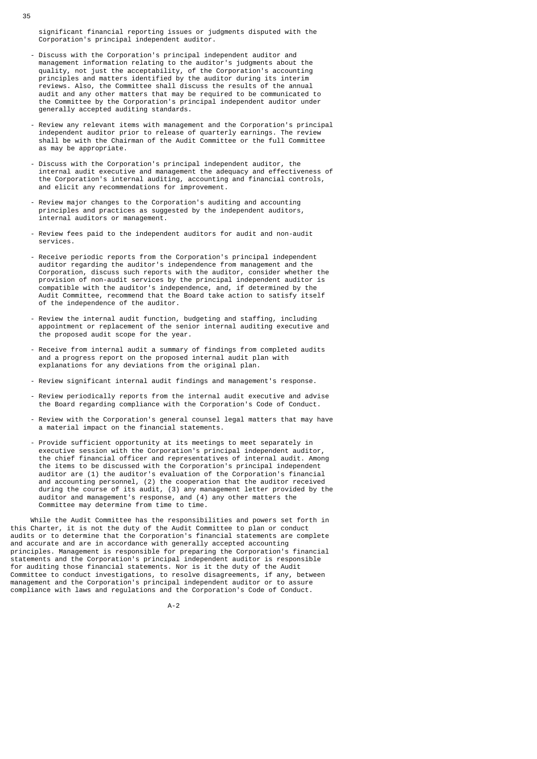significant financial reporting issues or judgments disputed with the Corporation's principal independent auditor.

- Discuss with the Corporation's principal independent auditor and management information relating to the auditor's judgments about the quality, not just the acceptability, of the Corporation's accounting principles and matters identified by the auditor during its interim reviews. Also, the Committee shall discuss the results of the annual audit and any other matters that may be required to be communicated to the Committee by the Corporation's principal independent auditor under generally accepted auditing standards.

- Review any relevant items with management and the Corporation's principal independent auditor prior to release of quarterly earnings. The review shall be with the Chairman of the Audit Committee or the full Committee as may be appropriate.

- Discuss with the Corporation's principal independent auditor, the internal audit executive and management the adequacy and effectiveness of the Corporation's internal auditing, accounting and financial controls, and elicit any recommendations for improvement.

- Review major changes to the Corporation's auditing and accounting principles and practices as suggested by the independent auditors, internal auditors or management.

- Review fees paid to the independent auditors for audit and non-audit services.

- Receive periodic reports from the Corporation's principal independent auditor regarding the auditor's independence from management and the Corporation, discuss such reports with the auditor, consider whether the provision of non-audit services by the principal independent auditor is compatible with the auditor's independence, and, if determined by the Audit Committee, recommend that the Board take action to satisfy itself of the independence of the auditor.

- Review the internal audit function, budgeting and staffing, including appointment or replacement of the senior internal auditing executive and the proposed audit scope for the year.

- Receive from internal audit a summary of findings from completed audits and a progress report on the proposed internal audit plan with explanations for any deviations from the original plan.

- Review significant internal audit findings and management's response.

- Review periodically reports from the internal audit executive and advise the Board regarding compliance with the Corporation's Code of Conduct.

- Review with the Corporation's general counsel legal matters that may have a material impact on the financial statements.

- Provide sufficient opportunity at its meetings to meet separately in executive session with the Corporation's principal independent auditor, the chief financial officer and representatives of internal audit. Among the items to be discussed with the Corporation's principal independent auditor are (1) the auditor's evaluation of the Corporation's financial and accounting personnel, (2) the cooperation that the auditor received during the course of its audit, (3) any management letter provided by the auditor and management's response, and (4) any other matters the Committee may determine from time to time.

While the Audit Committee has the responsibilities and powers set forth in this Charter, it is not the duty of the Audit Committee to plan or conduct audits or to determine that the Corporation's financial statements are complete and accurate and are in accordance with generally accepted accounting principles. Management is responsible for preparing the Corporation's financial statements and the Corporation's principal independent auditor is responsible for auditing those financial statements. Nor is it the duty of the Audit Committee to conduct investigations, to resolve disagreements, if any, between management and the Corporation's principal independent auditor or to assure compliance with laws and regulations and the Corporation's Code of Conduct.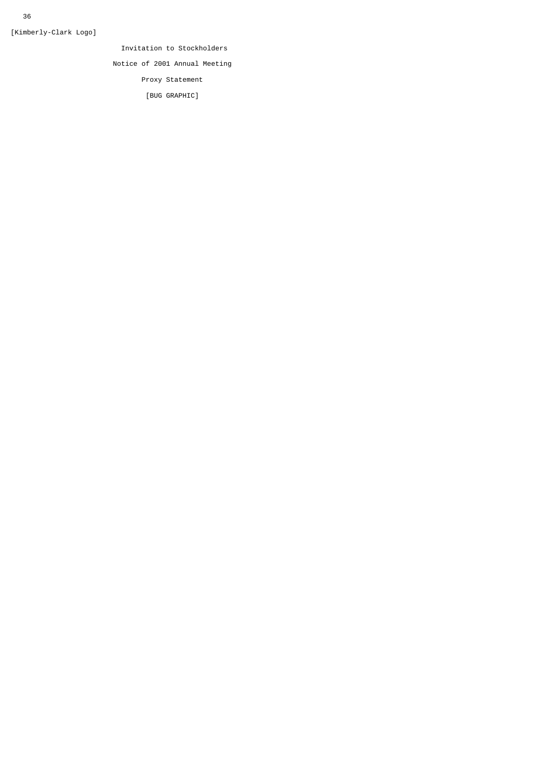[Kimberly-Clark Logo]

Invitation to Stockholders

Notice of 2001 Annual Meeting

Proxy Statement

[BUG GRAPHIC]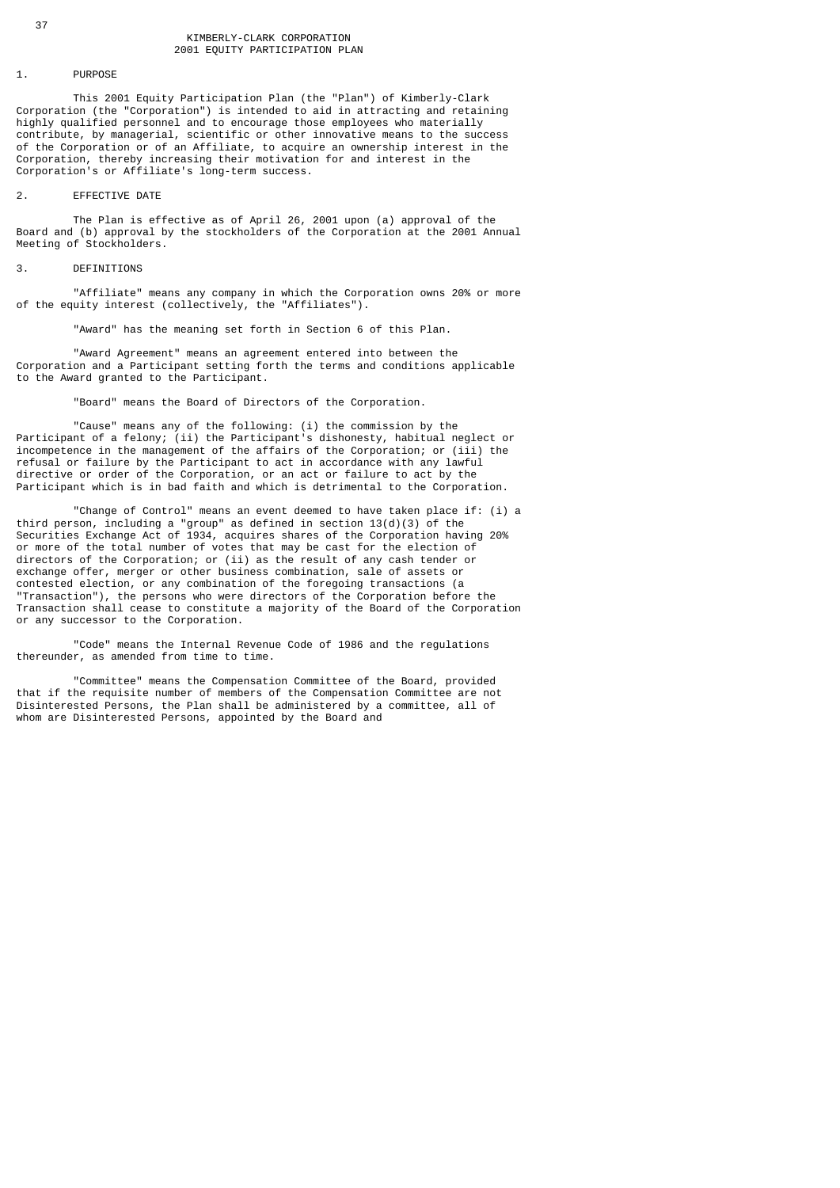# KIMBERLY-CLARK CORPORATION
# 2001 EQUITY PARTICIPATION PLAN

## 1. PURPOSE

This 2001 Equity Participation Plan (the "Plan") of Kimberly-Clark Corporation (the "Corporation") is intended to aid in attracting and retaining highly qualified personnel and to encourage those employees who materially contribute, by managerial, scientific or other innovative means to the success of the Corporation or of an Affiliate, to acquire an ownership interest in the Corporation, thereby increasing their motivation for and interest in the Corporation's or Affiliate's long-term success.

## 2. EFFECTIVE DATE

The Plan is effective as of April 26, 2001 upon (a) approval of the Board and (b) approval by the stockholders of the Corporation at the 2001 Annual Meeting of Stockholders.

## 3. DEFINITIONS

"Affiliate" means any company in which the Corporation owns 20% or more of the equity interest (collectively, the "Affiliates").

"Award" has the meaning set forth in Section 6 of this Plan.

"Award Agreement" means an agreement entered into between the Corporation and a Participant setting forth the terms and conditions applicable to the Award granted to the Participant.

"Board" means the Board of Directors of the Corporation.

"Cause" means any of the following: (i) the commission by the Participant of a felony; (ii) the Participant's dishonesty, habitual neglect or incompetence in the management of the affairs of the Corporation; or (iii) the refusal or failure by the Participant to act in accordance with any lawful directive or order of the Corporation, or an act or failure to act by the Participant which is in bad faith and which is detrimental to the Corporation.

"Change of Control" means an event deemed to have taken place if: (i) a third person, including a "group" as defined in section 13(d)(3) of the Securities Exchange Act of 1934, acquires shares of the Corporation having 20% or more of the total number of votes that may be cast for the election of directors of the Corporation; or (ii) as the result of any cash tender or exchange offer, merger or other business combination, sale of assets or contested election, or any combination of the foregoing transactions (a "Transaction"), the persons who were directors of the Corporation before the Transaction shall cease to constitute a majority of the Board of the Corporation or any successor to the Corporation.

"Code" means the Internal Revenue Code of 1986 and the regulations thereunder, as amended from time to time.

"Committee" means the Compensation Committee of the Board, provided that if the requisite number of members of the Compensation Committee are not Disinterested Persons, the Plan shall be administered by a committee, all of whom are Disinterested Persons, appointed by the Board and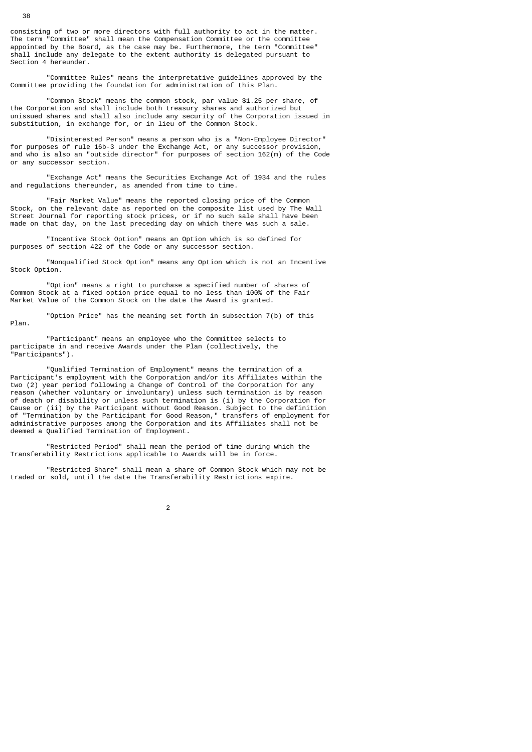consisting of two or more directors with full authority to act in the matter. The term "Committee" shall mean the Compensation Committee or the committee appointed by the Board, as the case may be. Furthermore, the term "Committee" shall include any delegate to the extent authority is delegated pursuant to Section 4 hereunder.

"Committee Rules" means the interpretative guidelines approved by the Committee providing the foundation for administration of this Plan.

"Common Stock" means the common stock, par value $1.25 per share, of the Corporation and shall include both treasury shares and authorized but unissued shares and shall also include any security of the Corporation issued in substitution, in exchange for, or in lieu of the Common Stock.

"Disinterested Person" means a person who is a "Non-Employee Director" for purposes of rule 16b-3 under the Exchange Act, or any successor provision, and who is also an "outside director" for purposes of section 162(m) of the Code or any successor section.

"Exchange Act" means the Securities Exchange Act of 1934 and the rules and regulations thereunder, as amended from time to time.

"Fair Market Value" means the reported closing price of the Common Stock, on the relevant date as reported on the composite list used by The Wall Street Journal for reporting stock prices, or if no such sale shall have been made on that day, on the last preceding day on which there was such a sale.

"Incentive Stock Option" means an Option which is so defined for purposes of section 422 of the Code or any successor section.

"Nonqualified Stock Option" means any Option which is not an Incentive Stock Option.

"Option" means a right to purchase a specified number of shares of Common Stock at a fixed option price equal to no less than 100% of the Fair Market Value of the Common Stock on the date the Award is granted.

"Option Price" has the meaning set forth in subsection 7(b) of this Plan.

"Participant" means an employee who the Committee selects to participate in and receive Awards under the Plan (collectively, the "Participants").

"Qualified Termination of Employment" means the termination of a Participant's employment with the Corporation and/or its Affiliates within the two (2) year period following a Change of Control of the Corporation for any reason (whether voluntary or involuntary) unless such termination is by reason of death or disability or unless such termination is (i) by the Corporation for Cause or (ii) by the Participant without Good Reason. Subject to the definition of "Termination by the Participant for Good Reason," transfers of employment for administrative purposes among the Corporation and its Affiliates shall not be deemed a Qualified Termination of Employment.

"Restricted Period" shall mean the period of time during which the Transferability Restrictions applicable to Awards will be in force.

"Restricted Share" shall mean a share of Common Stock which may not be traded or sold, until the date the Transferability Restrictions expire.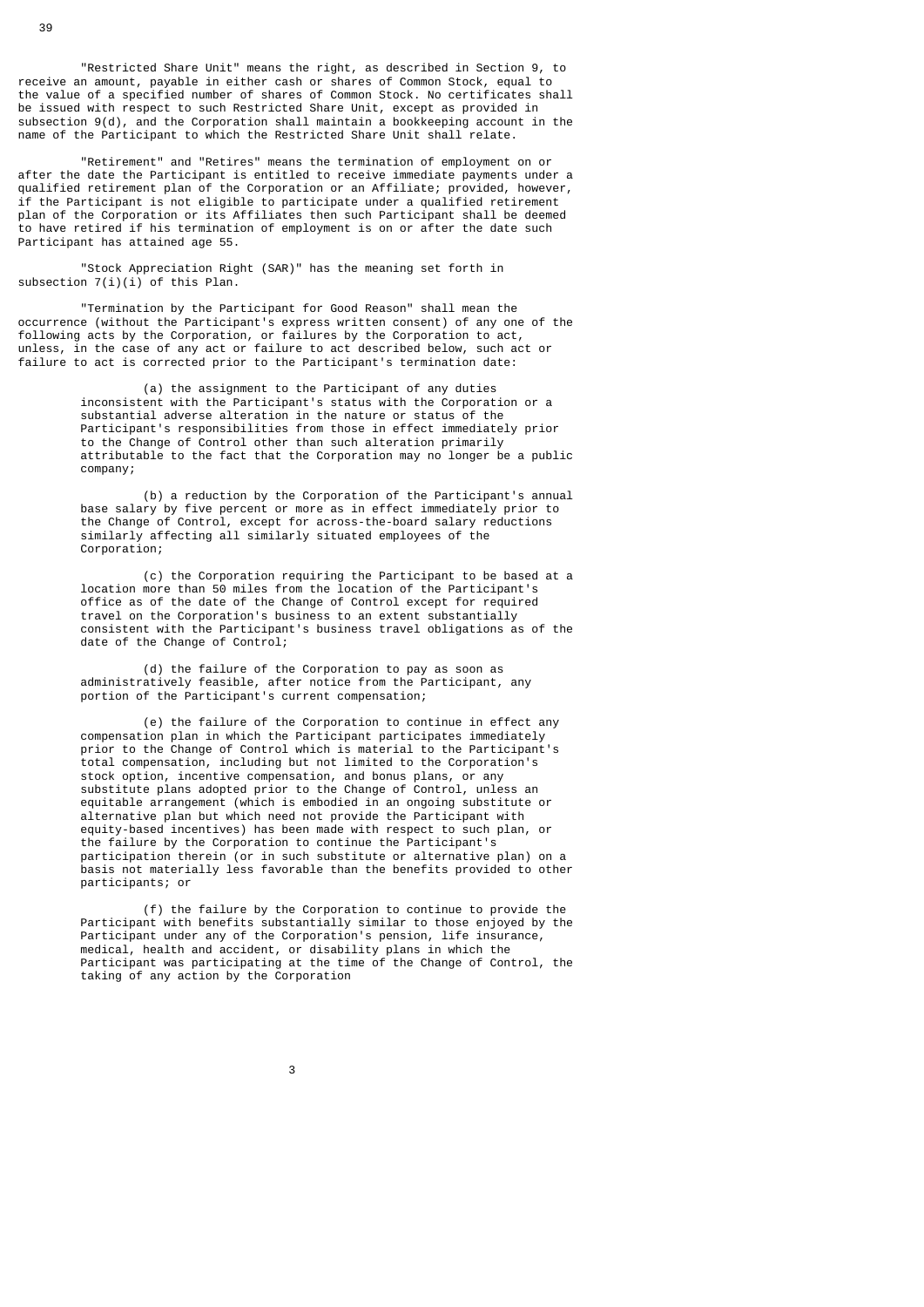"Restricted Share Unit" means the right, as described in Section 9, to receive an amount, payable in either cash or shares of Common Stock, equal to the value of a specified number of shares of Common Stock. No certificates shall be issued with respect to such Restricted Share Unit, except as provided in subsection 9(d), and the Corporation shall maintain a bookkeeping account in the name of the Participant to which the Restricted Share Unit shall relate.

"Retirement" and "Retires" means the termination of employment on or after the date the Participant is entitled to receive immediate payments under a qualified retirement plan of the Corporation or an Affiliate; provided, however, if the Participant is not eligible to participate under a qualified retirement plan of the Corporation or its Affiliates then such Participant shall be deemed to have retired if his termination of employment is on or after the date such Participant has attained age 55.

"Stock Appreciation Right (SAR)" has the meaning set forth in subsection 7(i)(i) of this Plan.

"Termination by the Participant for Good Reason" shall mean the occurrence (without the Participant's express written consent) of any one of the following acts by the Corporation, or failures by the Corporation to act, unless, in the case of any act or failure to act described below, such act or failure to act is corrected prior to the Participant's termination date:

(a) the assignment to the Participant of any duties inconsistent with the Participant's status with the Corporation or a substantial adverse alteration in the nature or status of the Participant's responsibilities from those in effect immediately prior to the Change of Control other than such alteration primarily attributable to the fact that the Corporation may no longer be a public company;

(b) a reduction by the Corporation of the Participant's annual base salary by five percent or more as in effect immediately prior to the Change of Control, except for across-the-board salary reductions similarly affecting all similarly situated employees of the Corporation;

(c) the Corporation requiring the Participant to be based at a location more than 50 miles from the location of the Participant's office as of the date of the Change of Control except for required travel on the Corporation's business to an extent substantially consistent with the Participant's business travel obligations as of the date of the Change of Control;

(d) the failure of the Corporation to pay as soon as administratively feasible, after notice from the Participant, any portion of the Participant's current compensation;

(e) the failure of the Corporation to continue in effect any compensation plan in which the Participant participates immediately prior to the Change of Control which is material to the Participant's total compensation, including but not limited to the Corporation's stock option, incentive compensation, and bonus plans, or any substitute plans adopted prior to the Change of Control, unless an equitable arrangement (which is embodied in an ongoing substitute or alternative plan but which need not provide the Participant with equity-based incentives) has been made with respect to such plan, or the failure by the Corporation to continue the Participant's participation therein (or in such substitute or alternative plan) on a basis not materially less favorable than the benefits provided to other participants; or

(f) the failure by the Corporation to continue to provide the Participant with benefits substantially similar to those enjoyed by the Participant under any of the Corporation's pension, life insurance, medical, health and accident, or disability plans in which the Participant was participating at the time of the Change of Control, the taking of any action by the Corporation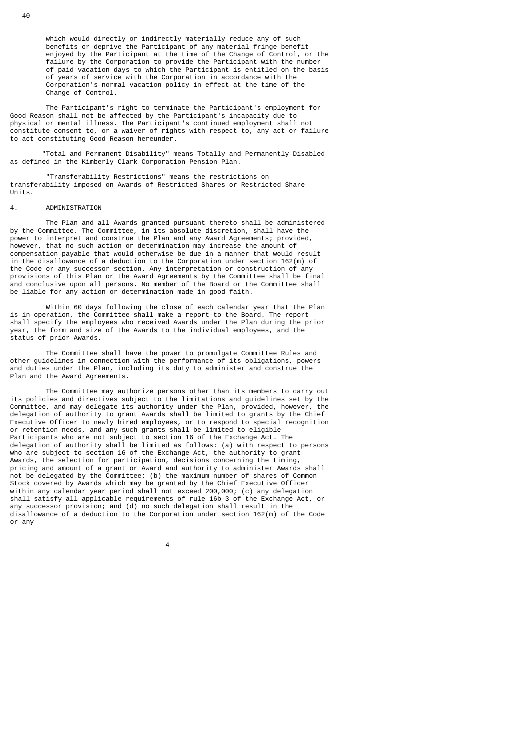which would directly or indirectly materially reduce any of such benefits or deprive the Participant of any material fringe benefit enjoyed by the Participant at the time of the Change of Control, or the failure by the Corporation to provide the Participant with the number of paid vacation days to which the Participant is entitled on the basis of years of service with the Corporation in accordance with the Corporation's normal vacation policy in effect at the time of the Change of Control.

The Participant's right to terminate the Participant's employment for Good Reason shall not be affected by the Participant's incapacity due to physical or mental illness. The Participant's continued employment shall not constitute consent to, or a waiver of rights with respect to, any act or failure to act constituting Good Reason hereunder.

"Total and Permanent Disability" means Totally and Permanently Disabled as defined in the Kimberly-Clark Corporation Pension Plan.

"Transferability Restrictions" means the restrictions on transferability imposed on Awards of Restricted Shares or Restricted Share Units.

## 4. ADMINISTRATION

The Plan and all Awards granted pursuant thereto shall be administered by the Committee. The Committee, in its absolute discretion, shall have the power to interpret and construe the Plan and any Award Agreements; provided, however, that no such action or determination may increase the amount of compensation payable that would otherwise be due in a manner that would result in the disallowance of a deduction to the Corporation under section 162(m) of the Code or any successor section. Any interpretation or construction of any provisions of this Plan or the Award Agreements by the Committee shall be final and conclusive upon all persons. No member of the Board or the Committee shall be liable for any action or determination made in good faith.

Within 60 days following the close of each calendar year that the Plan is in operation, the Committee shall make a report to the Board. The report shall specify the employees who received Awards under the Plan during the prior year, the form and size of the Awards to the individual employees, and the status of prior Awards.

The Committee shall have the power to promulgate Committee Rules and other guidelines in connection with the performance of its obligations, powers and duties under the Plan, including its duty to administer and construe the Plan and the Award Agreements.

The Committee may authorize persons other than its members to carry out its policies and directives subject to the limitations and guidelines set by the Committee, and may delegate its authority under the Plan, provided, however, the delegation of authority to grant Awards shall be limited to grants by the Chief Executive Officer to newly hired employees, or to respond to special recognition or retention needs, and any such grants shall be limited to eligible Participants who are not subject to section 16 of the Exchange Act. The delegation of authority shall be limited as follows: (a) with respect to persons who are subject to section 16 of the Exchange Act, the authority to grant Awards, the selection for participation, decisions concerning the timing, pricing and amount of a grant or Award and authority to administer Awards shall not be delegated by the Committee; (b) the maximum number of shares of Common Stock covered by Awards which may be granted by the Chief Executive Officer within any calendar year period shall not exceed 200,000; (c) any delegation shall satisfy all applicable requirements of rule 16b-3 of the Exchange Act, or any successor provision; and (d) no such delegation shall result in the disallowance of a deduction to the Corporation under section 162(m) of the Code or any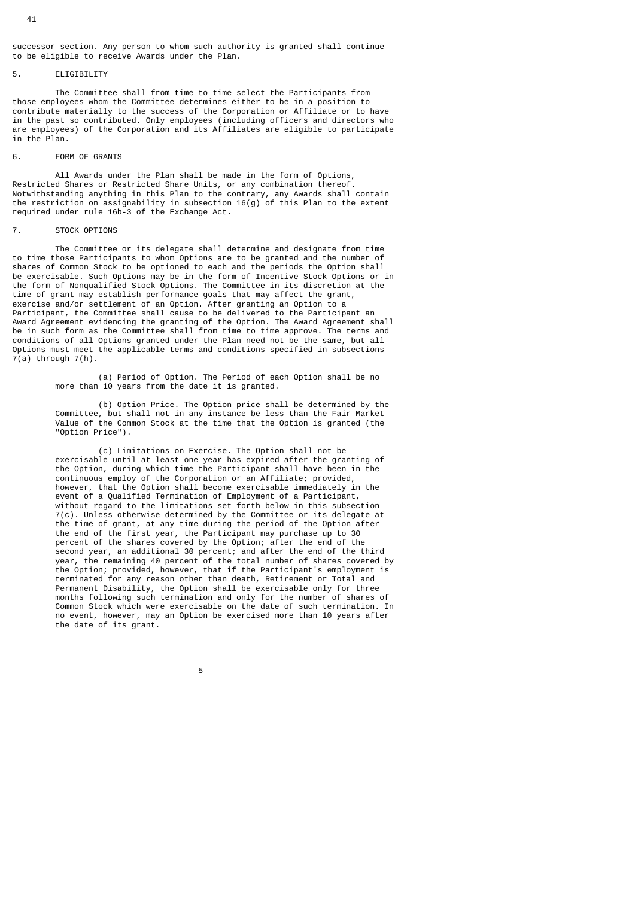successor section. Any person to whom such authority is granted shall continue to be eligible to receive Awards under the Plan.

## 5. ELIGIBILITY

The Committee shall from time to time select the Participants from those employees whom the Committee determines either to be in a position to contribute materially to the success of the Corporation or Affiliate or to have in the past so contributed. Only employees (including officers and directors who are employees) of the Corporation and its Affiliates are eligible to participate in the Plan.

## 6. FORM OF GRANTS

All Awards under the Plan shall be made in the form of Options, Restricted Shares or Restricted Share Units, or any combination thereof. Notwithstanding anything in this Plan to the contrary, any Awards shall contain the restriction on assignability in subsection 16(g) of this Plan to the extent required under rule 16b-3 of the Exchange Act.

## 7. STOCK OPTIONS

The Committee or its delegate shall determine and designate from time to time those Participants to whom Options are to be granted and the number of shares of Common Stock to be optioned to each and the periods the Option shall be exercisable. Such Options may be in the form of Incentive Stock Options or in the form of Nonqualified Stock Options. The Committee in its discretion at the time of grant may establish performance goals that may affect the grant, exercise and/or settlement of an Option. After granting an Option to a Participant, the Committee shall cause to be delivered to the Participant an Award Agreement evidencing the granting of the Option. The Award Agreement shall be in such form as the Committee shall from time to time approve. The terms and conditions of all Options granted under the Plan need not be the same, but all Options must meet the applicable terms and conditions specified in subsections 7(a) through 7(h).

(a) Period of Option. The Period of each Option shall be no more than 10 years from the date it is granted.

(b) Option Price. The Option price shall be determined by the Committee, but shall not in any instance be less than the Fair Market Value of the Common Stock at the time that the Option is granted (the "Option Price").

(c) Limitations on Exercise. The Option shall not be exercisable until at least one year has expired after the granting of the Option, during which time the Participant shall have been in the continuous employ of the Corporation or an Affiliate; provided, however, that the Option shall become exercisable immediately in the event of a Qualified Termination of Employment of a Participant, without regard to the limitations set forth below in this subsection 7(c). Unless otherwise determined by the Committee or its delegate at the time of grant, at any time during the period of the Option after the end of the first year, the Participant may purchase up to 30 percent of the shares covered by the Option; after the end of the second year, an additional 30 percent; and after the end of the third year, the remaining 40 percent of the total number of shares covered by the Option; provided, however, that if the Participant's employment is terminated for any reason other than death, Retirement or Total and Permanent Disability, the Option shall be exercisable only for three months following such termination and only for the number of shares of Common Stock which were exercisable on the date of such termination. In no event, however, may an Option be exercised more than 10 years after the date of its grant.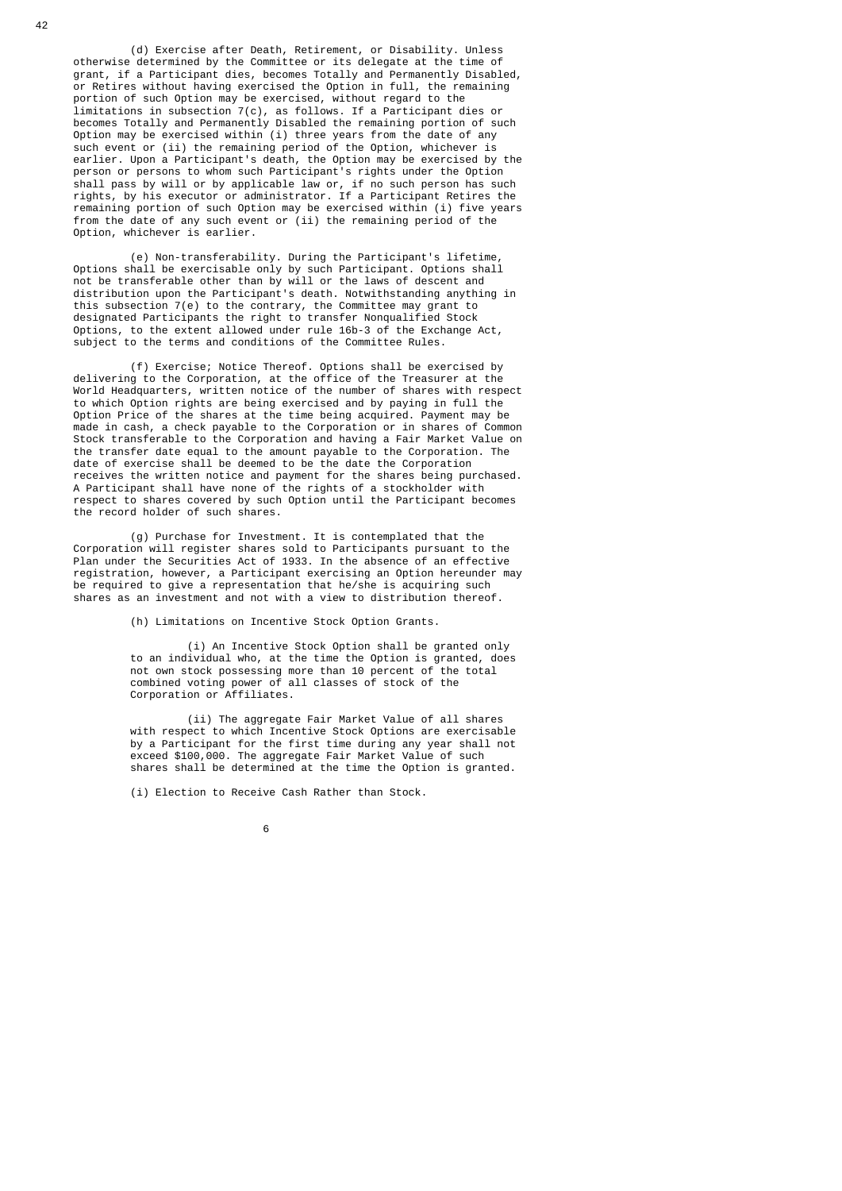(d) Exercise after Death, Retirement, or Disability. Unless otherwise determined by the Committee or its delegate at the time of grant, if a Participant dies, becomes Totally and Permanently Disabled, or Retires without having exercised the Option in full, the remaining portion of such Option may be exercised, without regard to the limitations in subsection 7(c), as follows. If a Participant dies or becomes Totally and Permanently Disabled the remaining portion of such Option may be exercised within (i) three years from the date of any such event or (ii) the remaining period of the Option, whichever is earlier. Upon a Participant's death, the Option may be exercised by the person or persons to whom such Participant's rights under the Option shall pass by will or by applicable law or, if no such person has such rights, by his executor or administrator. If a Participant Retires the remaining portion of such Option may be exercised within (i) five years from the date of any such event or (ii) the remaining period of the Option, whichever is earlier.

(e) Non-transferability. During the Participant's lifetime, Options shall be exercisable only by such Participant. Options shall not be transferable other than by will or the laws of descent and distribution upon the Participant's death. Notwithstanding anything in this subsection 7(e) to the contrary, the Committee may grant to designated Participants the right to transfer Nonqualified Stock Options, to the extent allowed under rule 16b-3 of the Exchange Act, subject to the terms and conditions of the Committee Rules.

(f) Exercise; Notice Thereof. Options shall be exercised by delivering to the Corporation, at the office of the Treasurer at the World Headquarters, written notice of the number of shares with respect to which Option rights are being exercised and by paying in full the Option Price of the shares at the time being acquired. Payment may be made in cash, a check payable to the Corporation or in shares of Common Stock transferable to the Corporation and having a Fair Market Value on the transfer date equal to the amount payable to the Corporation. The date of exercise shall be deemed to be the date the Corporation receives the written notice and payment for the shares being purchased. A Participant shall have none of the rights of a stockholder with respect to shares covered by such Option until the Participant becomes the record holder of such shares.

(g) Purchase for Investment. It is contemplated that the Corporation will register shares sold to Participants pursuant to the Plan under the Securities Act of 1933. In the absence of an effective registration, however, a Participant exercising an Option hereunder may be required to give a representation that he/she is acquiring such shares as an investment and not with a view to distribution thereof.

(h) Limitations on Incentive Stock Option Grants.

(i) An Incentive Stock Option shall be granted only to an individual who, at the time the Option is granted, does not own stock possessing more than 10 percent of the total combined voting power of all classes of stock of the Corporation or Affiliates.

(ii) The aggregate Fair Market Value of all shares with respect to which Incentive Stock Options are exercisable by a Participant for the first time during any year shall not exceed $100,000. The aggregate Fair Market Value of such shares shall be determined at the time the Option is granted.

(i) Election to Receive Cash Rather than Stock.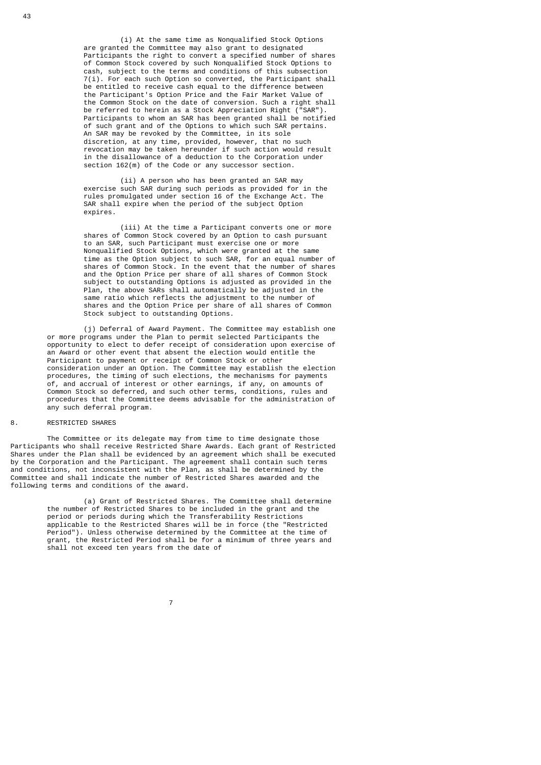(i) At the same time as Nonqualified Stock Options are granted the Committee may also grant to designated Participants the right to convert a specified number of shares of Common Stock covered by such Nonqualified Stock Options to cash, subject to the terms and conditions of this subsection 7(i). For each such Option so converted, the Participant shall be entitled to receive cash equal to the difference between the Participant's Option Price and the Fair Market Value of the Common Stock on the date of conversion. Such a right shall be referred to herein as a Stock Appreciation Right ("SAR"). Participants to whom an SAR has been granted shall be notified of such grant and of the Options to which such SAR pertains. An SAR may be revoked by the Committee, in its sole discretion, at any time, provided, however, that no such revocation may be taken hereunder if such action would result in the disallowance of a deduction to the Corporation under section 162(m) of the Code or any successor section.

(ii) A person who has been granted an SAR may exercise such SAR during such periods as provided for in the rules promulgated under section 16 of the Exchange Act. The SAR shall expire when the period of the subject Option expires.

(iii) At the time a Participant converts one or more shares of Common Stock covered by an Option to cash pursuant to an SAR, such Participant must exercise one or more Nonqualified Stock Options, which were granted at the same time as the Option subject to such SAR, for an equal number of shares of Common Stock. In the event that the number of shares and the Option Price per share of all shares of Common Stock subject to outstanding Options is adjusted as provided in the Plan, the above SARs shall automatically be adjusted in the same ratio which reflects the adjustment to the number of shares and the Option Price per share of all shares of Common Stock subject to outstanding Options.

(j) Deferral of Award Payment. The Committee may establish one or more programs under the Plan to permit selected Participants the opportunity to elect to defer receipt of consideration upon exercise of an Award or other event that absent the election would entitle the Participant to payment or receipt of Common Stock or other consideration under an Option. The Committee may establish the election procedures, the timing of such elections, the mechanisms for payments of, and accrual of interest or other earnings, if any, on amounts of Common Stock so deferred, and such other terms, conditions, rules and procedures that the Committee deems advisable for the administration of any such deferral program.

## 8. RESTRICTED SHARES

The Committee or its delegate may from time to time designate those Participants who shall receive Restricted Share Awards. Each grant of Restricted Shares under the Plan shall be evidenced by an agreement which shall be executed by the Corporation and the Participant. The agreement shall contain such terms and conditions, not inconsistent with the Plan, as shall be determined by the Committee and shall indicate the number of Restricted Shares awarded and the following terms and conditions of the award.

(a) Grant of Restricted Shares. The Committee shall determine the number of Restricted Shares to be included in the grant and the period or periods during which the Transferability Restrictions applicable to the Restricted Shares will be in force (the "Restricted Period"). Unless otherwise determined by the Committee at the time of grant, the Restricted Period shall be for a minimum of three years and shall not exceed ten years from the date of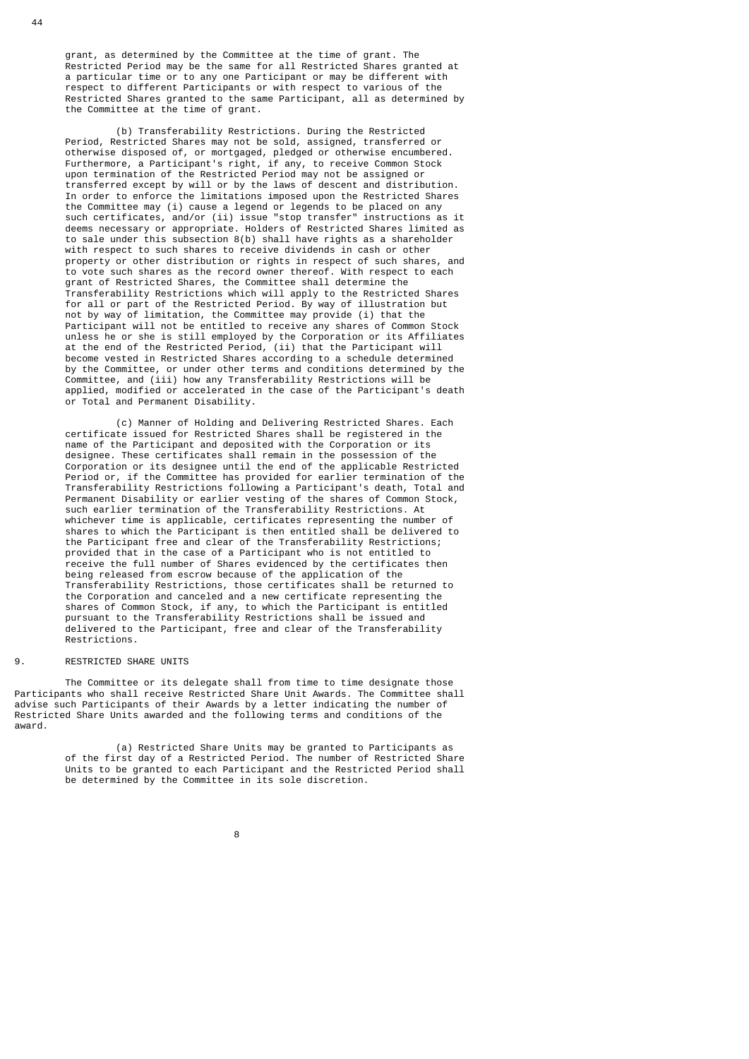grant, as determined by the Committee at the time of grant. The Restricted Period may be the same for all Restricted Shares granted at a particular time or to any one Participant or may be different with respect to different Participants or with respect to various of the Restricted Shares granted to the same Participant, all as determined by the Committee at the time of grant.

(b) Transferability Restrictions. During the Restricted Period, Restricted Shares may not be sold, assigned, transferred or otherwise disposed of, or mortgaged, pledged or otherwise encumbered. Furthermore, a Participant's right, if any, to receive Common Stock upon termination of the Restricted Period may not be assigned or transferred except by will or by the laws of descent and distribution. In order to enforce the limitations imposed upon the Restricted Shares the Committee may (i) cause a legend or legends to be placed on any such certificates, and/or (ii) issue "stop transfer" instructions as it deems necessary or appropriate. Holders of Restricted Shares limited as to sale under this subsection 8(b) shall have rights as a shareholder with respect to such shares to receive dividends in cash or other property or other distribution or rights in respect of such shares, and to vote such shares as the record owner thereof. With respect to each grant of Restricted Shares, the Committee shall determine the Transferability Restrictions which will apply to the Restricted Shares for all or part of the Restricted Period. By way of illustration but not by way of limitation, the Committee may provide (i) that the Participant will not be entitled to receive any shares of Common Stock unless he or she is still employed by the Corporation or its Affiliates at the end of the Restricted Period, (ii) that the Participant will become vested in Restricted Shares according to a schedule determined by the Committee, or under other terms and conditions determined by the Committee, and (iii) how any Transferability Restrictions will be applied, modified or accelerated in the case of the Participant's death or Total and Permanent Disability.

(c) Manner of Holding and Delivering Restricted Shares. Each certificate issued for Restricted Shares shall be registered in the name of the Participant and deposited with the Corporation or its designee. These certificates shall remain in the possession of the Corporation or its designee until the end of the applicable Restricted Period or, if the Committee has provided for earlier termination of the Transferability Restrictions following a Participant's death, Total and Permanent Disability or earlier vesting of the shares of Common Stock, such earlier termination of the Transferability Restrictions. At whichever time is applicable, certificates representing the number of shares to which the Participant is then entitled shall be delivered to the Participant free and clear of the Transferability Restrictions; provided that in the case of a Participant who is not entitled to receive the full number of Shares evidenced by the certificates then being released from escrow because of the application of the Transferability Restrictions, those certificates shall be returned to the Corporation and canceled and a new certificate representing the shares of Common Stock, if any, to which the Participant is entitled pursuant to the Transferability Restrictions shall be issued and delivered to the Participant, free and clear of the Transferability Restrictions.

## 9. RESTRICTED SHARE UNITS

The Committee or its delegate shall from time to time designate those Participants who shall receive Restricted Share Unit Awards. The Committee shall advise such Participants of their Awards by a letter indicating the number of Restricted Share Units awarded and the following terms and conditions of the award.

(a) Restricted Share Units may be granted to Participants as of the first day of a Restricted Period. The number of Restricted Share Units to be granted to each Participant and the Restricted Period shall be determined by the Committee in its sole discretion.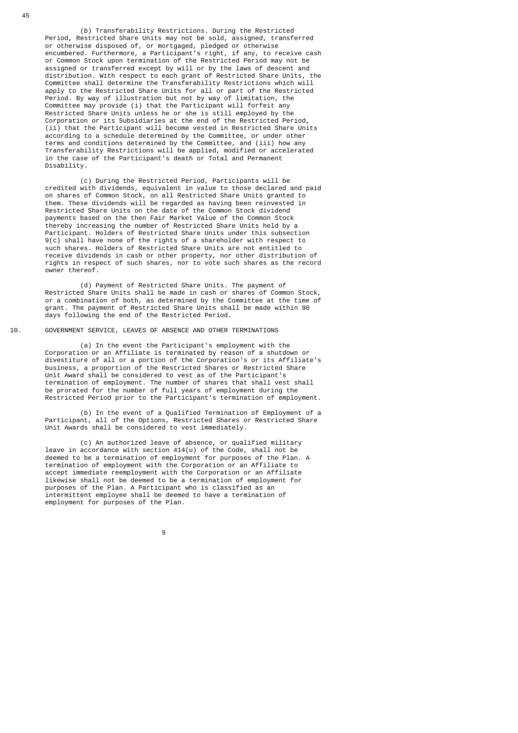(b) Transferability Restrictions. During the Restricted Period, Restricted Share Units may not be sold, assigned, transferred or otherwise disposed of, or mortgaged, pledged or otherwise encumbered. Furthermore, a Participant's right, if any, to receive cash or Common Stock upon termination of the Restricted Period may not be assigned or transferred except by will or by the laws of descent and distribution. With respect to each grant of Restricted Share Units, the Committee shall determine the Transferability Restrictions which will apply to the Restricted Share Units for all or part of the Restricted Period. By way of illustration but not by way of limitation, the Committee may provide (i) that the Participant will forfeit any Restricted Share Units unless he or she is still employed by the Corporation or its Subsidiaries at the end of the Restricted Period, (ii) that the Participant will become vested in Restricted Share Units according to a schedule determined by the Committee, or under other terms and conditions determined by the Committee, and (iii) how any Transferability Restrictions will be applied, modified or accelerated in the case of the Participant's death or Total and Permanent Disability.

(c) During the Restricted Period, Participants will be credited with dividends, equivalent in value to those declared and paid on shares of Common Stock, on all Restricted Share Units granted to them. These dividends will be regarded as having been reinvested in Restricted Share Units on the date of the Common Stock dividend payments based on the then Fair Market Value of the Common Stock thereby increasing the number of Restricted Share Units held by a Participant. Holders of Restricted Share Units under this subsection 9(c) shall have none of the rights of a shareholder with respect to such shares. Holders of Restricted Share Units are not entitled to receive dividends in cash or other property, nor other distribution of rights in respect of such shares, nor to vote such shares as the record owner thereof.

(d) Payment of Restricted Share Units. The payment of Restricted Share Units shall be made in cash or shares of Common Stock, or a combination of both, as determined by the Committee at the time of grant. The payment of Restricted Share Units shall be made within 90 days following the end of the Restricted Period.

## 10. GOVERNMENT SERVICE, LEAVES OF ABSENCE AND OTHER TERMINATIONS

(a) In the event the Participant's employment with the Corporation or an Affiliate is terminated by reason of a shutdown or divestiture of all or a portion of the Corporation's or its Affiliate's business, a proportion of the Restricted Shares or Restricted Share Unit Award shall be considered to vest as of the Participant's termination of employment. The number of shares that shall vest shall be prorated for the number of full years of employment during the Restricted Period prior to the Participant's termination of employment.

(b) In the event of a Qualified Termination of Employment of a Participant, all of the Options, Restricted Shares or Restricted Share Unit Awards shall be considered to vest immediately.

(c) An authorized leave of absence, or qualified military leave in accordance with section 414(u) of the Code, shall not be deemed to be a termination of employment for purposes of the Plan. A termination of employment with the Corporation or an Affiliate to accept immediate reemployment with the Corporation or an Affiliate likewise shall not be deemed to be a termination of employment for purposes of the Plan. A Participant who is classified as an intermittent employee shall be deemed to have a termination of employment for purposes of the Plan.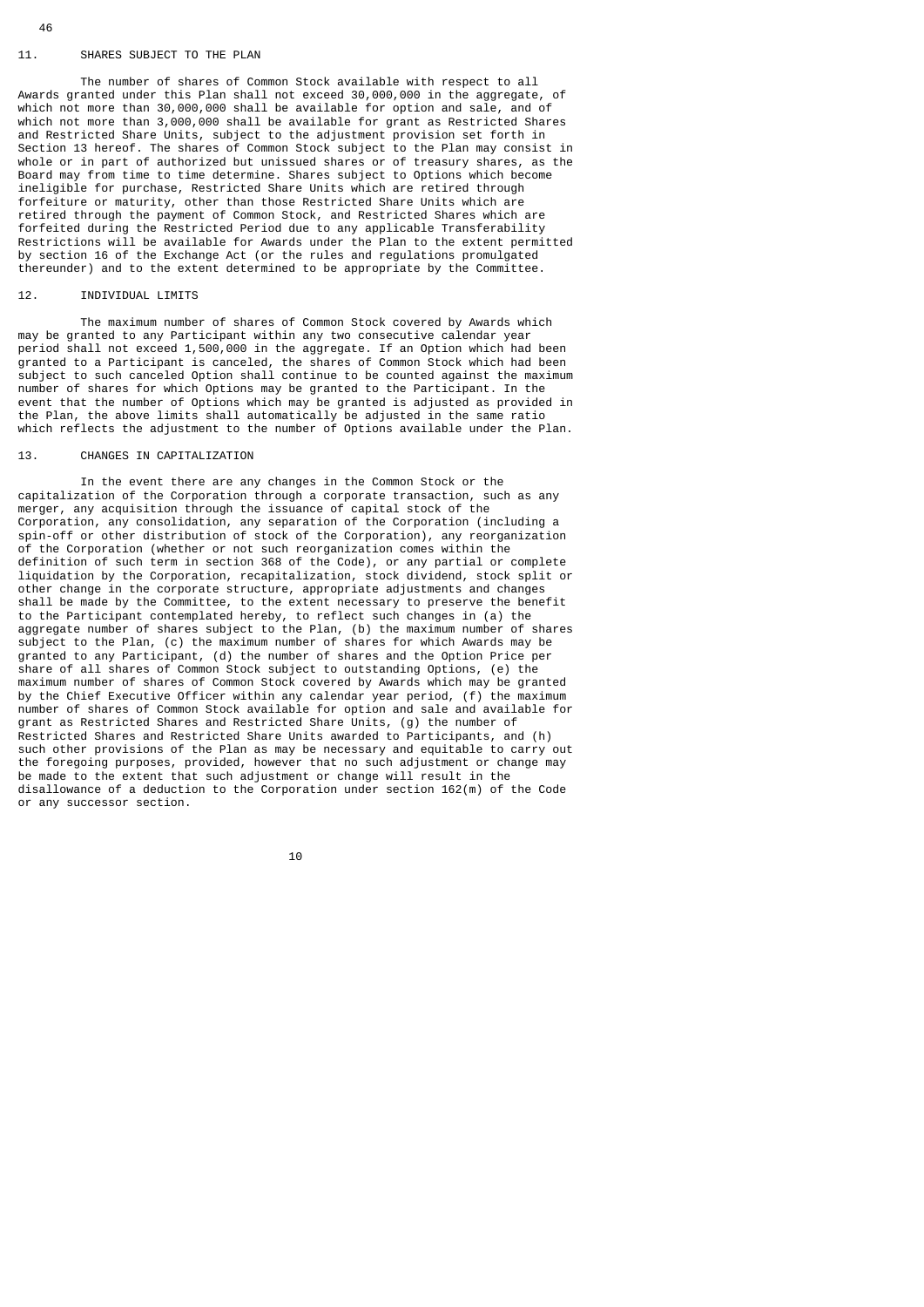## 11. SHARES SUBJECT TO THE PLAN

The number of shares of Common Stock available with respect to all Awards granted under this Plan shall not exceed 30,000,000 in the aggregate, of which not more than 30,000,000 shall be available for option and sale, and of which not more than 3,000,000 shall be available for grant as Restricted Shares and Restricted Share Units, subject to the adjustment provision set forth in Section 13 hereof. The shares of Common Stock subject to the Plan may consist in whole or in part of authorized but unissued shares or of treasury shares, as the Board may from time to time determine. Shares subject to Options which become ineligible for purchase, Restricted Share Units which are retired through forfeiture or maturity, other than those Restricted Share Units which are retired through the payment of Common Stock, and Restricted Shares which are forfeited during the Restricted Period due to any applicable Transferability Restrictions will be available for Awards under the Plan to the extent permitted by section 16 of the Exchange Act (or the rules and regulations promulgated thereunder) and to the extent determined to be appropriate by the Committee.

## 12. INDIVIDUAL LIMITS

The maximum number of shares of Common Stock covered by Awards which may be granted to any Participant within any two consecutive calendar year period shall not exceed 1,500,000 in the aggregate. If an Option which had been granted to a Participant is canceled, the shares of Common Stock which had been subject to such canceled Option shall continue to be counted against the maximum number of shares for which Options may be granted to the Participant. In the event that the number of Options which may be granted is adjusted as provided in the Plan, the above limits shall automatically be adjusted in the same ratio which reflects the adjustment to the number of Options available under the Plan.

## 13. CHANGES IN CAPITALIZATION

In the event there are any changes in the Common Stock or the capitalization of the Corporation through a corporate transaction, such as any merger, any acquisition through the issuance of capital stock of the Corporation, any consolidation, any separation of the Corporation (including a spin-off or other distribution of stock of the Corporation), any reorganization of the Corporation (whether or not such reorganization comes within the definition of such term in section 368 of the Code), or any partial or complete liquidation by the Corporation, recapitalization, stock dividend, stock split or other change in the corporate structure, appropriate adjustments and changes shall be made by the Committee, to the extent necessary to preserve the benefit to the Participant contemplated hereby, to reflect such changes in (a) the aggregate number of shares subject to the Plan, (b) the maximum number of shares subject to the Plan, (c) the maximum number of shares for which Awards may be granted to any Participant, (d) the number of shares and the Option Price per share of all shares of Common Stock subject to outstanding Options, (e) the maximum number of shares of Common Stock covered by Awards which may be granted by the Chief Executive Officer within any calendar year period, (f) the maximum number of shares of Common Stock available for option and sale and available for grant as Restricted Shares and Restricted Share Units, (g) the number of Restricted Shares and Restricted Share Units awarded to Participants, and (h) such other provisions of the Plan as may be necessary and equitable to carry out the foregoing purposes, provided, however that no such adjustment or change may be made to the extent that such adjustment or change will result in the disallowance of a deduction to the Corporation under section 162(m) of the Code or any successor section.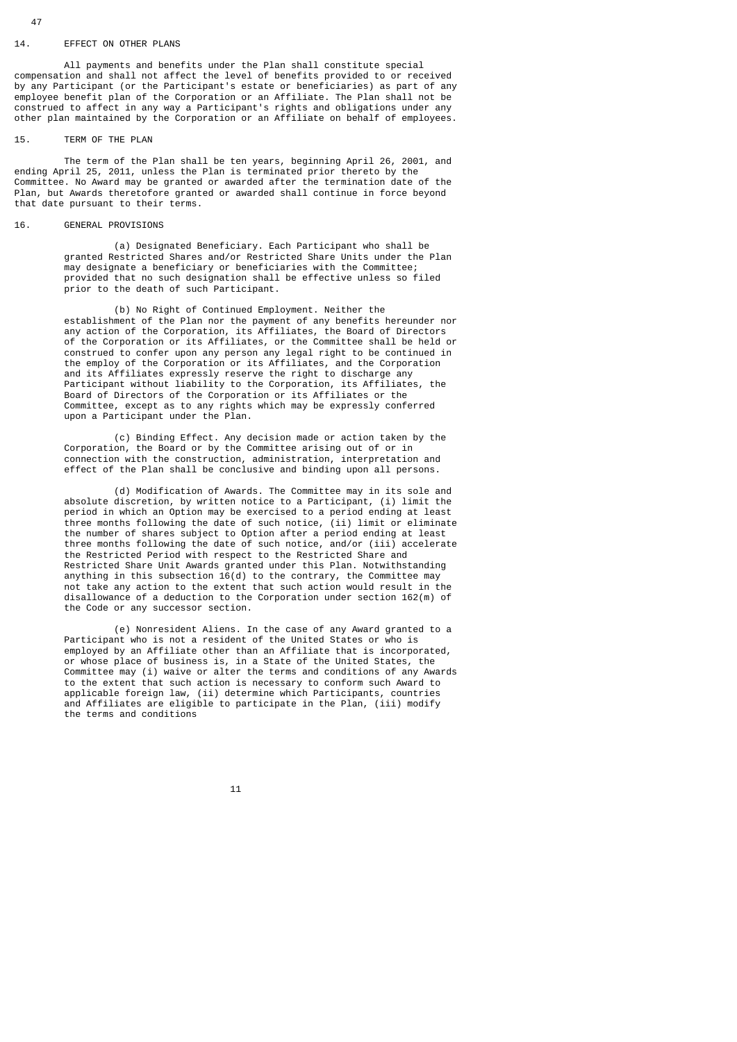## 14. EFFECT ON OTHER PLANS

All payments and benefits under the Plan shall constitute special compensation and shall not affect the level of benefits provided to or received by any Participant (or the Participant's estate or beneficiaries) as part of any employee benefit plan of the Corporation or an Affiliate. The Plan shall not be construed to affect in any way a Participant's rights and obligations under any other plan maintained by the Corporation or an Affiliate on behalf of employees.

## 15. TERM OF THE PLAN

The term of the Plan shall be ten years, beginning April 26, 2001, and ending April 25, 2011, unless the Plan is terminated prior thereto by the Committee. No Award may be granted or awarded after the termination date of the Plan, but Awards theretofore granted or awarded shall continue in force beyond that date pursuant to their terms.

## 16. GENERAL PROVISIONS

(a) Designated Beneficiary. Each Participant who shall be granted Restricted Shares and/or Restricted Share Units under the Plan may designate a beneficiary or beneficiaries with the Committee; provided that no such designation shall be effective unless so filed prior to the death of such Participant.

(b) No Right of Continued Employment. Neither the establishment of the Plan nor the payment of any benefits hereunder nor any action of the Corporation, its Affiliates, the Board of Directors of the Corporation or its Affiliates, or the Committee shall be held or construed to confer upon any person any legal right to be continued in the employ of the Corporation or its Affiliates, and the Corporation and its Affiliates expressly reserve the right to discharge any Participant without liability to the Corporation, its Affiliates, the Board of Directors of the Corporation or its Affiliates or the Committee, except as to any rights which may be expressly conferred upon a Participant under the Plan.

(c) Binding Effect. Any decision made or action taken by the Corporation, the Board or by the Committee arising out of or in connection with the construction, administration, interpretation and effect of the Plan shall be conclusive and binding upon all persons.

(d) Modification of Awards. The Committee may in its sole and absolute discretion, by written notice to a Participant, (i) limit the period in which an Option may be exercised to a period ending at least three months following the date of such notice, (ii) limit or eliminate the number of shares subject to Option after a period ending at least three months following the date of such notice, and/or (iii) accelerate the Restricted Period with respect to the Restricted Share and Restricted Share Unit Awards granted under this Plan. Notwithstanding anything in this subsection 16(d) to the contrary, the Committee may not take any action to the extent that such action would result in the disallowance of a deduction to the Corporation under section 162(m) of the Code or any successor section.

(e) Nonresident Aliens. In the case of any Award granted to a Participant who is not a resident of the United States or who is employed by an Affiliate other than an Affiliate that is incorporated, or whose place of business is, in a State of the United States, the Committee may (i) waive or alter the terms and conditions of any Awards to the extent that such action is necessary to conform such Award to applicable foreign law, (ii) determine which Participants, countries and Affiliates are eligible to participate in the Plan, (iii) modify the terms and conditions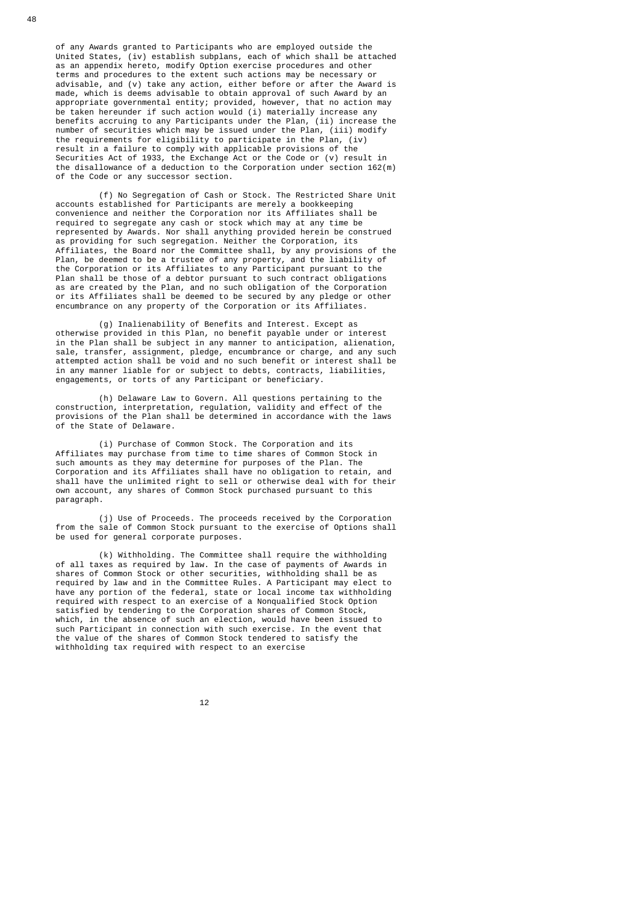of any Awards granted to Participants who are employed outside the United States, (iv) establish subplans, each of which shall be attached as an appendix hereto, modify Option exercise procedures and other terms and procedures to the extent such actions may be necessary or advisable, and (v) take any action, either before or after the Award is made, which is deems advisable to obtain approval of such Award by an appropriate governmental entity; provided, however, that no action may be taken hereunder if such action would (i) materially increase any benefits accruing to any Participants under the Plan, (ii) increase the number of securities which may be issued under the Plan, (iii) modify the requirements for eligibility to participate in the Plan, (iv) result in a failure to comply with applicable provisions of the Securities Act of 1933, the Exchange Act or the Code or (v) result in the disallowance of a deduction to the Corporation under section 162(m) of the Code or any successor section.

(f) No Segregation of Cash or Stock. The Restricted Share Unit accounts established for Participants are merely a bookkeeping convenience and neither the Corporation nor its Affiliates shall be required to segregate any cash or stock which may at any time be represented by Awards. Nor shall anything provided herein be construed as providing for such segregation. Neither the Corporation, its Affiliates, the Board nor the Committee shall, by any provisions of the Plan, be deemed to be a trustee of any property, and the liability of the Corporation or its Affiliates to any Participant pursuant to the Plan shall be those of a debtor pursuant to such contract obligations as are created by the Plan, and no such obligation of the Corporation or its Affiliates shall be deemed to be secured by any pledge or other encumbrance on any property of the Corporation or its Affiliates.

(g) Inalienability of Benefits and Interest. Except as otherwise provided in this Plan, no benefit payable under or interest in the Plan shall be subject in any manner to anticipation, alienation, sale, transfer, assignment, pledge, encumbrance or charge, and any such attempted action shall be void and no such benefit or interest shall be in any manner liable for or subject to debts, contracts, liabilities, engagements, or torts of any Participant or beneficiary.

(h) Delaware Law to Govern. All questions pertaining to the construction, interpretation, regulation, validity and effect of the provisions of the Plan shall be determined in accordance with the laws of the State of Delaware.

(i) Purchase of Common Stock. The Corporation and its Affiliates may purchase from time to time shares of Common Stock in such amounts as they may determine for purposes of the Plan. The Corporation and its Affiliates shall have no obligation to retain, and shall have the unlimited right to sell or otherwise deal with for their own account, any shares of Common Stock purchased pursuant to this paragraph.

(j) Use of Proceeds. The proceeds received by the Corporation from the sale of Common Stock pursuant to the exercise of Options shall be used for general corporate purposes.

(k) Withholding. The Committee shall require the withholding of all taxes as required by law. In the case of payments of Awards in shares of Common Stock or other securities, withholding shall be as required by law and in the Committee Rules. A Participant may elect to have any portion of the federal, state or local income tax withholding required with respect to an exercise of a Nonqualified Stock Option satisfied by tendering to the Corporation shares of Common Stock, which, in the absence of such an election, would have been issued to such Participant in connection with such exercise. In the event that the value of the shares of Common Stock tendered to satisfy the withholding tax required with respect to an exercise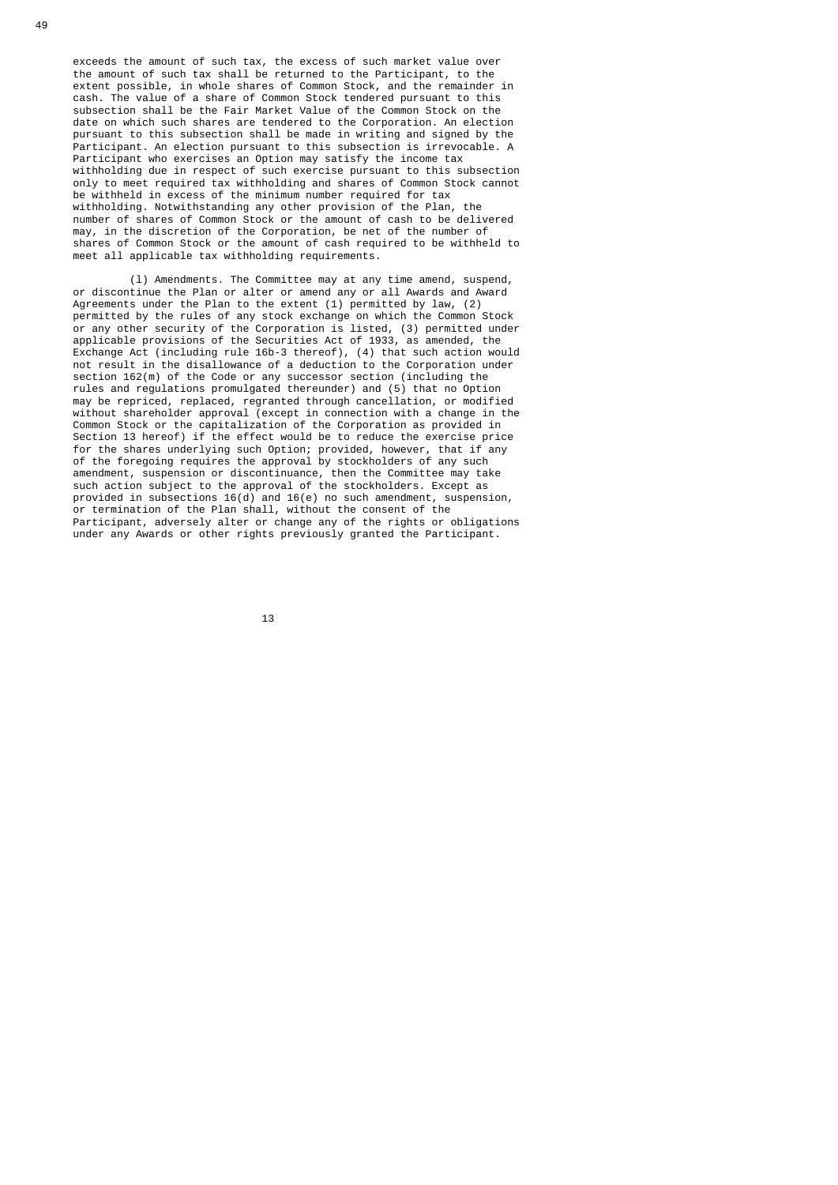exceeds the amount of such tax, the excess of such market value over the amount of such tax shall be returned to the Participant, to the extent possible, in whole shares of Common Stock, and the remainder in cash. The value of a share of Common Stock tendered pursuant to this subsection shall be the Fair Market Value of the Common Stock on the date on which such shares are tendered to the Corporation. An election pursuant to this subsection shall be made in writing and signed by the Participant. An election pursuant to this subsection is irrevocable. A Participant who exercises an Option may satisfy the income tax withholding due in respect of such exercise pursuant to this subsection only to meet required tax withholding and shares of Common Stock cannot be withheld in excess of the minimum number required for tax withholding. Notwithstanding any other provision of the Plan, the number of shares of Common Stock or the amount of cash to be delivered may, in the discretion of the Corporation, be net of the number of shares of Common Stock or the amount of cash required to be withheld to meet all applicable tax withholding requirements.

(l) Amendments. The Committee may at any time amend, suspend, or discontinue the Plan or alter or amend any or all Awards and Award Agreements under the Plan to the extent (1) permitted by law, (2) permitted by the rules of any stock exchange on which the Common Stock or any other security of the Corporation is listed, (3) permitted under applicable provisions of the Securities Act of 1933, as amended, the Exchange Act (including rule 16b-3 thereof), (4) that such action would not result in the disallowance of a deduction to the Corporation under section 162(m) of the Code or any successor section (including the rules and regulations promulgated thereunder) and (5) that no Option may be repriced, replaced, regranted through cancellation, or modified without shareholder approval (except in connection with a change in the Common Stock or the capitalization of the Corporation as provided in Section 13 hereof) if the effect would be to reduce the exercise price for the shares underlying such Option; provided, however, that if any of the foregoing requires the approval by stockholders of any such amendment, suspension or discontinuance, then the Committee may take such action subject to the approval of the stockholders. Except as provided in subsections 16(d) and 16(e) no such amendment, suspension, or termination of the Plan shall, without the consent of the Participant, adversely alter or change any of the rights or obligations under any Awards or other rights previously granted the Participant.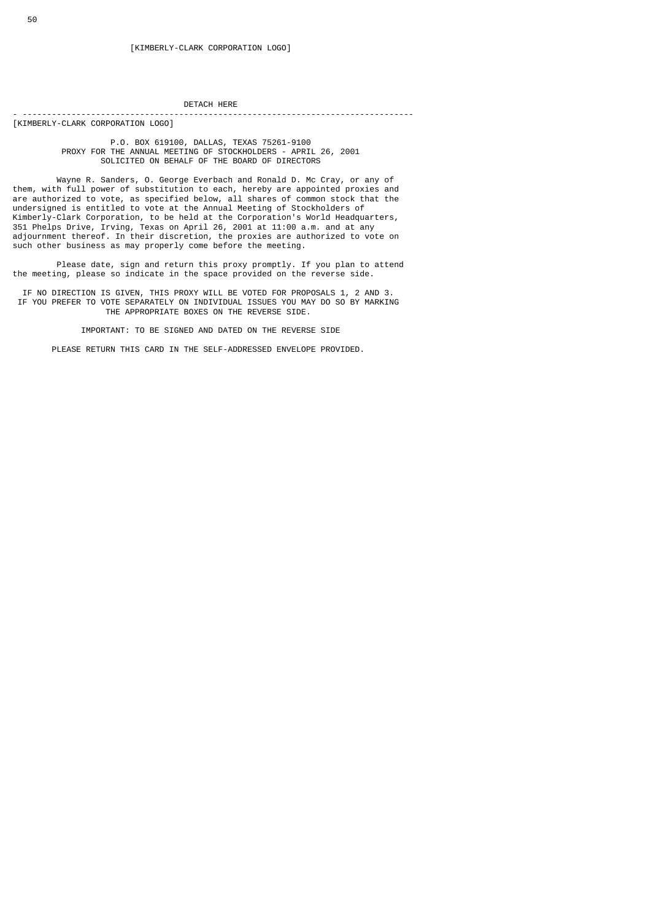[KIMBERLY-CLARK CORPORATION LOGO]

DETACH HERE

---

[KIMBERLY-CLARK CORPORATION LOGO]

P.O. BOX 619100, DALLAS, TEXAS 75261-9100
PROXY FOR THE ANNUAL MEETING OF STOCKHOLDERS - APRIL 26, 2001
SOLICITED ON BEHALF OF THE BOARD OF DIRECTORS

Wayne R. Sanders, O. George Everbach and Ronald D. Mc Cray, or any of them, with full power of substitution to each, hereby are appointed proxies and are authorized to vote, as specified below, all shares of common stock that the undersigned is entitled to vote at the Annual Meeting of Stockholders of Kimberly-Clark Corporation, to be held at the Corporation's World Headquarters, 351 Phelps Drive, Irving, Texas on April 26, 2001 at 11:00 a.m. and at any adjournment thereof. In their discretion, the proxies are authorized to vote on such other business as may properly come before the meeting.

Please date, sign and return this proxy promptly. If you plan to attend the meeting, please so indicate in the space provided on the reverse side.

IF NO DIRECTION IS GIVEN, THIS PROXY WILL BE VOTED FOR PROPOSALS 1, 2 AND 3. IF YOU PREFER TO VOTE SEPARATELY ON INDIVIDUAL ISSUES YOU MAY DO SO BY MARKING THE APPROPRIATE BOXES ON THE REVERSE SIDE.

IMPORTANT: TO BE SIGNED AND DATED ON THE REVERSE SIDE

PLEASE RETURN THIS CARD IN THE SELF-ADDRESSED ENVELOPE PROVIDED.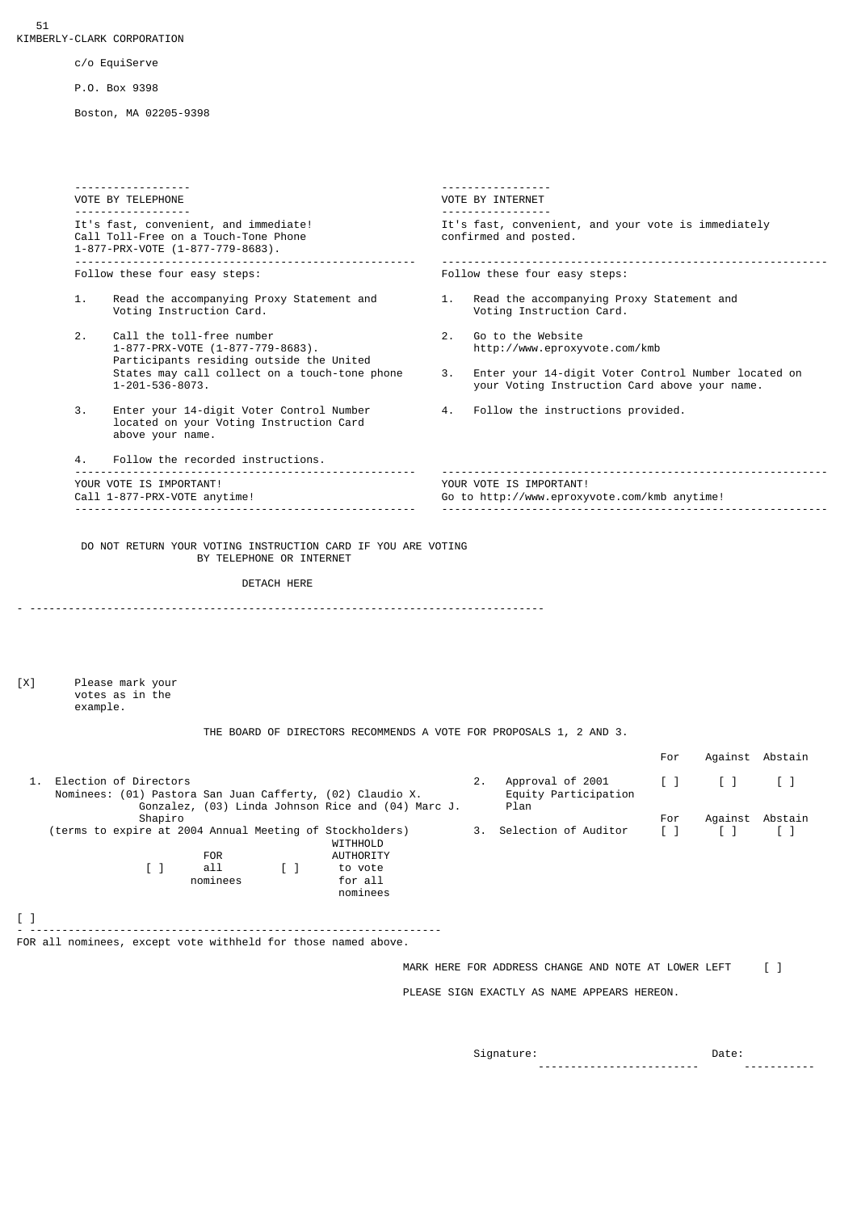KIMBERLY-CLARK CORPORATION

c/o EquiServe

P.O. Box 9398

Boston, MA 02205-9398

| VOTE BY TELEPHONE | VOTE BY INTERNET |
|---|---|
| It's fast, convenient, and immediate! Call Toll-Free on a Touch-Tone Phone 1-877-PRX-VOTE (1-877-779-8683). | It's fast, convenient, and your vote is immediately confirmed and posted. |
| Follow these four easy steps: | Follow these four easy steps: |
| 1. Read the accompanying Proxy Statement and Voting Instruction Card. | 1. Read the accompanying Proxy Statement and Voting Instruction Card. |
| 2. Call the toll-free number 1-877-PRX-VOTE (1-877-779-8683). Participants residing outside the United States may call collect on a touch-tone phone 1-201-536-8073. | 2. Go to the Website http://www.eproxyvote.com/kmb |
| 3. Enter your 14-digit Voter Control Number located on your Voting Instruction Card above your name. | 3. Enter your 14-digit Voter Control Number located on your Voting Instruction Card above your name. |
| 4. Follow the recorded instructions. | 4. Follow the instructions provided. |
| YOUR VOTE IS IMPORTANT! Call 1-877-PRX-VOTE anytime! | YOUR VOTE IS IMPORTANT! Go to http://www.eproxyvote.com/kmb anytime! |

DO NOT RETURN YOUR VOTING INSTRUCTION CARD IF YOU ARE VOTING BY TELEPHONE OR INTERNET

DETACH HERE

---

[X] Please mark your votes as in the example.

THE BOARD OF DIRECTORS RECOMMENDS A VOTE FOR PROPOSALS 1, 2 AND 3.

1. Election of Directors
   Nominees: (01) Pastora San Juan Cafferty, (02) Claudio X. Gonzalez, (03) Linda Johnson Rice and (04) Marc J. Shapiro
   (terms to expire at 2004 Annual Meeting of Stockholders)

   [ ] FOR all nominees     [ ] WITHHOLD AUTHORITY to vote for all nominees

[ ] ______________________________________________
FOR all nominees, except vote withheld for those named above.

| | For | Against | Abstain |
|---|---|---|---|
| 2. Approval of 2001 Equity Participation Plan | [ ] | [ ] | [ ] |
| 3. Selection of Auditor | [ ] | [ ] | [ ] |

MARK HERE FOR ADDRESS CHANGE AND NOTE AT LOWER LEFT [ ]

PLEASE SIGN EXACTLY AS NAME APPEARS HEREON.

Signature: ________________________ Date: __________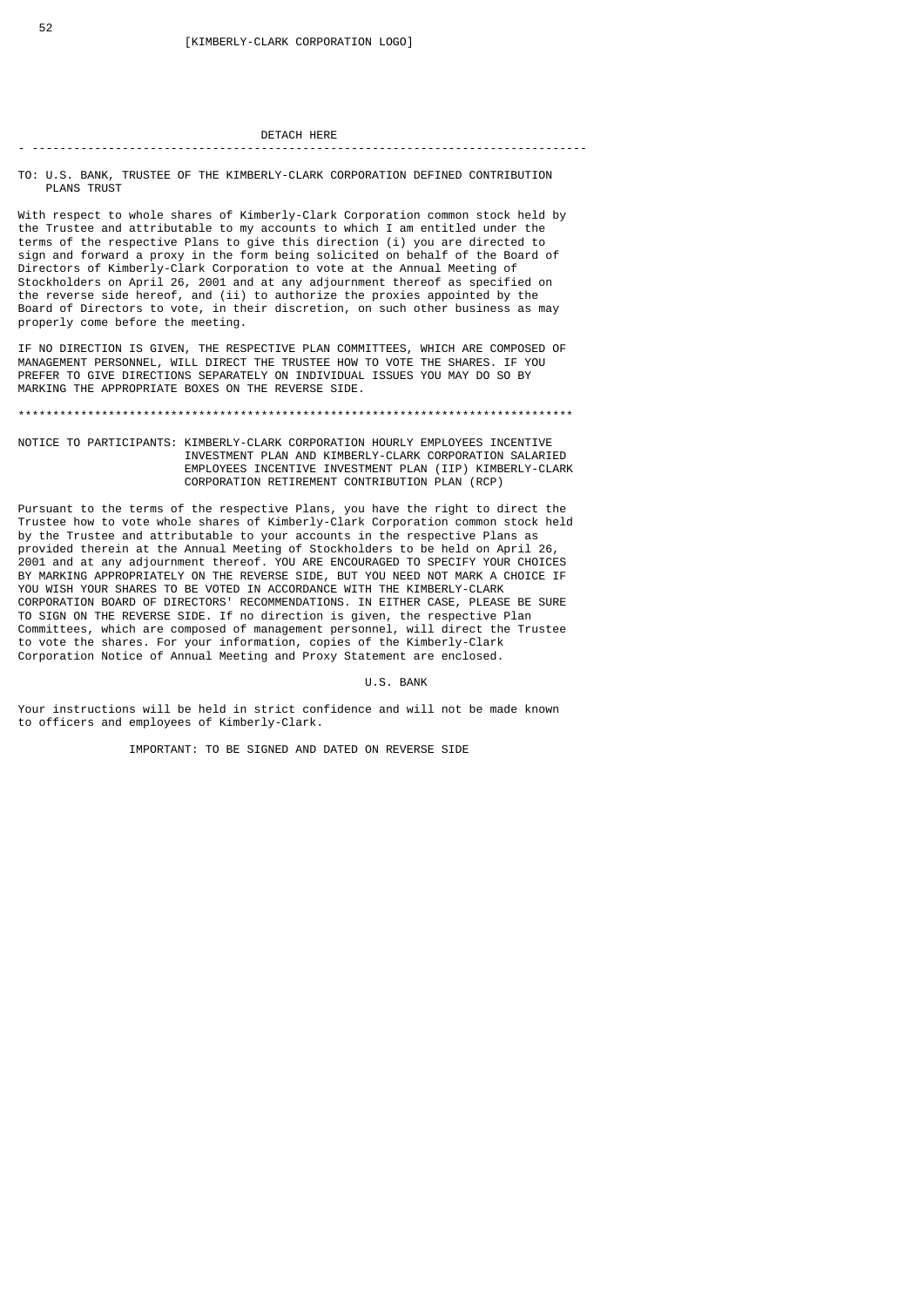[KIMBERLY-CLARK CORPORATION LOGO]

DETACH HERE

---

TO: U.S. BANK, TRUSTEE OF THE KIMBERLY-CLARK CORPORATION DEFINED CONTRIBUTION PLANS TRUST

With respect to whole shares of Kimberly-Clark Corporation common stock held by the Trustee and attributable to my accounts to which I am entitled under the terms of the respective Plans to give this direction (i) you are directed to sign and forward a proxy in the form being solicited on behalf of the Board of Directors of Kimberly-Clark Corporation to vote at the Annual Meeting of Stockholders on April 26, 2001 and at any adjournment thereof as specified on the reverse side hereof, and (ii) to authorize the proxies appointed by the Board of Directors to vote, in their discretion, on such other business as may properly come before the meeting.

IF NO DIRECTION IS GIVEN, THE RESPECTIVE PLAN COMMITTEES, WHICH ARE COMPOSED OF MANAGEMENT PERSONNEL, WILL DIRECT THE TRUSTEE HOW TO VOTE THE SHARES. IF YOU PREFER TO GIVE DIRECTIONS SEPARATELY ON INDIVIDUAL ISSUES YOU MAY DO SO BY MARKING THE APPROPRIATE BOXES ON THE REVERSE SIDE.

********************************************************************************

NOTICE TO PARTICIPANTS: KIMBERLY-CLARK CORPORATION HOURLY EMPLOYEES INCENTIVE INVESTMENT PLAN AND KIMBERLY-CLARK CORPORATION SALARIED EMPLOYEES INCENTIVE INVESTMENT PLAN (IIP) KIMBERLY-CLARK CORPORATION RETIREMENT CONTRIBUTION PLAN (RCP)

Pursuant to the terms of the respective Plans, you have the right to direct the Trustee how to vote whole shares of Kimberly-Clark Corporation common stock held by the Trustee and attributable to your accounts in the respective Plans as provided therein at the Annual Meeting of Stockholders to be held on April 26, 2001 and at any adjournment thereof. YOU ARE ENCOURAGED TO SPECIFY YOUR CHOICES BY MARKING APPROPRIATELY ON THE REVERSE SIDE, BUT YOU NEED NOT MARK A CHOICE IF YOU WISH YOUR SHARES TO BE VOTED IN ACCORDANCE WITH THE KIMBERLY-CLARK CORPORATION BOARD OF DIRECTORS' RECOMMENDATIONS. IN EITHER CASE, PLEASE BE SURE TO SIGN ON THE REVERSE SIDE. If no direction is given, the respective Plan Committees, which are composed of management personnel, will direct the Trustee to vote the shares. For your information, copies of the Kimberly-Clark Corporation Notice of Annual Meeting and Proxy Statement are enclosed.

U.S. BANK

Your instructions will be held in strict confidence and will not be made known to officers and employees of Kimberly-Clark.

IMPORTANT: TO BE SIGNED AND DATED ON REVERSE SIDE